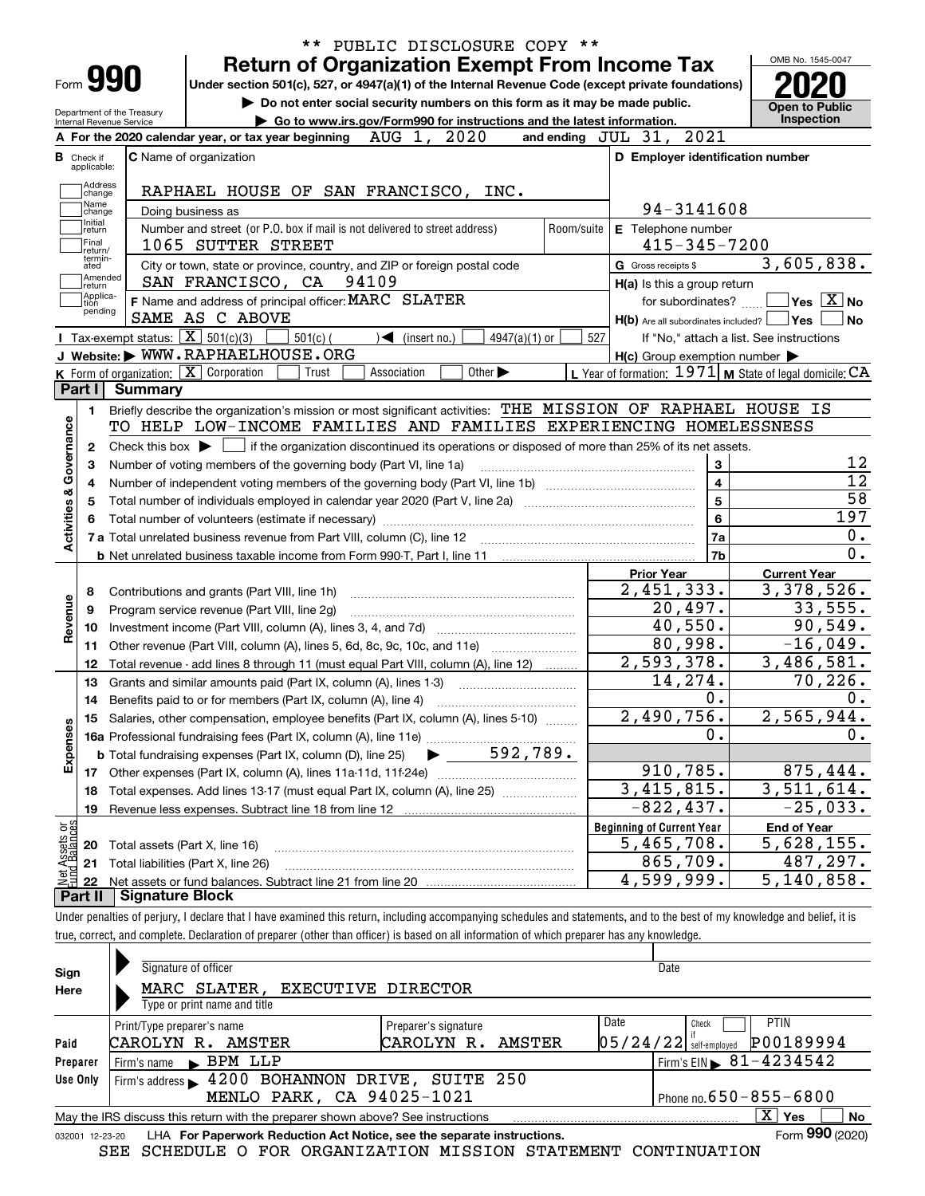\*\* PUBLIC DISCLOSURE COPY \*\*

# Form 990 — Return of Organization Exempt From Income Tax

Under section 501(c), 527, or 4947(a)(1) of the Internal Revenue Code (except private foundations)

▶ Do not enter social security numbers on this form as it may be made public.

▶ Go to www.irs.gov/Form990 for instructions and the latest information.

Department of the Treasury, Internal Revenue Service

OMB No. 1545-0047 — **2020** — Open to Public Inspection

**A** For the 2020 calendar year, or tax year beginning AUG 1, 2020 and ending JUL 31, 2021

**B** Check if applicable: Address change, Name change, Initial return, Final return/terminated, Amended return, Application pending

**C** Name of organization: RAPHAEL HOUSE OF SAN FRANCISCO, INC.

Doing business as

Number and street (or P.O. box if mail is not delivered to street address): 1065 SUTTER STREET — Room/suite

City or town, state or province, country, and ZIP or foreign postal code: SAN FRANCISCO, CA 94109

**D** Employer identification number: 94-3141608

**E** Telephone number: 415-345-7200

**G** Gross receipts $ 3,605,838.

**F** Name and address of principal officer: MARC SLATER, SAME AS C ABOVE

**H(a)** Is this a group return for subordinates? ☐ Yes ☒ No

**H(b)** Are all subordinates included? ☐ Yes ☐ No — If "No," attach a list. See instructions

**H(c)** Group exemption number ▶

**I** Tax-exempt status: ☒ 501(c)(3) ☐ 501(c)( ) ◀ (insert no.) ☐ 4947(a)(1) or ☐ 527

**J** Website: ▶ WWW.RAPHAELHOUSE.ORG

**K** Form of organization: ☒ Corporation ☐ Trust ☐ Association ☐ Other ▶

**L** Year of formation: 1971 **M** State of legal domicile: CA

## Part I Summary

**Activities & Governance**

1. Briefly describe the organization's mission or most significant activities: THE MISSION OF RAPHAEL HOUSE IS TO HELP LOW-INCOME FAMILIES AND FAMILIES EXPERIENCING HOMELESSNESS
2. Check this box ▶ ☐ if the organization discontinued its operations or disposed of more than 25% of its net assets.

| Line | Description | | Value |
|---|---|---|---|
| 3 | Number of voting members of the governing body (Part VI, line 1a) | 3 | 12 |
| 4 | Number of independent voting members of the governing body (Part VI, line 1b) | 4 | 12 |
| 5 | Total number of individuals employed in calendar year 2020 (Part V, line 2a) | 5 | 58 |
| 6 | Total number of volunteers (estimate if necessary) | 6 | 197 |
| 7a | Total unrelated business revenue from Part VIII, column (C), line 12 | 7a | 0. |
| 7b | Net unrelated business taxable income from Form 990-T, Part I, line 11 | 7b | 0. |

| Line | Description | Prior Year | Current Year |
|---|---|---|---|
| **Revenue** | | | |
| 8 | Contributions and grants (Part VIII, line 1h) | 2,451,333. | 3,378,526. |
| 9 | Program service revenue (Part VIII, line 2g) | 20,497. | 33,555. |
| 10 | Investment income (Part VIII, column (A), lines 3, 4, and 7d) | 40,550. | 90,549. |
| 11 | Other revenue (Part VIII, column (A), lines 5, 6d, 8c, 9c, 10c, and 11e) | 80,998. | -16,049. |
| 12 | Total revenue - add lines 8 through 11 (must equal Part VIII, column (A), line 12) | 2,593,378. | 3,486,581. |
| **Expenses** | | | |
| 13 | Grants and similar amounts paid (Part IX, column (A), lines 1-3) | 14,274. | 70,226. |
| 14 | Benefits paid to or for members (Part IX, column (A), line 4) | 0. | 0. |
| 15 | Salaries, other compensation, employee benefits (Part IX, column (A), lines 5-10) | 2,490,756. | 2,565,944. |
| 16a | Professional fundraising fees (Part IX, column (A), line 11e) | 0. | 0. |
| b | Total fundraising expenses (Part IX, column (D), line 25) ▶ 592,789. | | |
| 17 | Other expenses (Part IX, column (A), lines 11a-11d, 11f-24e) | 910,785. | 875,444. |
| 18 | Total expenses. Add lines 13-17 (must equal Part IX, column (A), line 25) | 3,415,815. | 3,511,614. |
| 19 | Revenue less expenses. Subtract line 18 from line 12 | -822,437. | -25,033. |

| Line | Net Assets or Fund Balances | Beginning of Current Year | End of Year |
|---|---|---|---|
| 20 | Total assets (Part X, line 16) | 5,465,708. | 5,628,155. |
| 21 | Total liabilities (Part X, line 26) | 865,709. | 487,297. |
| 22 | Net assets or fund balances. Subtract line 21 from line 20 | 4,599,999. | 5,140,858. |

## Part II Signature Block

Under penalties of perjury, I declare that I have examined this return, including accompanying schedules and statements, and to the best of my knowledge and belief, it is true, correct, and complete. Declaration of preparer (other than officer) is based on all information of which preparer has any knowledge.

**Sign Here**

Signature of officer — Date

MARC SLATER, EXECUTIVE DIRECTOR

Type or print name and title

**Paid Preparer Use Only**

| Print/Type preparer's name | Preparer's signature | Date | Check if self-employed | PTIN |
|---|---|---|---|---|
| CAROLYN R. AMSTER | CAROLYN R. AMSTER | 05/24/22 | ☐ | P00189994 |

Firm's name ▶ BPM LLP — Firm's EIN ▶ 81-4234542

Firm's address ▶ 4200 BOHANNON DRIVE, SUITE 250, MENLO PARK, CA 94025-1021 — Phone no. 650-855-6800

May the IRS discuss this return with the preparer shown above? See instructions ☒ Yes ☐ No

032001 12-23-20 LHA For Paperwork Reduction Act Notice, see the separate instructions. Form **990** (2020)

SEE SCHEDULE O FOR ORGANIZATION MISSION STATEMENT CONTINUATION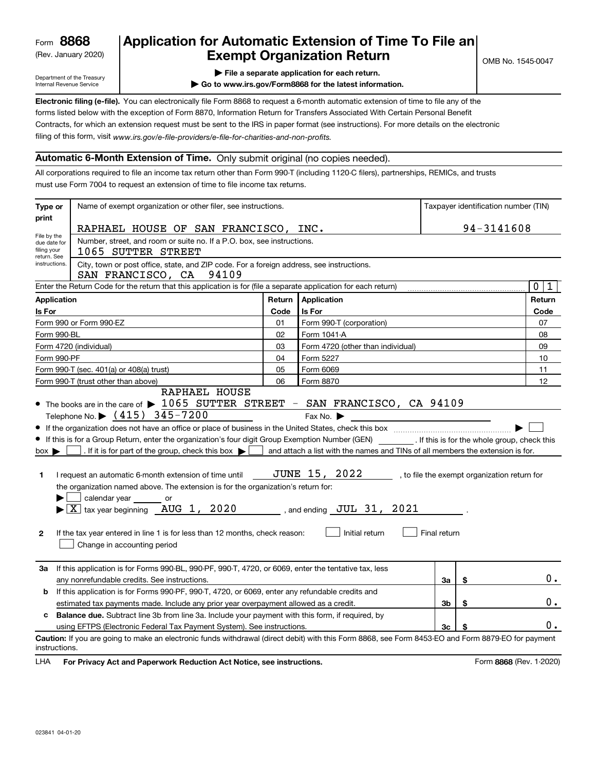Form **8868**
(Rev. January 2020)

Department of the Treasury
Internal Revenue Service

# Application for Automatic Extension of Time To File an Exempt Organization Return

OMB No. 1545-0047

▶ File a separate application for each return.

▶ Go to www.irs.gov/Form8868 for the latest information.

**Electronic filing (e-file).** You can electronically file Form 8868 to request a 6-month automatic extension of time to file any of the forms listed below with the exception of Form 8870, Information Return for Transfers Associated With Certain Personal Benefit Contracts, for which an extension request must be sent to the IRS in paper format (see instructions). For more details on the electronic filing of this form, visit *www.irs.gov/e-file-providers/e-file-for-charities-and-non-profits.*

## Automatic 6-Month Extension of Time. Only submit original (no copies needed).

All corporations required to file an income tax return other than Form 990-T (including 1120-C filers), partnerships, REMICs, and trusts must use Form 7004 to request an extension of time to file income tax returns.

| Type or print | Name of exempt organization or other filer, see instructions. | Taxpayer identification number (TIN) |
|---|---|---|
| File by the due date for filing your return. See instructions. | RAPHAEL HOUSE OF SAN FRANCISCO, INC. | 94-3141608 |
| | Number, street, and room or suite no. If a P.O. box, see instructions. 1065 SUTTER STREET | |
| | City, town or post office, state, and ZIP code. For a foreign address, see instructions. SAN FRANCISCO, CA 94109 | |

Enter the Return Code for the return that this application is for (file a separate application for each return) .......... 0 1

| Application Is For | Return Code | Application Is For | Return Code |
|---|---|---|---|
| Form 990 or Form 990-EZ | 01 | Form 990-T (corporation) | 07 |
| Form 990-BL | 02 | Form 1041-A | 08 |
| Form 4720 (individual) | 03 | Form 4720 (other than individual) | 09 |
| Form 990-PF | 04 | Form 5227 | 10 |
| Form 990-T (sec. 401(a) or 408(a) trust) | 05 | Form 6069 | 11 |
| Form 990-T (trust other than above) | 06 | Form 8870 | 12 |

- The books are in the care of ▶ RAPHAEL HOUSE 1065 SUTTER STREET - SAN FRANCISCO, CA 94109
  Telephone No. ▶ (415) 345-7200 Fax No. ▶
- If the organization does not have an office or place of business in the United States, check this box ........ ▶ ☐
- If this is for a Group Return, enter the organization's four digit Group Exemption Number (GEN) ______. If this is for the whole group, check this box ▶ ☐. If it is for part of the group, check this box ▶ ☐ and attach a list with the names and TINs of all members the extension is for.

**1** I request an automatic 6-month extension of time until JUNE 15, 2022, to file the exempt organization return for the organization named above. The extension is for the organization's return for:
▶ ☐ calendar year ______ or
▶ ☒ tax year beginning AUG 1, 2020, and ending JUL 31, 2021.

**2** If the tax year entered in line 1 is for less than 12 months, check reason: ☐ Initial return ☐ Final return
☐ Change in accounting period

| | | | | |
|---|---|---|---|---|
| **3a** | If this application is for Forms 990-BL, 990-PF, 990-T, 4720, or 6069, enter the tentative tax, less any nonrefundable credits. See instructions. | 3a | $ | 0. |
| **b** | If this application is for Forms 990-PF, 990-T, 4720, or 6069, enter any refundable credits and estimated tax payments made. Include any prior year overpayment allowed as a credit. | 3b | $ | 0. |
| **c** | **Balance due.** Subtract line 3b from line 3a. Include your payment with this form, if required, by using EFTPS (Electronic Federal Tax Payment System). See instructions. | 3c | $ | 0. |

**Caution:** If you are going to make an electronic funds withdrawal (direct debit) with this Form 8868, see Form 8453-EO and Form 8879-EO for payment instructions.

LHA **For Privacy Act and Paperwork Reduction Act Notice, see instructions.** Form **8868** (Rev. 1-2020)

023841 04-01-20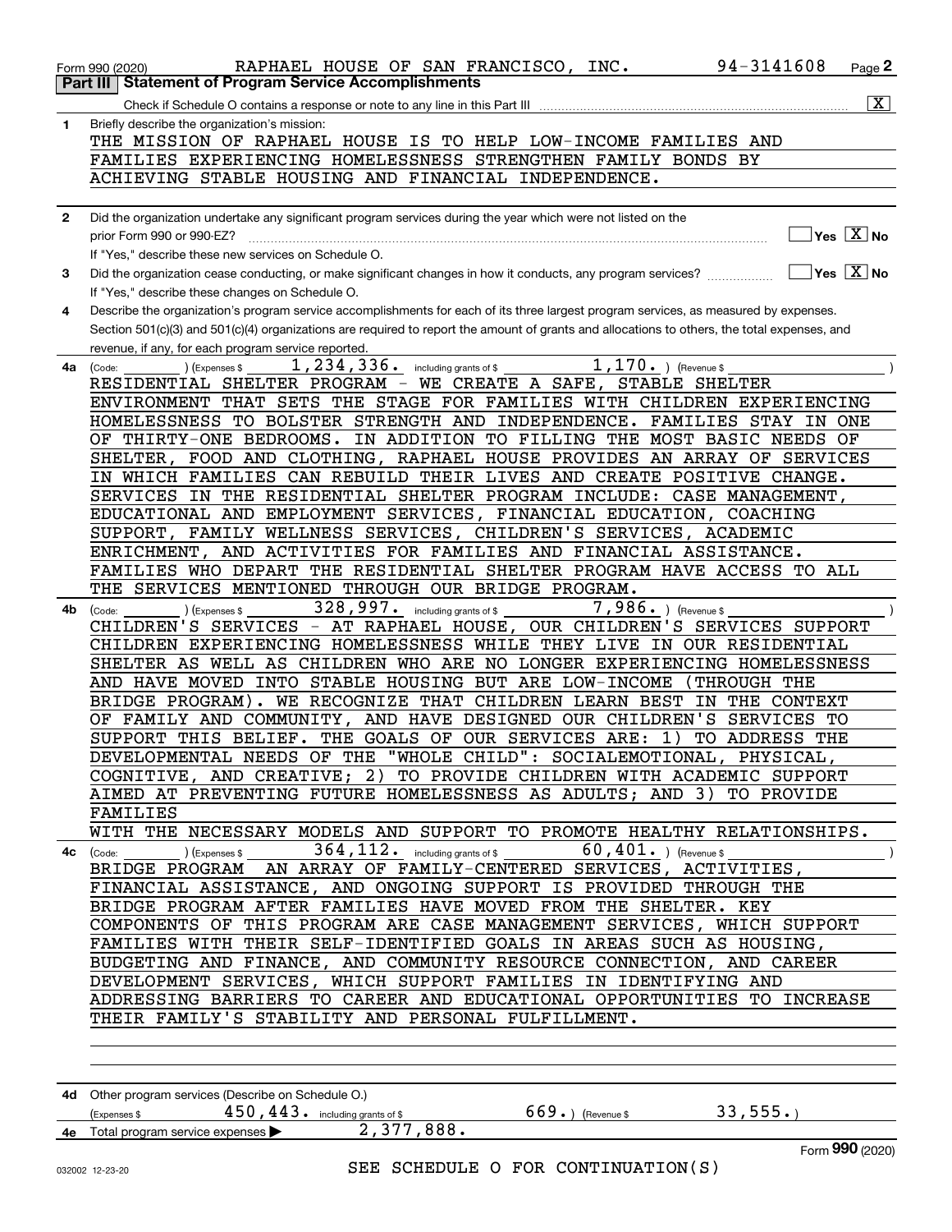Form 990 (2020) RAPHAEL HOUSE OF SAN FRANCISCO, INC. 94-3141608 Page 2

## Part III Statement of Program Service Accomplishments

Check if Schedule O contains a response or note to any line in this Part III ..... [X]

**1** Briefly describe the organization's mission:

THE MISSION OF RAPHAEL HOUSE IS TO HELP LOW-INCOME FAMILIES AND FAMILIES EXPERIENCING HOMELESSNESS STRENGTHEN FAMILY BONDS BY ACHIEVING STABLE HOUSING AND FINANCIAL INDEPENDENCE.

**2** Did the organization undertake any significant program services during the year which were not listed on the prior Form 990 or 990-EZ? ..... [ ] Yes [X] No

If "Yes," describe these new services on Schedule O.

**3** Did the organization cease conducting, or make significant changes in how it conducts, any program services? ..... [ ] Yes [X] No

If "Yes," describe these changes on Schedule O.

**4** Describe the organization's program service accomplishments for each of its three largest program services, as measured by expenses. Section 501(c)(3) and 501(c)(4) organizations are required to report the amount of grants and allocations to others, the total expenses, and revenue, if any, for each program service reported.

**4a** (Code: ) (Expenses $ 1,234,336. including grants of $ 1,170. ) (Revenue $ )

RESIDENTIAL SHELTER PROGRAM - WE CREATE A SAFE, STABLE SHELTER ENVIRONMENT THAT SETS THE STAGE FOR FAMILIES WITH CHILDREN EXPERIENCING HOMELESSNESS TO BOLSTER STRENGTH AND INDEPENDENCE. FAMILIES STAY IN ONE OF THIRTY-ONE BEDROOMS. IN ADDITION TO FILLING THE MOST BASIC NEEDS OF SHELTER, FOOD AND CLOTHING, RAPHAEL HOUSE PROVIDES AN ARRAY OF SERVICES IN WHICH FAMILIES CAN REBUILD THEIR LIVES AND CREATE POSITIVE CHANGE. SERVICES IN THE RESIDENTIAL SHELTER PROGRAM INCLUDE: CASE MANAGEMENT, EDUCATIONAL AND EMPLOYMENT SERVICES, FINANCIAL EDUCATION, COACHING SUPPORT, FAMILY WELLNESS SERVICES, CHILDREN'S SERVICES, ACADEMIC ENRICHMENT, AND ACTIVITIES FOR FAMILIES AND FINANCIAL ASSISTANCE. FAMILIES WHO DEPART THE RESIDENTIAL SHELTER PROGRAM HAVE ACCESS TO ALL THE SERVICES MENTIONED THROUGH OUR BRIDGE PROGRAM.

**4b** (Code: ) (Expenses $ 328,997. including grants of $ 7,986. ) (Revenue $ )

CHILDREN'S SERVICES - AT RAPHAEL HOUSE, OUR CHILDREN'S SERVICES SUPPORT CHILDREN EXPERIENCING HOMELESSNESS WHILE THEY LIVE IN OUR RESIDENTIAL SHELTER AS WELL AS CHILDREN WHO ARE NO LONGER EXPERIENCING HOMELESSNESS AND HAVE MOVED INTO STABLE HOUSING BUT ARE LOW-INCOME (THROUGH THE BRIDGE PROGRAM). WE RECOGNIZE THAT CHILDREN LEARN BEST IN THE CONTEXT OF FAMILY AND COMMUNITY, AND HAVE DESIGNED OUR CHILDREN'S SERVICES TO SUPPORT THIS BELIEF. THE GOALS OF OUR SERVICES ARE: 1) TO ADDRESS THE DEVELOPMENTAL NEEDS OF THE "WHOLE CHILD": SOCIALEMOTIONAL, PHYSICAL, COGNITIVE, AND CREATIVE; 2) TO PROVIDE CHILDREN WITH ACADEMIC SUPPORT AIMED AT PREVENTING FUTURE HOMELESSNESS AS ADULTS; AND 3) TO PROVIDE FAMILIES
WITH THE NECESSARY MODELS AND SUPPORT TO PROMOTE HEALTHY RELATIONSHIPS.

**4c** (Code: ) (Expenses $ 364,112. including grants of $ 60,401. ) (Revenue $ )

BRIDGE PROGRAM AN ARRAY OF FAMILY-CENTERED SERVICES, ACTIVITIES, FINANCIAL ASSISTANCE, AND ONGOING SUPPORT IS PROVIDED THROUGH THE BRIDGE PROGRAM AFTER FAMILIES HAVE MOVED FROM THE SHELTER. KEY COMPONENTS OF THIS PROGRAM ARE CASE MANAGEMENT SERVICES, WHICH SUPPORT FAMILIES WITH THEIR SELF-IDENTIFIED GOALS IN AREAS SUCH AS HOUSING, BUDGETING AND FINANCE, AND COMMUNITY RESOURCE CONNECTION, AND CAREER DEVELOPMENT SERVICES, WHICH SUPPORT FAMILIES IN IDENTIFYING AND ADDRESSING BARRIERS TO CAREER AND EDUCATIONAL OPPORTUNITIES TO INCREASE THEIR FAMILY'S STABILITY AND PERSONAL FULFILLMENT.

**4d** Other program services (Describe on Schedule O.)

(Expenses $ 450,443. including grants of $ 669. ) (Revenue $ 33,555. )

**4e** Total program service expenses ▶ 2,377,888.

Form **990** (2020)

032002 12-23-20

SEE SCHEDULE O FOR CONTINUATION(S)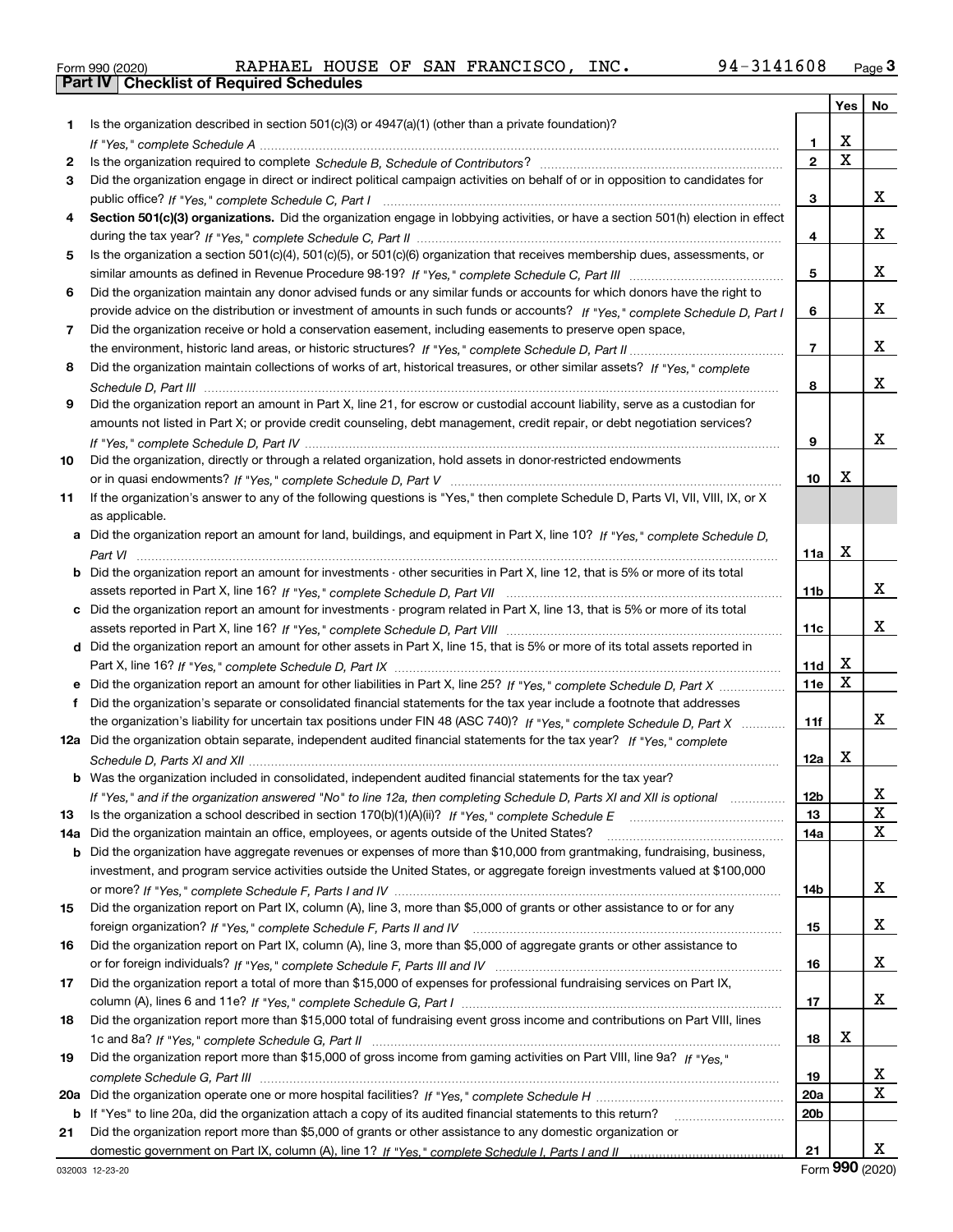Form 990 (2020) RAPHAEL HOUSE OF SAN FRANCISCO, INC. 94-3141608 Page 3

**Part IV | Checklist of Required Schedules**

| | | | Yes | No |
|---|---|---|---|---|
| 1 | Is the organization described in section 501(c)(3) or 4947(a)(1) (other than a private foundation)? *If "Yes," complete Schedule A* | 1 | X | |
| 2 | Is the organization required to complete *Schedule B, Schedule of Contributors*? | 2 | X | |
| 3 | Did the organization engage in direct or indirect political campaign activities on behalf of or in opposition to candidates for public office? *If "Yes," complete Schedule C, Part I* | 3 | | X |
| 4 | **Section 501(c)(3) organizations.** Did the organization engage in lobbying activities, or have a section 501(h) election in effect during the tax year? *If "Yes," complete Schedule C, Part II* | 4 | | X |
| 5 | Is the organization a section 501(c)(4), 501(c)(5), or 501(c)(6) organization that receives membership dues, assessments, or similar amounts as defined in Revenue Procedure 98-19? *If "Yes," complete Schedule C, Part III* | 5 | | X |
| 6 | Did the organization maintain any donor advised funds or any similar funds or accounts for which donors have the right to provide advice on the distribution or investment of amounts in such funds or accounts? *If "Yes," complete Schedule D, Part I* | 6 | | X |
| 7 | Did the organization receive or hold a conservation easement, including easements to preserve open space, the environment, historic land areas, or historic structures? *If "Yes," complete Schedule D, Part II* | 7 | | X |
| 8 | Did the organization maintain collections of works of art, historical treasures, or other similar assets? *If "Yes," complete Schedule D, Part III* | 8 | | X |
| 9 | Did the organization report an amount in Part X, line 21, for escrow or custodial account liability, serve as a custodian for amounts not listed in Part X; or provide credit counseling, debt management, credit repair, or debt negotiation services? *If "Yes," complete Schedule D, Part IV* | 9 | | X |
| 10 | Did the organization, directly or through a related organization, hold assets in donor-restricted endowments or in quasi endowments? *If "Yes," complete Schedule D, Part V* | 10 | X | |
| 11 | If the organization's answer to any of the following questions is "Yes," then complete Schedule D, Parts VI, VII, VIII, IX, or X as applicable. | | | |
| a | Did the organization report an amount for land, buildings, and equipment in Part X, line 10? *If "Yes," complete Schedule D, Part VI* | 11a | X | |
| b | Did the organization report an amount for investments - other securities in Part X, line 12, that is 5% or more of its total assets reported in Part X, line 16? *If "Yes," complete Schedule D, Part VII* | 11b | | X |
| c | Did the organization report an amount for investments - program related in Part X, line 13, that is 5% or more of its total assets reported in Part X, line 16? *If "Yes," complete Schedule D, Part VIII* | 11c | | X |
| d | Did the organization report an amount for other assets in Part X, line 15, that is 5% or more of its total assets reported in Part X, line 16? *If "Yes," complete Schedule D, Part IX* | 11d | X | |
| e | Did the organization report an amount for other liabilities in Part X, line 25? *If "Yes," complete Schedule D, Part X* | 11e | X | |
| f | Did the organization's separate or consolidated financial statements for the tax year include a footnote that addresses the organization's liability for uncertain tax positions under FIN 48 (ASC 740)? *If "Yes," complete Schedule D, Part X* | 11f | | X |
| 12a | Did the organization obtain separate, independent audited financial statements for the tax year? *If "Yes," complete Schedule D, Parts XI and XII* | 12a | X | |
| b | Was the organization included in consolidated, independent audited financial statements for the tax year? *If "Yes," and if the organization answered "No" to line 12a, then completing Schedule D, Parts XI and XII is optional* | 12b | | X |
| 13 | Is the organization a school described in section 170(b)(1)(A)(ii)? *If "Yes," complete Schedule E* | 13 | | X |
| 14a | Did the organization maintain an office, employees, or agents outside of the United States? | 14a | | X |
| b | Did the organization have aggregate revenues or expenses of more than $10,000 from grantmaking, fundraising, business, investment, and program service activities outside the United States, or aggregate foreign investments valued at $100,000 or more? *If "Yes," complete Schedule F, Parts I and IV* | 14b | | X |
| 15 | Did the organization report on Part IX, column (A), line 3, more than $5,000 of grants or other assistance to or for any foreign organization? *If "Yes," complete Schedule F, Parts II and IV* | 15 | | X |
| 16 | Did the organization report on Part IX, column (A), line 3, more than $5,000 of aggregate grants or other assistance to or for foreign individuals? *If "Yes," complete Schedule F, Parts III and IV* | 16 | | X |
| 17 | Did the organization report a total of more than $15,000 of expenses for professional fundraising services on Part IX, column (A), lines 6 and 11e? *If "Yes," complete Schedule G, Part I* | 17 | | X |
| 18 | Did the organization report more than $15,000 total of fundraising event gross income and contributions on Part VIII, lines 1c and 8a? *If "Yes," complete Schedule G, Part II* | 18 | X | |
| 19 | Did the organization report more than $15,000 of gross income from gaming activities on Part VIII, line 9a? *If "Yes," complete Schedule G, Part III* | 19 | | X |
| 20a | Did the organization operate one or more hospital facilities? *If "Yes," complete Schedule H* | 20a | | X |
| b | If "Yes" to line 20a, did the organization attach a copy of its audited financial statements to this return? | 20b | | |
| 21 | Did the organization report more than $5,000 of grants or other assistance to any domestic organization or domestic government on Part IX, column (A), line 1? *If "Yes," complete Schedule I, Parts I and II* | 21 | | X |

032003 12-23-20 Form **990** (2020)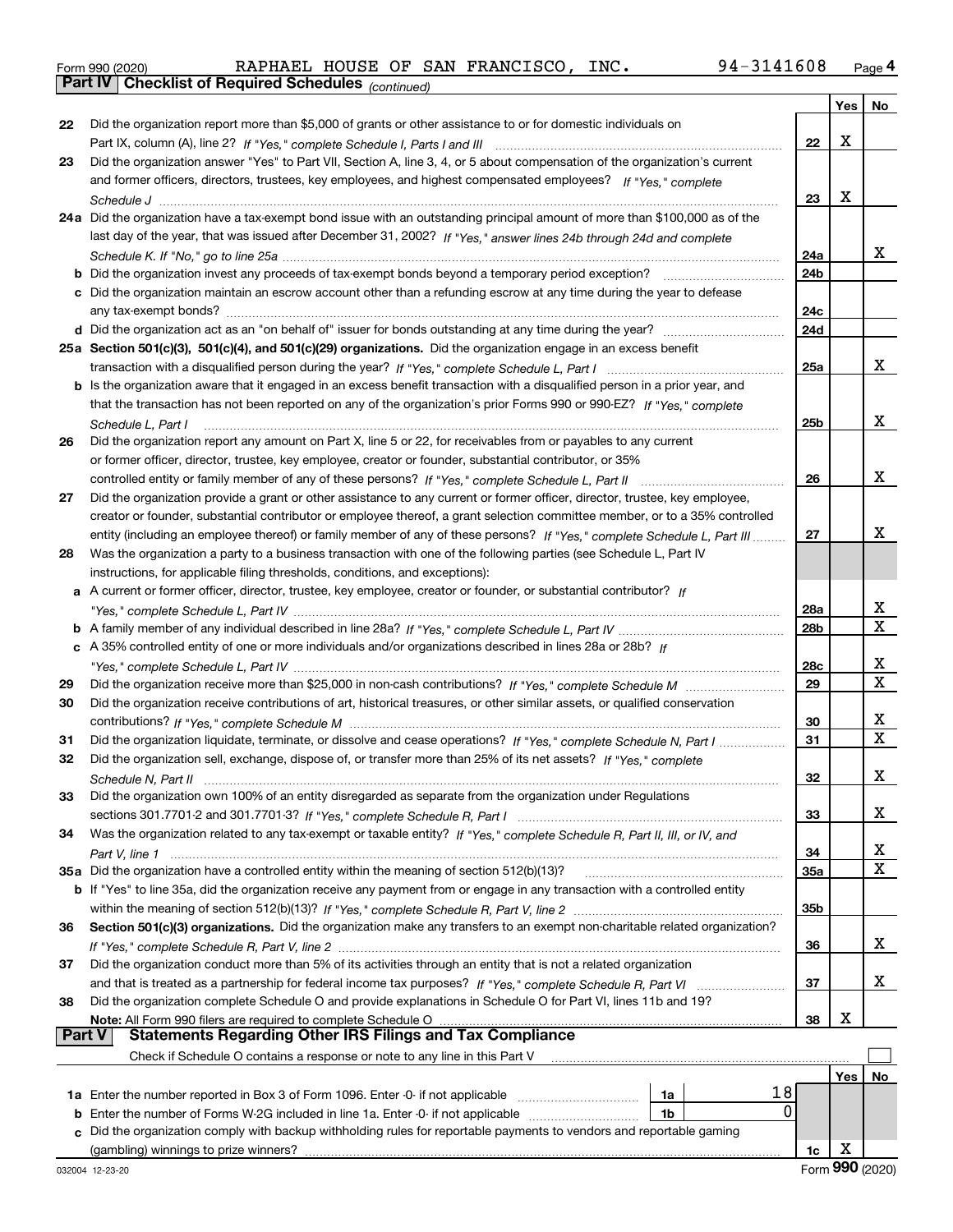Form 990 (2020) RAPHAEL HOUSE OF SAN FRANCISCO, INC. 94-3141608 Page 4

**Part IV Checklist of Required Schedules** *(continued)*

| | | | Yes | No |
|---|---|---|---|---|
| 22 | Did the organization report more than $5,000 of grants or other assistance to or for domestic individuals on Part IX, column (A), line 2? *If "Yes," complete Schedule I, Parts I and III* | 22 | X | |
| 23 | Did the organization answer "Yes" to Part VII, Section A, line 3, 4, or 5 about compensation of the organization's current and former officers, directors, trustees, key employees, and highest compensated employees? *If "Yes," complete Schedule J* | 23 | X | |
| 24a | Did the organization have a tax-exempt bond issue with an outstanding principal amount of more than $100,000 as of the last day of the year, that was issued after December 31, 2002? *If "Yes," answer lines 24b through 24d and complete Schedule K. If "No," go to line 25a* | 24a | | X |
| b | Did the organization invest any proceeds of tax-exempt bonds beyond a temporary period exception? | 24b | | |
| c | Did the organization maintain an escrow account other than a refunding escrow at any time during the year to defease any tax-exempt bonds? | 24c | | |
| d | Did the organization act as an "on behalf of" issuer for bonds outstanding at any time during the year? | 24d | | |
| 25a | **Section 501(c)(3), 501(c)(4), and 501(c)(29) organizations.** Did the organization engage in an excess benefit transaction with a disqualified person during the year? *If "Yes," complete Schedule L, Part I* | 25a | | X |
| b | Is the organization aware that it engaged in an excess benefit transaction with a disqualified person in a prior year, and that the transaction has not been reported on any of the organization's prior Forms 990 or 990-EZ? *If "Yes," complete Schedule L, Part I* | 25b | | X |
| 26 | Did the organization report any amount on Part X, line 5 or 22, for receivables from or payables to any current or former officer, director, trustee, key employee, creator or founder, substantial contributor, or 35% controlled entity or family member of any of these persons? *If "Yes," complete Schedule L, Part II* | 26 | | X |
| 27 | Did the organization provide a grant or other assistance to any current or former officer, director, trustee, key employee, creator or founder, substantial contributor or employee thereof, a grant selection committee member, or to a 35% controlled entity (including an employee thereof) or family member of any of these persons? *If "Yes," complete Schedule L, Part III* | 27 | | X |
| 28 | Was the organization a party to a business transaction with one of the following parties (see Schedule L, Part IV instructions, for applicable filing thresholds, conditions, and exceptions): | | | |
| a | A current or former officer, director, trustee, key employee, creator or founder, or substantial contributor? *If "Yes," complete Schedule L, Part IV* | 28a | | X |
| b | A family member of any individual described in line 28a? *If "Yes," complete Schedule L, Part IV* | 28b | | X |
| c | A 35% controlled entity of one or more individuals and/or organizations described in lines 28a or 28b? *If "Yes," complete Schedule L, Part IV* | 28c | | X |
| 29 | Did the organization receive more than $25,000 in non-cash contributions? *If "Yes," complete Schedule M* | 29 | | X |
| 30 | Did the organization receive contributions of art, historical treasures, or other similar assets, or qualified conservation contributions? *If "Yes," complete Schedule M* | 30 | | X |
| 31 | Did the organization liquidate, terminate, or dissolve and cease operations? *If "Yes," complete Schedule N, Part I* | 31 | | X |
| 32 | Did the organization sell, exchange, dispose of, or transfer more than 25% of its net assets? *If "Yes," complete Schedule N, Part II* | 32 | | X |
| 33 | Did the organization own 100% of an entity disregarded as separate from the organization under Regulations sections 301.7701-2 and 301.7701-3? *If "Yes," complete Schedule R, Part I* | 33 | | X |
| 34 | Was the organization related to any tax-exempt or taxable entity? *If "Yes," complete Schedule R, Part II, III, or IV, and Part V, line 1* | 34 | | X |
| 35a | Did the organization have a controlled entity within the meaning of section 512(b)(13)? | 35a | | X |
| b | If "Yes" to line 35a, did the organization receive any payment from or engage in any transaction with a controlled entity within the meaning of section 512(b)(13)? *If "Yes," complete Schedule R, Part V, line 2* | 35b | | |
| 36 | **Section 501(c)(3) organizations.** Did the organization make any transfers to an exempt non-charitable related organization? *If "Yes," complete Schedule R, Part V, line 2* | 36 | | X |
| 37 | Did the organization conduct more than 5% of its activities through an entity that is not a related organization and that is treated as a partnership for federal income tax purposes? *If "Yes," complete Schedule R, Part VI* | 37 | | X |
| 38 | Did the organization complete Schedule O and provide explanations in Schedule O for Part VI, lines 11b and 19? **Note:** All Form 990 filers are required to complete Schedule O | 38 | X | |

**Part V Statements Regarding Other IRS Filings and Tax Compliance**

Check if Schedule O contains a response or note to any line in this Part V ☐

| | | | | | Yes | No |
|---|---|---|---|---|---|---|
| 1a | Enter the number reported in Box 3 of Form 1096. Enter -0- if not applicable | 1a | 18 | | | |
| b | Enter the number of Forms W-2G included in line 1a. Enter -0- if not applicable | 1b | 0 | | | |
| c | Did the organization comply with backup withholding rules for reportable payments to vendors and reportable gaming (gambling) winnings to prize winners? | | | 1c | X | |

032004 12-23-20 Form **990** (2020)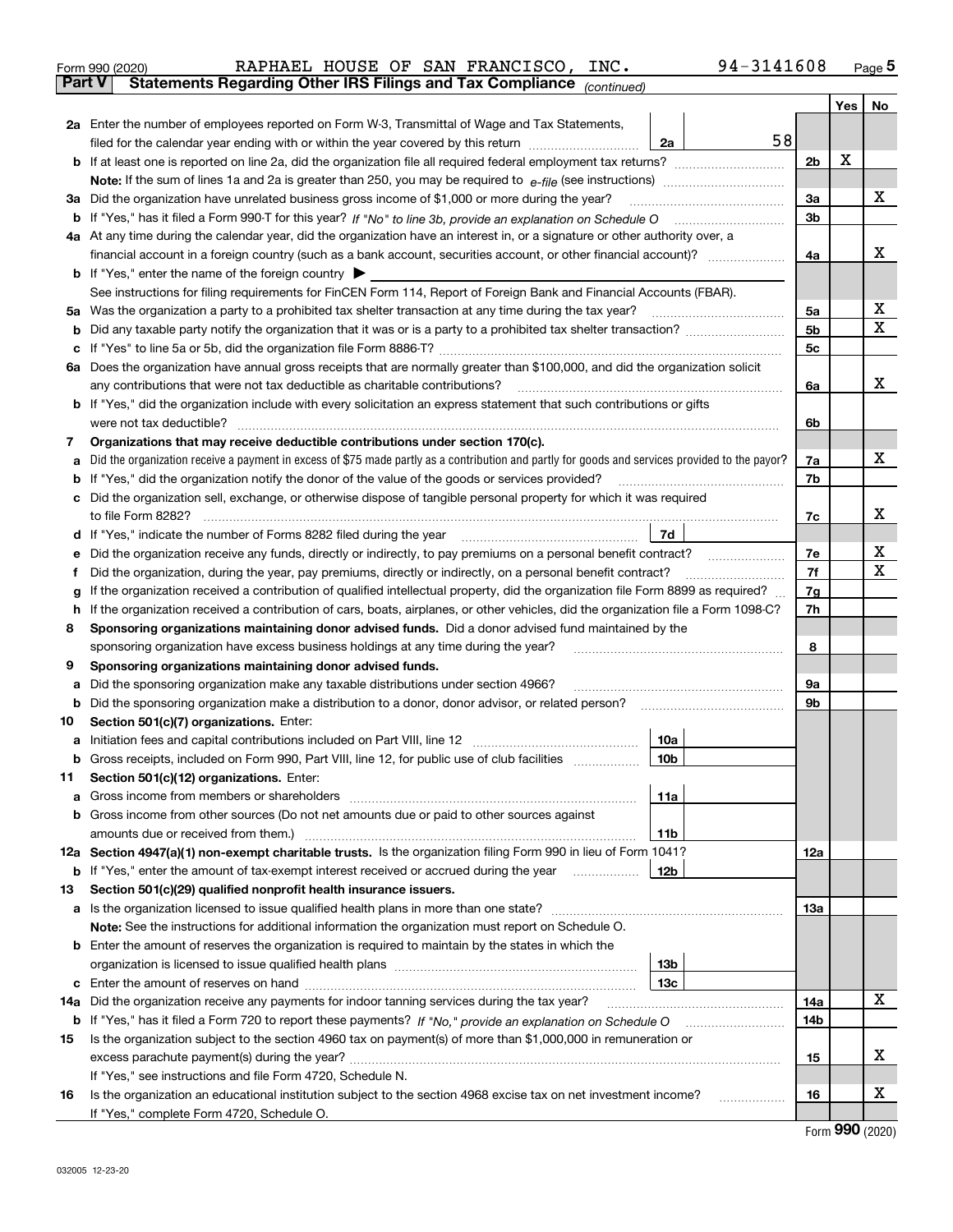Form 990 (2020) RAPHAEL HOUSE OF SAN FRANCISCO, INC. 94-3141608 Page 5

**Part V Statements Regarding Other IRS Filings and Tax Compliance** *(continued)*

| | | | | Yes | No |
|---|---|---|---|---|---|
| **2a** | Enter the number of employees reported on Form W-3, Transmittal of Wage and Tax Statements, filed for the calendar year ending with or within the year covered by this return | 2a | 58 | | |
| **b** | If at least one is reported on line 2a, did the organization file all required federal employment tax returns? | 2b | | X | |
| | **Note:** If the sum of lines 1a and 2a is greater than 250, you may be required to *e-file* (see instructions) | | | | |
| **3a** | Did the organization have unrelated business gross income of $1,000 or more during the year? | 3a | | | X |
| **b** | If "Yes," has it filed a Form 990-T for this year? *If "No" to line 3b, provide an explanation on Schedule O* | 3b | | | |
| **4a** | At any time during the calendar year, did the organization have an interest in, or a signature or other authority over, a financial account in a foreign country (such as a bank account, securities account, or other financial account)? | 4a | | | X |
| **b** | If "Yes," enter the name of the foreign country ▶ | | | | |
| | See instructions for filing requirements for FinCEN Form 114, Report of Foreign Bank and Financial Accounts (FBAR). | | | | |
| **5a** | Was the organization a party to a prohibited tax shelter transaction at any time during the tax year? | 5a | | | X |
| **b** | Did any taxable party notify the organization that it was or is a party to a prohibited tax shelter transaction? | 5b | | | X |
| **c** | If "Yes" to line 5a or 5b, did the organization file Form 8886-T? | 5c | | | |
| **6a** | Does the organization have annual gross receipts that are normally greater than $100,000, and did the organization solicit any contributions that were not tax deductible as charitable contributions? | 6a | | | X |
| **b** | If "Yes," did the organization include with every solicitation an express statement that such contributions or gifts were not tax deductible? | 6b | | | |
| **7** | **Organizations that may receive deductible contributions under section 170(c).** | | | | |
| **a** | Did the organization receive a payment in excess of $75 made partly as a contribution and partly for goods and services provided to the payor? | 7a | | | X |
| **b** | If "Yes," did the organization notify the donor of the value of the goods or services provided? | 7b | | | |
| **c** | Did the organization sell, exchange, or otherwise dispose of tangible personal property for which it was required to file Form 8282? | 7c | | | X |
| **d** | If "Yes," indicate the number of Forms 8282 filed during the year | 7d | | | |
| **e** | Did the organization receive any funds, directly or indirectly, to pay premiums on a personal benefit contract? | 7e | | | X |
| **f** | Did the organization, during the year, pay premiums, directly or indirectly, on a personal benefit contract? | 7f | | | X |
| **g** | If the organization received a contribution of qualified intellectual property, did the organization file Form 8899 as required? | 7g | | | |
| **h** | If the organization received a contribution of cars, boats, airplanes, or other vehicles, did the organization file a Form 1098-C? | 7h | | | |
| **8** | **Sponsoring organizations maintaining donor advised funds.** Did a donor advised fund maintained by the sponsoring organization have excess business holdings at any time during the year? | 8 | | | |
| **9** | **Sponsoring organizations maintaining donor advised funds.** | | | | |
| **a** | Did the sponsoring organization make any taxable distributions under section 4966? | 9a | | | |
| **b** | Did the sponsoring organization make a distribution to a donor, donor advisor, or related person? | 9b | | | |
| **10** | **Section 501(c)(7) organizations.** Enter: | | | | |
| **a** | Initiation fees and capital contributions included on Part VIII, line 12 | 10a | | | |
| **b** | Gross receipts, included on Form 990, Part VIII, line 12, for public use of club facilities | 10b | | | |
| **11** | **Section 501(c)(12) organizations.** Enter: | | | | |
| **a** | Gross income from members or shareholders | 11a | | | |
| **b** | Gross income from other sources (Do not net amounts due or paid to other sources against amounts due or received from them.) | 11b | | | |
| **12a** | **Section 4947(a)(1) non-exempt charitable trusts.** Is the organization filing Form 990 in lieu of Form 1041? | 12a | | | |
| **b** | If "Yes," enter the amount of tax-exempt interest received or accrued during the year | 12b | | | |
| **13** | **Section 501(c)(29) qualified nonprofit health insurance issuers.** | | | | |
| **a** | Is the organization licensed to issue qualified health plans in more than one state? | 13a | | | |
| | **Note:** See the instructions for additional information the organization must report on Schedule O. | | | | |
| **b** | Enter the amount of reserves the organization is required to maintain by the states in which the organization is licensed to issue qualified health plans | 13b | | | |
| **c** | Enter the amount of reserves on hand | 13c | | | |
| **14a** | Did the organization receive any payments for indoor tanning services during the tax year? | 14a | | | X |
| **b** | If "Yes," has it filed a Form 720 to report these payments? *If "No," provide an explanation on Schedule O* | 14b | | | |
| **15** | Is the organization subject to the section 4960 tax on payment(s) of more than $1,000,000 in remuneration or excess parachute payment(s) during the year? | 15 | | | X |
| | If "Yes," see instructions and file Form 4720, Schedule N. | | | | |
| **16** | Is the organization an educational institution subject to the section 4968 excise tax on net investment income? | 16 | | | X |
| | If "Yes," complete Form 4720, Schedule O. | | | | |

Form **990** (2020)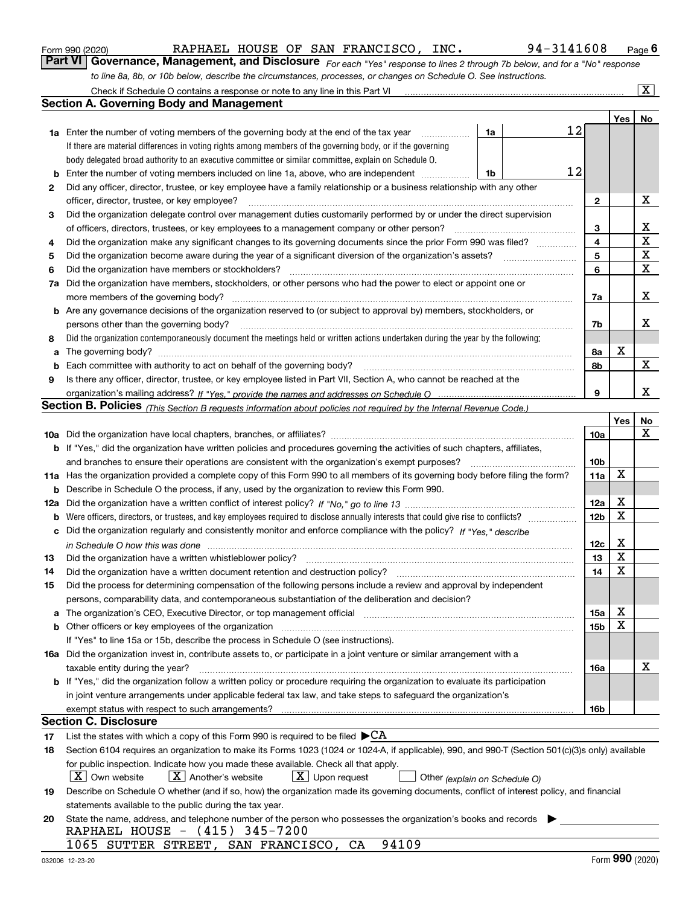Form 990 (2020) RAPHAEL HOUSE OF SAN FRANCISCO, INC. 94-3141608 Page 6

## Part VI Governance, Management, and Disclosure

*For each "Yes" response to lines 2 through 7b below, and for a "No" response to line 8a, 8b, or 10b below, describe the circumstances, processes, or changes on Schedule O. See instructions.*

Check if Schedule O contains a response or note to any line in this Part VI ..... [X]

### Section A. Governing Body and Management

| | | | | | Yes | No |
|---|---|---|---|---|---|---|
| 1a | Enter the number of voting members of the governing body at the end of the tax year | 1a | 12 | | | |
| | If there are material differences in voting rights among members of the governing body, or if the governing body delegated broad authority to an executive committee or similar committee, explain on Schedule O. | | | | | |
| b | Enter the number of voting members included on line 1a, above, who are independent | 1b | 12 | | | |
| 2 | Did any officer, director, trustee, or key employee have a family relationship or a business relationship with any other officer, director, trustee, or key employee? | | | 2 | | X |
| 3 | Did the organization delegate control over management duties customarily performed by or under the direct supervision of officers, directors, trustees, or key employees to a management company or other person? | | | 3 | | X |
| 4 | Did the organization make any significant changes to its governing documents since the prior Form 990 was filed? | | | 4 | | X |
| 5 | Did the organization become aware during the year of a significant diversion of the organization's assets? | | | 5 | | X |
| 6 | Did the organization have members or stockholders? | | | 6 | | X |
| 7a | Did the organization have members, stockholders, or other persons who had the power to elect or appoint one or more members of the governing body? | | | 7a | | X |
| b | Are any governance decisions of the organization reserved to (or subject to approval by) members, stockholders, or persons other than the governing body? | | | 7b | | X |
| 8 | Did the organization contemporaneously document the meetings held or written actions undertaken during the year by the following: | | | | | |
| a | The governing body? | | | 8a | X | |
| b | Each committee with authority to act on behalf of the governing body? | | | 8b | | X |
| 9 | Is there any officer, director, trustee, or key employee listed in Part VII, Section A, who cannot be reached at the organization's mailing address? *If "Yes," provide the names and addresses on Schedule O* | | | 9 | | X |

### Section B. Policies *(This Section B requests information about policies not required by the Internal Revenue Code.)*

| | | | Yes | No |
|---|---|---|---|---|
| 10a | Did the organization have local chapters, branches, or affiliates? | 10a | | X |
| b | If "Yes," did the organization have written policies and procedures governing the activities of such chapters, affiliates, and branches to ensure their operations are consistent with the organization's exempt purposes? | 10b | | |
| 11a | Has the organization provided a complete copy of this Form 990 to all members of its governing body before filing the form? | 11a | X | |
| b | Describe in Schedule O the process, if any, used by the organization to review this Form 990. | | | |
| 12a | Did the organization have a written conflict of interest policy? *If "No," go to line 13* | 12a | X | |
| b | Were officers, directors, or trustees, and key employees required to disclose annually interests that could give rise to conflicts? | 12b | X | |
| c | Did the organization regularly and consistently monitor and enforce compliance with the policy? *If "Yes," describe in Schedule O how this was done* | 12c | X | |
| 13 | Did the organization have a written whistleblower policy? | 13 | X | |
| 14 | Did the organization have a written document retention and destruction policy? | 14 | X | |
| 15 | Did the process for determining compensation of the following persons include a review and approval by independent persons, comparability data, and contemporaneous substantiation of the deliberation and decision? | | | |
| a | The organization's CEO, Executive Director, or top management official | 15a | X | |
| b | Other officers or key employees of the organization | 15b | X | |
| | If "Yes" to line 15a or 15b, describe the process in Schedule O (see instructions). | | | |
| 16a | Did the organization invest in, contribute assets to, or participate in a joint venture or similar arrangement with a taxable entity during the year? | 16a | | X |
| b | If "Yes," did the organization follow a written policy or procedure requiring the organization to evaluate its participation in joint venture arrangements under applicable federal tax law, and take steps to safeguard the organization's exempt status with respect to such arrangements? | 16b | | |

### Section C. Disclosure

17 List the states with which a copy of this Form 990 is required to be filed ▶CA

18 Section 6104 requires an organization to make its Forms 1023 (1024 or 1024-A, if applicable), 990, and 990-T (Section 501(c)(3)s only) available for public inspection. Indicate how you made these available. Check all that apply.

[X] Own website [X] Another's website [X] Upon request [ ] Other *(explain on Schedule O)*

19 Describe on Schedule O whether (and if so, how) the organization made its governing documents, conflict of interest policy, and financial statements available to the public during the tax year.

20 State the name, address, and telephone number of the person who possesses the organization's books and records ▶

RAPHAEL HOUSE - (415) 345-7200
1065 SUTTER STREET, SAN FRANCISCO, CA 94109

032006 12-23-20 Form 990 (2020)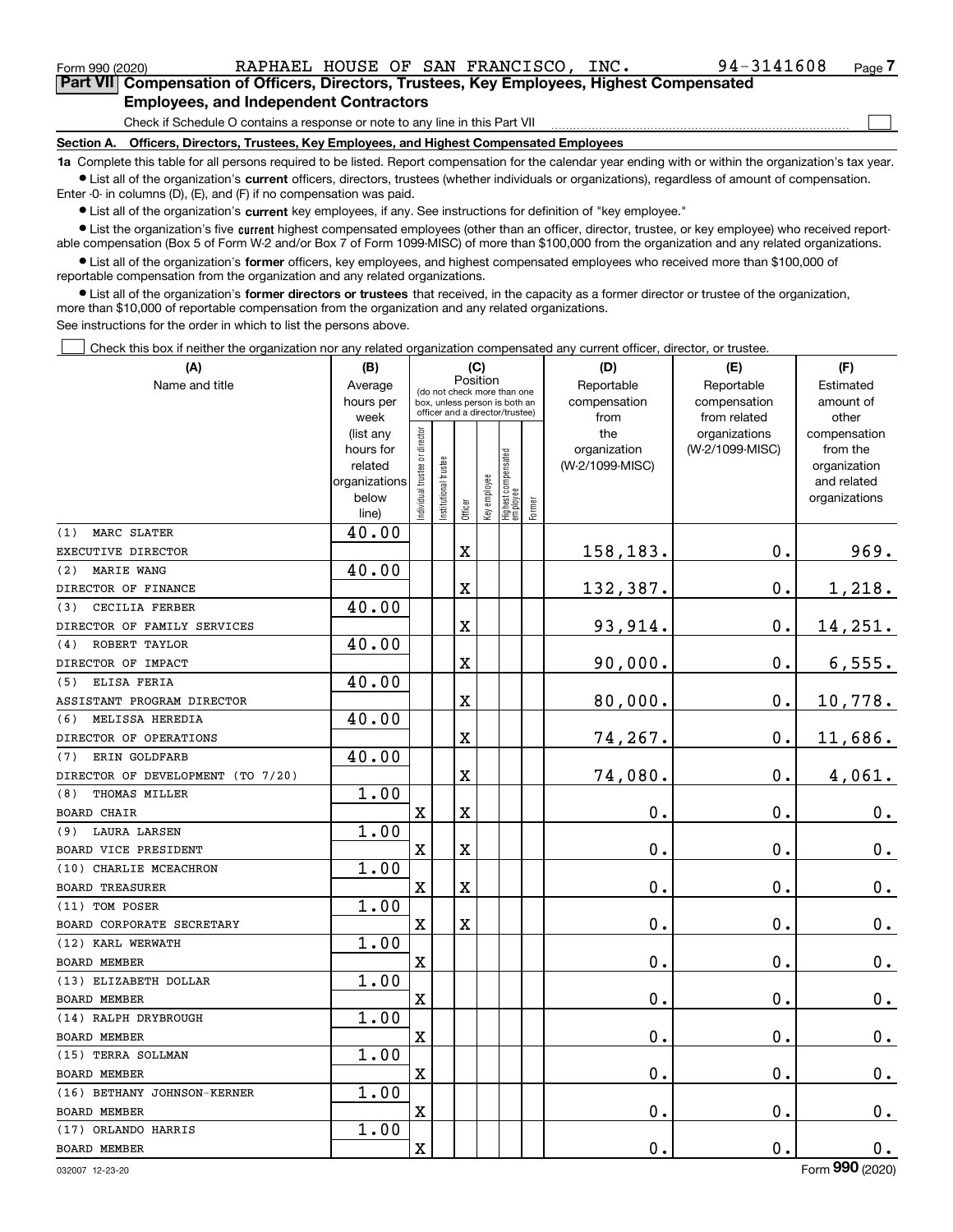Form 990 (2020) RAPHAEL HOUSE OF SAN FRANCISCO, INC. 94-3141608

## Part VII Compensation of Officers, Directors, Trustees, Key Employees, Highest Compensated Employees, and Independent Contractors

Check if Schedule O contains a response or note to any line in this Part VII

### Section A. Officers, Directors, Trustees, Key Employees, and Highest Compensated Employees

**1a** Complete this table for all persons required to be listed. Report compensation for the calendar year ending with or within the organization's tax year.

- List all of the organization's **current** officers, directors, trustees (whether individuals or organizations), regardless of amount of compensation. Enter -0- in columns (D), (E), and (F) if no compensation was paid.
- List all of the organization's **current** key employees, if any. See instructions for definition of "key employee."
- List the organization's five **current** highest compensated employees (other than an officer, director, trustee, or key employee) who received reportable compensation (Box 5 of Form W-2 and/or Box 7 of Form 1099-MISC) of more than $100,000 from the organization and any related organizations.
- List all of the organization's **former** officers, key employees, and highest compensated employees who received more than $100,000 of reportable compensation from the organization and any related organizations.
- List all of the organization's **former directors or trustees** that received, in the capacity as a former director or trustee of the organization, more than $10,000 of reportable compensation from the organization and any related organizations.

See instructions for the order in which to list the persons above.

Check this box if neither the organization nor any related organization compensated any current officer, director, or trustee.

| (A) Name and title | (B) Average hours per week (list any hours for related organizations below line) | (C) Position: Individual trustee or director | Institutional trustee | Officer | Key employee | Highest compensated employee | Former | (D) Reportable compensation from the organization (W-2/1099-MISC) | (E) Reportable compensation from related organizations (W-2/1099-MISC) | (F) Estimated amount of other compensation from the organization and related organizations |
|---|---|---|---|---|---|---|---|---|---|---|
| (1) MARC SLATER<br>EXECUTIVE DIRECTOR | 40.00 | | | X | | | | 158,183. | 0. | 969. |
| (2) MARIE WANG<br>DIRECTOR OF FINANCE | 40.00 | | | X | | | | 132,387. | 0. | 1,218. |
| (3) CECILIA FERBER<br>DIRECTOR OF FAMILY SERVICES | 40.00 | | | X | | | | 93,914. | 0. | 14,251. |
| (4) ROBERT TAYLOR<br>DIRECTOR OF IMPACT | 40.00 | | | X | | | | 90,000. | 0. | 6,555. |
| (5) ELISA FERIA<br>ASSISTANT PROGRAM DIRECTOR | 40.00 | | | X | | | | 80,000. | 0. | 10,778. |
| (6) MELISSA HEREDIA<br>DIRECTOR OF OPERATIONS | 40.00 | | | X | | | | 74,267. | 0. | 11,686. |
| (7) ERIN GOLDFARB<br>DIRECTOR OF DEVELOPMENT (TO 7/20) | 40.00 | | | X | | | | 74,080. | 0. | 4,061. |
| (8) THOMAS MILLER<br>BOARD CHAIR | 1.00 | X | | X | | | | 0. | 0. | 0. |
| (9) LAURA LARSEN<br>BOARD VICE PRESIDENT | 1.00 | X | | X | | | | 0. | 0. | 0. |
| (10) CHARLIE MCEACHRON<br>BOARD TREASURER | 1.00 | X | | X | | | | 0. | 0. | 0. |
| (11) TOM POSER<br>BOARD CORPORATE SECRETARY | 1.00 | X | | X | | | | 0. | 0. | 0. |
| (12) KARL WERWATH<br>BOARD MEMBER | 1.00 | X | | | | | | 0. | 0. | 0. |
| (13) ELIZABETH DOLLAR<br>BOARD MEMBER | 1.00 | X | | | | | | 0. | 0. | 0. |
| (14) RALPH DRYBROUGH<br>BOARD MEMBER | 1.00 | X | | | | | | 0. | 0. | 0. |
| (15) TERRA SOLLMAN<br>BOARD MEMBER | 1.00 | X | | | | | | 0. | 0. | 0. |
| (16) BETHANY JOHNSON-KERNER<br>BOARD MEMBER | 1.00 | X | | | | | | 0. | 0. | 0. |
| (17) ORLANDO HARRIS<br>BOARD MEMBER | 1.00 | X | | | | | | 0. | 0. | 0. |

032007 12-23-20 Form **990** (2020)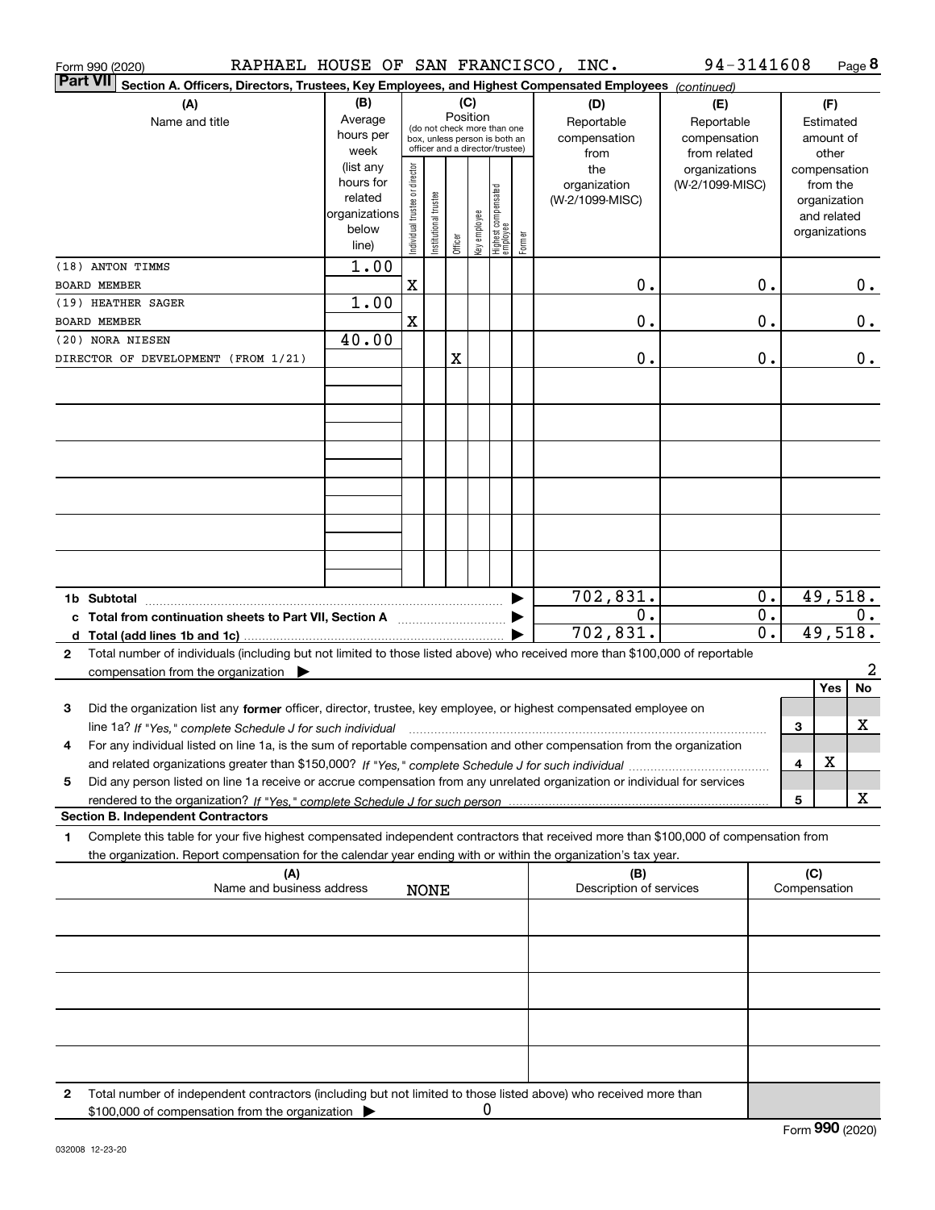Form 990 (2020) RAPHAEL HOUSE OF SAN FRANCISCO, INC. 94-3141608 Page **8**

**Part VII** **Section A. Officers, Directors, Trustees, Key Employees, and Highest Compensated Employees** *(continued)*

| (A) Name and title | (B) Average hours per week (list any hours for related organizations below line) | (C) Position: Individual trustee or director | Institutional trustee | Officer | Key employee | Highest compensated employee | Former | (D) Reportable compensation from the organization (W-2/1099-MISC) | (E) Reportable compensation from related organizations (W-2/1099-MISC) | (F) Estimated amount of other compensation from the organization and related organizations |
|---|---|---|---|---|---|---|---|---|---|---|
| (18) ANTON TIMMS<br>BOARD MEMBER | 1.00 | X | | | | | | 0. | 0. | 0. |
| (19) HEATHER SAGER<br>BOARD MEMBER | 1.00 | X | | | | | | 0. | 0. | 0. |
| (20) NORA NIESEN<br>DIRECTOR OF DEVELOPMENT (FROM 1/21) | 40.00 | | | X | | | | 0. | 0. | 0. |
| | | | | | | | | | | |
| | | | | | | | | | | |
| | | | | | | | | | | |
| | | | | | | | | | | |
| | | | | | | | | | | |
| | | | | | | | | | | |
| **1b Subtotal** | | | | | | | | 702,831. | 0. | 49,518. |
| **c Total from continuation sheets to Part VII, Section A** | | | | | | | | 0. | 0. | 0. |
| **d Total (add lines 1b and 1c)** | | | | | | | | 702,831. | 0. | 49,518. |

**2** Total number of individuals (including but not limited to those listed above) who received more than $100,000 of reportable compensation from the organization ▶ 2

| | | Yes | No |
|---|---|---|---|
| **3** Did the organization list any **former** officer, director, trustee, key employee, or highest compensated employee on line 1a? *If "Yes," complete Schedule J for such individual* | 3 | | X |
| **4** For any individual listed on line 1a, is the sum of reportable compensation and other compensation from the organization and related organizations greater than $150,000? *If "Yes," complete Schedule J for such individual* | 4 | X | |
| **5** Did any person listed on line 1a receive or accrue compensation from any unrelated organization or individual for services rendered to the organization? *If "Yes," complete Schedule J for such person* | 5 | | X |

**Section B. Independent Contractors**

**1** Complete this table for your five highest compensated independent contractors that received more than $100,000 of compensation from the organization. Report compensation for the calendar year ending with or within the organization's tax year.

| (A) Name and business address | (B) Description of services | (C) Compensation |
|---|---|---|
| NONE | | |
| | | |
| | | |
| | | |
| | | |

**2** Total number of independent contractors (including but not limited to those listed above) who received more than $100,000 of compensation from the organization ▶ 0

Form **990** (2020)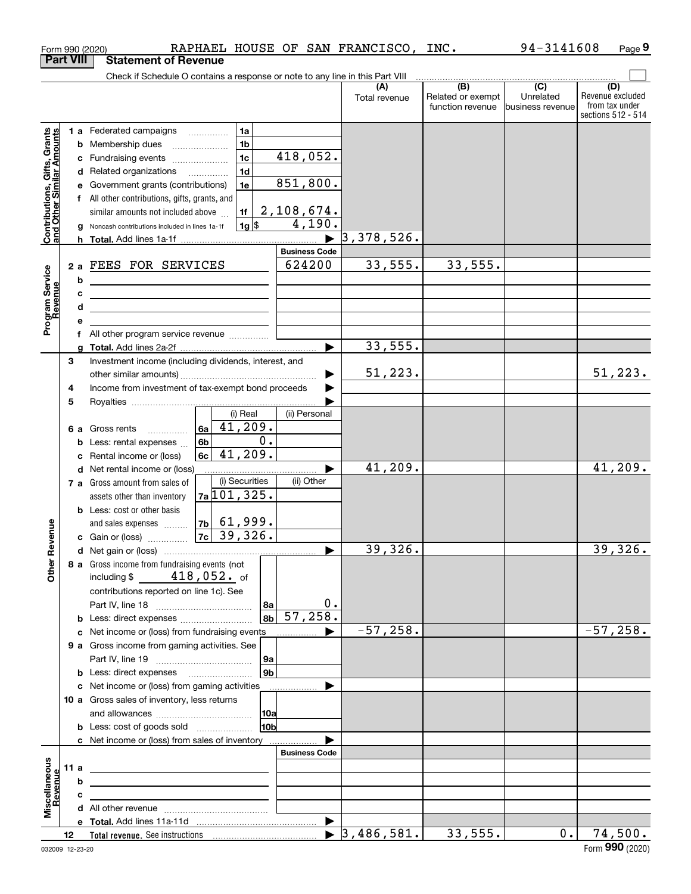Form 990 (2020) RAPHAEL HOUSE OF SAN FRANCISCO, INC. 94-3141608 Page 9

## Part VIII Statement of Revenue

Check if Schedule O contains a response or note to any line in this Part VIII

| | | | | (A) Total revenue | (B) Related or exempt function revenue | (C) Unrelated business revenue | (D) Revenue excluded from tax under sections 512 - 514 |
|---|---|---|---|---|---|---|---|
| **Contributions, Gifts, Grants and Other Similar Amounts** | 1 a Federated campaigns | 1a | | | | | |
| | b Membership dues | 1b | | | | | |
| | c Fundraising events | 1c | 418,052. | | | | |
| | d Related organizations | 1d | | | | | |
| | e Government grants (contributions) | 1e | 851,800. | | | | |
| | f All other contributions, gifts, grants, and similar amounts not included above | 1f | 2,108,674. | | | | |
| | g Noncash contributions included in lines 1a-1f | 1g $ | 4,190. | | | | |
| | h **Total.** Add lines 1a-1f | | ▶ | 3,378,526. | | | |
| | | | **Business Code** | | | | |
| **Program Service Revenue** | 2 a FEES FOR SERVICES | | 624200 | 33,555. | 33,555. | | |
| | b | | | | | | |
| | c | | | | | | |
| | d | | | | | | |
| | e | | | | | | |
| | f All other program service revenue | | | | | | |
| | g **Total.** Add lines 2a-2f | | ▶ | 33,555. | | | |
| **Other Revenue** | 3 Investment income (including dividends, interest, and other similar amounts) | | ▶ | 51,223. | | | 51,223. |
| | 4 Income from investment of tax-exempt bond proceeds | | ▶ | | | | |
| | 5 Royalties | | ▶ | | | | |
| | | (i) Real | (ii) Personal | | | | |
| | 6 a Gross rents 6a | 41,209. | | | | | |
| | b Less: rental expenses 6b | 0. | | | | | |
| | c Rental income or (loss) 6c | 41,209. | | | | | |
| | d Net rental income or (loss) | | ▶ | 41,209. | | | 41,209. |
| | | (i) Securities | (ii) Other | | | | |
| | 7 a Gross amount from sales of assets other than inventory 7a | 101,325. | | | | | |
| | b Less: cost or other basis and sales expenses 7b | 61,999. | | | | | |
| | c Gain or (loss) 7c | 39,326. | | | | | |
| | d Net gain or (loss) | | ▶ | 39,326. | | | 39,326. |
| | 8 a Gross income from fundraising events (not including $ 418,052. of contributions reported on line 1c). See Part IV, line 18 | 8a | 0. | | | | |
| | b Less: direct expenses | 8b | 57,258. | | | | |
| | c Net income or (loss) from fundraising events | | ▶ | -57,258. | | | -57,258. |
| | 9 a Gross income from gaming activities. See Part IV, line 19 | 9a | | | | | |
| | b Less: direct expenses | 9b | | | | | |
| | c Net income or (loss) from gaming activities | | ▶ | | | | |
| | 10 a Gross sales of inventory, less returns and allowances | 10a | | | | | |
| | b Less: cost of goods sold | 10b | | | | | |
| | c Net income or (loss) from sales of inventory | | ▶ | | | | |
| | | | **Business Code** | | | | |
| **Miscellaneous Revenue** | 11 a | | | | | | |
| | b | | | | | | |
| | c | | | | | | |
| | d All other revenue | | | | | | |
| | e **Total.** Add lines 11a-11d | | ▶ | | | | |
| | 12 **Total revenue.** See instructions | | ▶ | 3,486,581. | 33,555. | 0. | 74,500. |

032009 12-23-20 Form **990** (2020)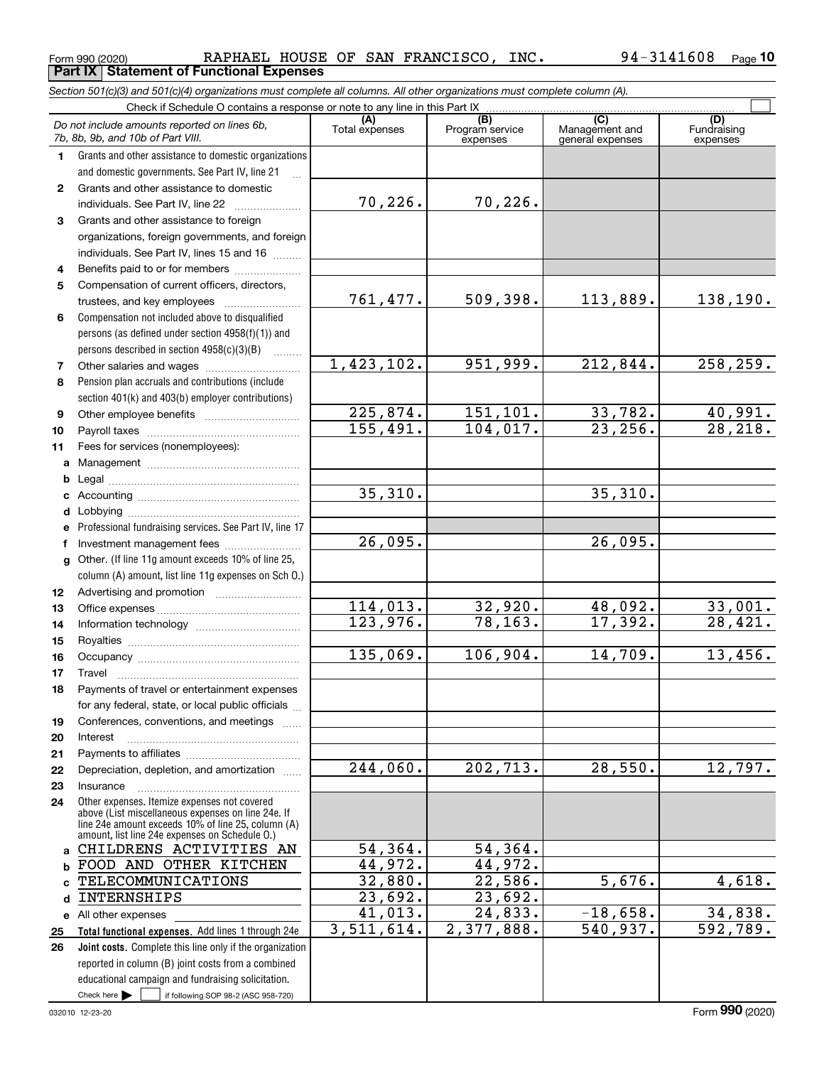Form 990 (2020) RAPHAEL HOUSE OF SAN FRANCISCO, INC. 94-3141608

## Part IX Statement of Functional Expenses

*Section 501(c)(3) and 501(c)(4) organizations must complete all columns. All other organizations must complete column (A).*

Check if Schedule O contains a response or note to any line in this Part IX

| | *Do not include amounts reported on lines 6b, 7b, 8b, 9b, and 10b of Part VIII.* | (A) Total expenses | (B) Program service expenses | (C) Management and general expenses | (D) Fundraising expenses |
|---|---|---|---|---|---|
| 1 | Grants and other assistance to domestic organizations and domestic governments. See Part IV, line 21 | | | | |
| 2 | Grants and other assistance to domestic individuals. See Part IV, line 22 | 70,226. | 70,226. | | |
| 3 | Grants and other assistance to foreign organizations, foreign governments, and foreign individuals. See Part IV, lines 15 and 16 | | | | |
| 4 | Benefits paid to or for members | | | | |
| 5 | Compensation of current officers, directors, trustees, and key employees | 761,477. | 509,398. | 113,889. | 138,190. |
| 6 | Compensation not included above to disqualified persons (as defined under section 4958(f)(1)) and persons described in section 4958(c)(3)(B) | | | | |
| 7 | Other salaries and wages | 1,423,102. | 951,999. | 212,844. | 258,259. |
| 8 | Pension plan accruals and contributions (include section 401(k) and 403(b) employer contributions) | | | | |
| 9 | Other employee benefits | 225,874. | 151,101. | 33,782. | 40,991. |
| 10 | Payroll taxes | 155,491. | 104,017. | 23,256. | 28,218. |
| 11 | Fees for services (nonemployees): | | | | |
| a | Management | | | | |
| b | Legal | | | | |
| c | Accounting | 35,310. | | 35,310. | |
| d | Lobbying | | | | |
| e | Professional fundraising services. See Part IV, line 17 | | | | |
| f | Investment management fees | 26,095. | | 26,095. | |
| g | Other. (If line 11g amount exceeds 10% of line 25, column (A) amount, list line 11g expenses on Sch O.) | | | | |
| 12 | Advertising and promotion | | | | |
| 13 | Office expenses | 114,013. | 32,920. | 48,092. | 33,001. |
| 14 | Information technology | 123,976. | 78,163. | 17,392. | 28,421. |
| 15 | Royalties | | | | |
| 16 | Occupancy | 135,069. | 106,904. | 14,709. | 13,456. |
| 17 | Travel | | | | |
| 18 | Payments of travel or entertainment expenses for any federal, state, or local public officials | | | | |
| 19 | Conferences, conventions, and meetings | | | | |
| 20 | Interest | | | | |
| 21 | Payments to affiliates | | | | |
| 22 | Depreciation, depletion, and amortization | 244,060. | 202,713. | 28,550. | 12,797. |
| 23 | Insurance | | | | |
| 24 | Other expenses. Itemize expenses not covered above (List miscellaneous expenses on line 24e. If line 24e amount exceeds 10% of line 25, column (A) amount, list line 24e expenses on Schedule O.) | | | | |
| a | CHILDRENS ACTIVITIES AN | 54,364. | 54,364. | | |
| b | FOOD AND OTHER KITCHEN | 44,972. | 44,972. | | |
| c | TELECOMMUNICATIONS | 32,880. | 22,586. | 5,676. | 4,618. |
| d | INTERNSHIPS | 23,692. | 23,692. | | |
| e | All other expenses | 41,013. | 24,833. | -18,658. | 34,838. |
| 25 | **Total functional expenses.** Add lines 1 through 24e | 3,511,614. | 2,377,888. | 540,937. | 592,789. |
| 26 | **Joint costs.** Complete this line only if the organization reported in column (B) joint costs from a combined educational campaign and fundraising solicitation. Check here ☐ if following SOP 98-2 (ASC 958-720) | | | | |

032010 12-23-20 Form 990 (2020)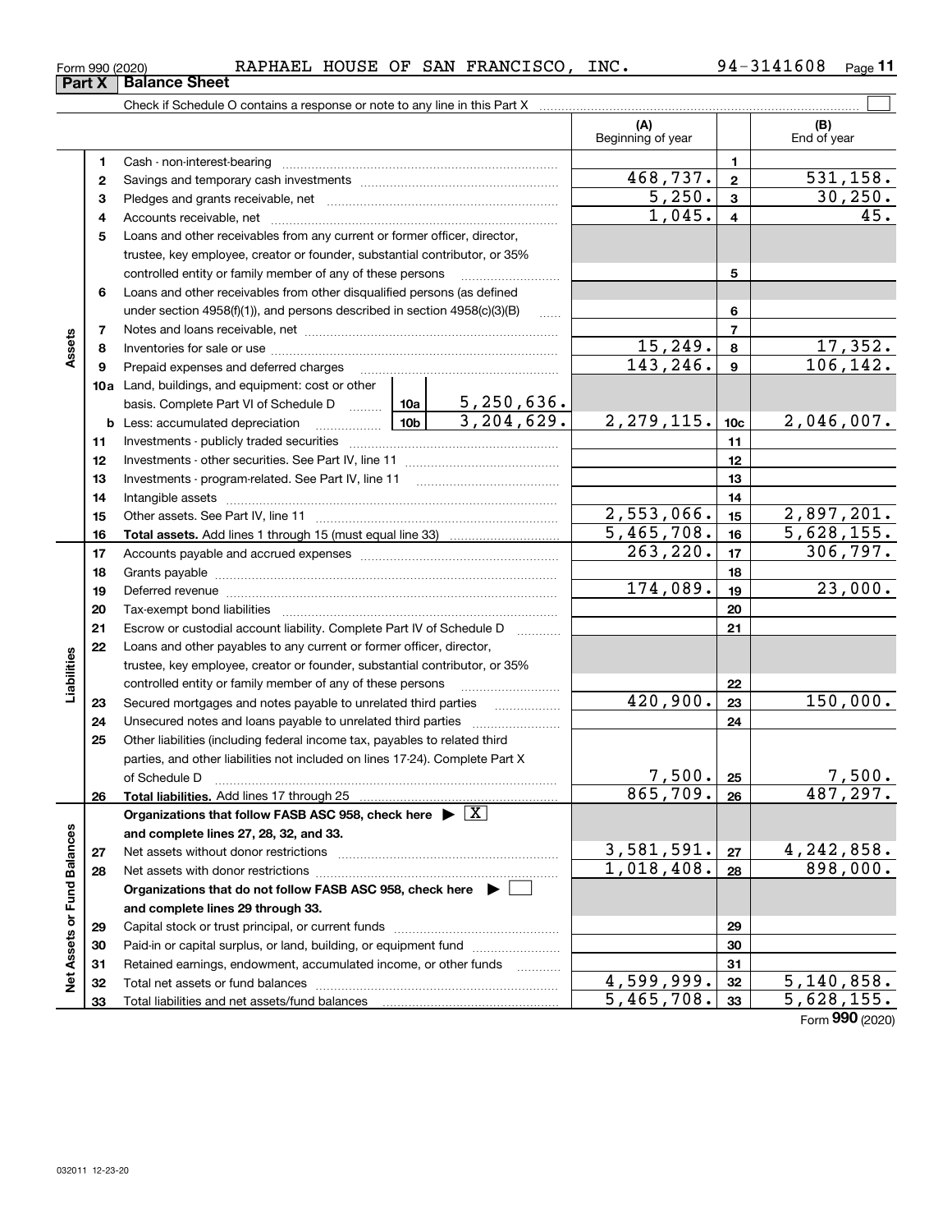Form 990 (2020) RAPHAEL HOUSE OF SAN FRANCISCO, INC. 94-3141608

## Part X Balance Sheet

Check if Schedule O contains a response or note to any line in this Part X ☐

| | | | (A) Beginning of year | | (B) End of year |
|---|---|---|---|---|---|
| Assets | 1 | Cash - non-interest-bearing | | 1 | |
| | 2 | Savings and temporary cash investments | 468,737. | 2 | 531,158. |
| | 3 | Pledges and grants receivable, net | 5,250. | 3 | 30,250. |
| | 4 | Accounts receivable, net | 1,045. | 4 | 45. |
| | 5 | Loans and other receivables from any current or former officer, director, trustee, key employee, creator or founder, substantial contributor, or 35% controlled entity or family member of any of these persons | | 5 | |
| | 6 | Loans and other receivables from other disqualified persons (as defined under section 4958(f)(1)), and persons described in section 4958(c)(3)(B) | | 6 | |
| | 7 | Notes and loans receivable, net | | 7 | |
| | 8 | Inventories for sale or use | 15,249. | 8 | 17,352. |
| | 9 | Prepaid expenses and deferred charges | 143,246. | 9 | 106,142. |
| | 10a | Land, buildings, and equipment: cost or other basis. Complete Part VI of Schedule D ... 10a: 5,250,636. | | | |
| | b | Less: accumulated depreciation ... 10b: 3,204,629. | 2,279,115. | 10c | 2,046,007. |
| | 11 | Investments - publicly traded securities | | 11 | |
| | 12 | Investments - other securities. See Part IV, line 11 | | 12 | |
| | 13 | Investments - program-related. See Part IV, line 11 | | 13 | |
| | 14 | Intangible assets | | 14 | |
| | 15 | Other assets. See Part IV, line 11 | 2,553,066. | 15 | 2,897,201. |
| | 16 | **Total assets.** Add lines 1 through 15 (must equal line 33) | 5,465,708. | 16 | 5,628,155. |
| Liabilities | 17 | Accounts payable and accrued expenses | 263,220. | 17 | 306,797. |
| | 18 | Grants payable | | 18 | |
| | 19 | Deferred revenue | 174,089. | 19 | 23,000. |
| | 20 | Tax-exempt bond liabilities | | 20 | |
| | 21 | Escrow or custodial account liability. Complete Part IV of Schedule D | | 21 | |
| | 22 | Loans and other payables to any current or former officer, director, trustee, key employee, creator or founder, substantial contributor, or 35% controlled entity or family member of any of these persons | | 22 | |
| | 23 | Secured mortgages and notes payable to unrelated third parties | 420,900. | 23 | 150,000. |
| | 24 | Unsecured notes and loans payable to unrelated third parties | | 24 | |
| | 25 | Other liabilities (including federal income tax, payables to related third parties, and other liabilities not included on lines 17-24). Complete Part X of Schedule D | 7,500. | 25 | 7,500. |
| | 26 | **Total liabilities.** Add lines 17 through 25 | 865,709. | 26 | 487,297. |
| Net Assets or Fund Balances | | **Organizations that follow FASB ASC 958, check here** ▶ ☒ **and complete lines 27, 28, 32, and 33.** | | | |
| | 27 | Net assets without donor restrictions | 3,581,591. | 27 | 4,242,858. |
| | 28 | Net assets with donor restrictions | 1,018,408. | 28 | 898,000. |
| | | **Organizations that do not follow FASB ASC 958, check here** ▶ ☐ **and complete lines 29 through 33.** | | | |
| | 29 | Capital stock or trust principal, or current funds | | 29 | |
| | 30 | Paid-in or capital surplus, or land, building, or equipment fund | | 30 | |
| | 31 | Retained earnings, endowment, accumulated income, or other funds | | 31 | |
| | 32 | Total net assets or fund balances | 4,599,999. | 32 | 5,140,858. |
| | 33 | Total liabilities and net assets/fund balances | 5,465,708. | 33 | 5,628,155. |

Form **990** (2020)

032011 12-23-20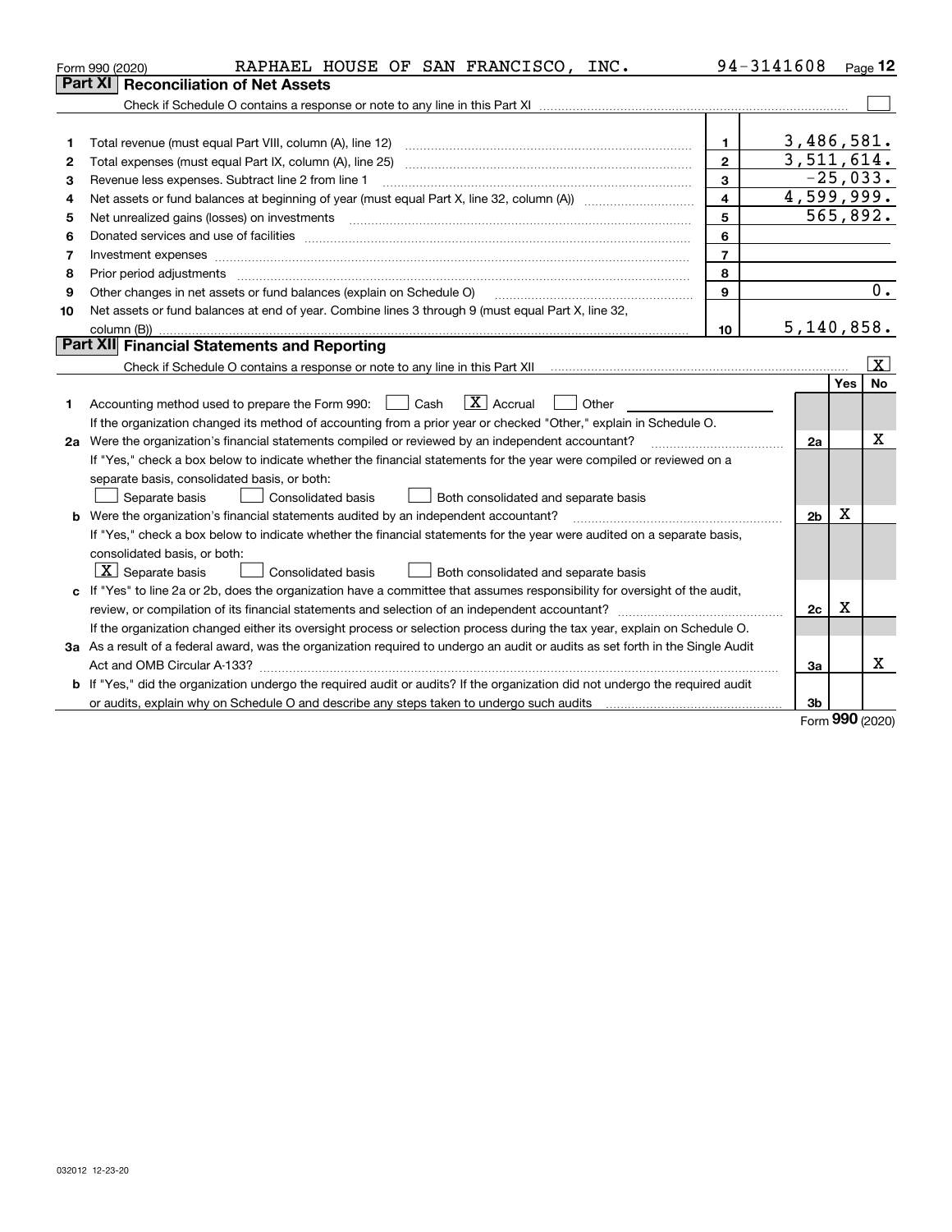Form 990 (2020) RAPHAEL HOUSE OF SAN FRANCISCO, INC. 94-3141608 Page 12

## Part XI Reconciliation of Net Assets

Check if Schedule O contains a response or note to any line in this Part XI ☐

| | | | |
|---|---|---|---|
| 1 | Total revenue (must equal Part VIII, column (A), line 12) | 1 | 3,486,581. |
| 2 | Total expenses (must equal Part IX, column (A), line 25) | 2 | 3,511,614. |
| 3 | Revenue less expenses. Subtract line 2 from line 1 | 3 | -25,033. |
| 4 | Net assets or fund balances at beginning of year (must equal Part X, line 32, column (A)) | 4 | 4,599,999. |
| 5 | Net unrealized gains (losses) on investments | 5 | 565,892. |
| 6 | Donated services and use of facilities | 6 | |
| 7 | Investment expenses | 7 | |
| 8 | Prior period adjustments | 8 | |
| 9 | Other changes in net assets or fund balances (explain on Schedule O) | 9 | 0. |
| 10 | Net assets or fund balances at end of year. Combine lines 3 through 9 (must equal Part X, line 32, column (B)) | 10 | 5,140,858. |

## Part XII Financial Statements and Reporting

Check if Schedule O contains a response or note to any line in this Part XII ☒

| | | | Yes | No |
|---|---|---|---|---|
| 1 | Accounting method used to prepare the Form 990: ☐ Cash ☒ Accrual ☐ Other<br>If the organization changed its method of accounting from a prior year or checked "Other," explain in Schedule O. | | | |
| 2a | Were the organization's financial statements compiled or reviewed by an independent accountant?<br>If "Yes," check a box below to indicate whether the financial statements for the year were compiled or reviewed on a separate basis, consolidated basis, or both:<br>☐ Separate basis ☐ Consolidated basis ☐ Both consolidated and separate basis | 2a | | X |
| b | Were the organization's financial statements audited by an independent accountant?<br>If "Yes," check a box below to indicate whether the financial statements for the year were audited on a separate basis, consolidated basis, or both:<br>☒ Separate basis ☐ Consolidated basis ☐ Both consolidated and separate basis | 2b | X | |
| c | If "Yes" to line 2a or 2b, does the organization have a committee that assumes responsibility for oversight of the audit, review, or compilation of its financial statements and selection of an independent accountant?<br>If the organization changed either its oversight process or selection process during the tax year, explain on Schedule O. | 2c | X | |
| 3a | As a result of a federal award, was the organization required to undergo an audit or audits as set forth in the Single Audit Act and OMB Circular A-133? | 3a | | X |
| b | If "Yes," did the organization undergo the required audit or audits? If the organization did not undergo the required audit or audits, explain why on Schedule O and describe any steps taken to undergo such audits | 3b | | |

Form 990 (2020)

032012 12-23-20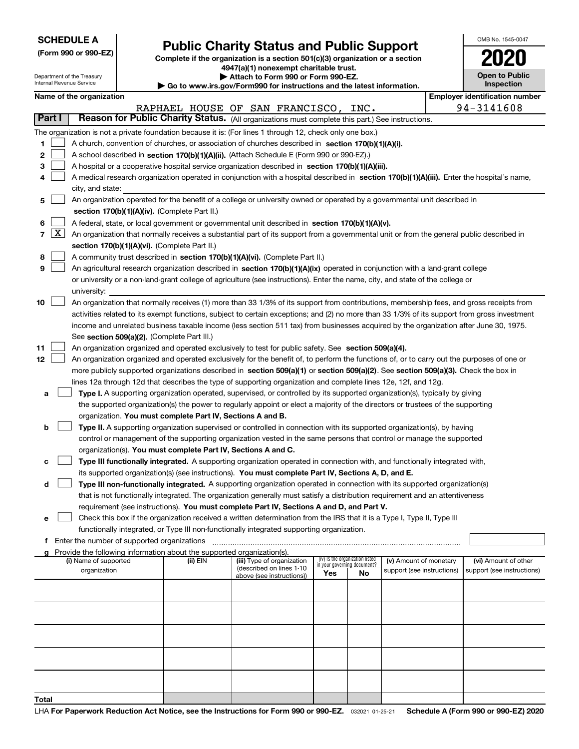**SCHEDULE A**
**(Form 990 or 990-EZ)**

Department of the Treasury
Internal Revenue Service

# Public Charity Status and Public Support

**Complete if the organization is a section 501(c)(3) organization or a section 4947(a)(1) nonexempt charitable trust.**
**▶ Attach to Form 990 or Form 990-EZ.**
**▶ Go to www.irs.gov/Form990 for instructions and the latest information.**

OMB No. 1545-0047

**2020**

**Open to Public Inspection**

**Name of the organization:** RAPHAEL HOUSE OF SAN FRANCISCO, INC.

**Employer identification number:** 94-3141608

**Part I** **Reason for Public Charity Status.** (All organizations must complete this part.) See instructions.

The organization is not a private foundation because it is: (For lines 1 through 12, check only one box.)

1. [ ] A church, convention of churches, or association of churches described in **section 170(b)(1)(A)(i).**
2. [ ] A school described in **section 170(b)(1)(A)(ii).** (Attach Schedule E (Form 990 or 990-EZ).)
3. [ ] A hospital or a cooperative hospital service organization described in **section 170(b)(1)(A)(iii).**
4. [ ] A medical research organization operated in conjunction with a hospital described in **section 170(b)(1)(A)(iii).** Enter the hospital's name, city, and state:
5. [ ] An organization operated for the benefit of a college or university owned or operated by a governmental unit described in **section 170(b)(1)(A)(iv).** (Complete Part II.)
6. [ ] A federal, state, or local government or governmental unit described in **section 170(b)(1)(A)(v).**
7. [X] An organization that normally receives a substantial part of its support from a governmental unit or from the general public described in **section 170(b)(1)(A)(vi).** (Complete Part II.)
8. [ ] A community trust described in **section 170(b)(1)(A)(vi).** (Complete Part II.)
9. [ ] An agricultural research organization described in **section 170(b)(1)(A)(ix)** operated in conjunction with a land-grant college or university or a non-land-grant college of agriculture (see instructions). Enter the name, city, and state of the college or university:
10. [ ] An organization that normally receives (1) more than 33 1/3% of its support from contributions, membership fees, and gross receipts from activities related to its exempt functions, subject to certain exceptions; and (2) no more than 33 1/3% of its support from gross investment income and unrelated business taxable income (less section 511 tax) from businesses acquired by the organization after June 30, 1975. See **section 509(a)(2).** (Complete Part III.)
11. [ ] An organization organized and operated exclusively to test for public safety. See **section 509(a)(4).**
12. [ ] An organization organized and operated exclusively for the benefit of, to perform the functions of, or to carry out the purposes of one or more publicly supported organizations described in **section 509(a)(1)** or **section 509(a)(2)**. See **section 509(a)(3).** Check the box in lines 12a through 12d that describes the type of supporting organization and complete lines 12e, 12f, and 12g.
   - **a** [ ] **Type I.** A supporting organization operated, supervised, or controlled by its supported organization(s), typically by giving the supported organization(s) the power to regularly appoint or elect a majority of the directors or trustees of the supporting organization. **You must complete Part IV, Sections A and B.**
   - **b** [ ] **Type II.** A supporting organization supervised or controlled in connection with its supported organization(s), by having control or management of the supporting organization vested in the same persons that control or manage the supported organization(s). **You must complete Part IV, Sections A and C.**
   - **c** [ ] **Type III functionally integrated.** A supporting organization operated in connection with, and functionally integrated with, its supported organization(s) (see instructions). **You must complete Part IV, Sections A, D, and E.**
   - **d** [ ] **Type III non-functionally integrated.** A supporting organization operated in connection with its supported organization(s) that is not functionally integrated. The organization generally must satisfy a distribution requirement and an attentiveness requirement (see instructions). **You must complete Part IV, Sections A and D, and Part V.**
   - **e** [ ] Check this box if the organization received a written determination from the IRS that it is a Type I, Type II, Type III functionally integrated, or Type III non-functionally integrated supporting organization.
   - **f** Enter the number of supported organizations
   - **g** Provide the following information about the supported organization(s).

| (i) Name of supported organization | (ii) EIN | (iii) Type of organization (described on lines 1-10 above (see instructions)) | (iv) Is the organization listed in your governing document? Yes | No | (v) Amount of monetary support (see instructions) | (vi) Amount of other support (see instructions) |
|---|---|---|---|---|---|---|
| | | | | | | |
| | | | | | | |
| | | | | | | |
| | | | | | | |
| | | | | | | |
| **Total** | | | | | | |

LHA **For Paperwork Reduction Act Notice, see the Instructions for Form 990 or 990-EZ.** 032021 01-25-21 **Schedule A (Form 990 or 990-EZ) 2020**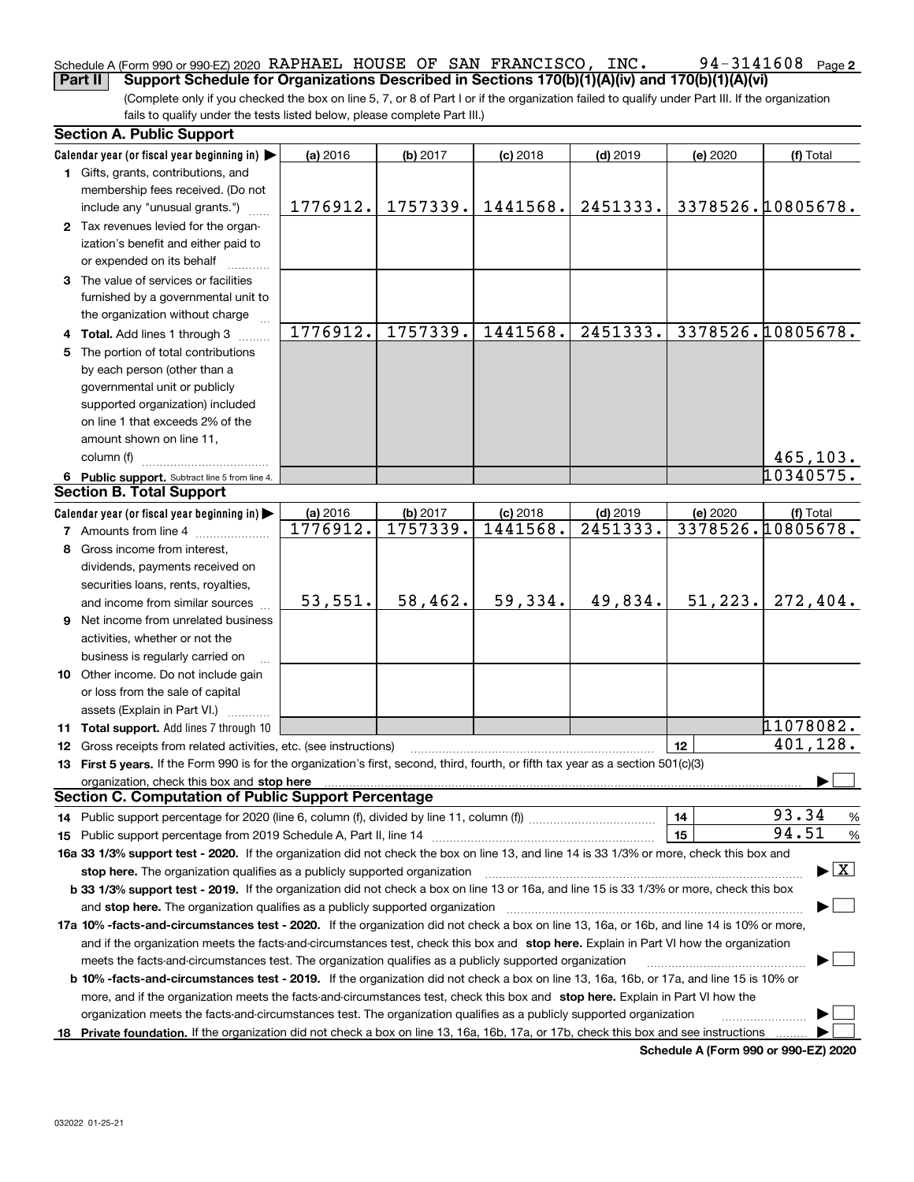Schedule A (Form 990 or 990-EZ) 2020 RAPHAEL HOUSE OF SAN FRANCISCO, INC. 94-3141608 Page **2**

**Part II** **Support Schedule for Organizations Described in Sections 170(b)(1)(A)(iv) and 170(b)(1)(A)(vi)**

(Complete only if you checked the box on line 5, 7, or 8 of Part I or if the organization failed to qualify under Part III. If the organization fails to qualify under the tests listed below, please complete Part III.)

### Section A. Public Support

| Calendar year (or fiscal year beginning in) ▶ | (a) 2016 | (b) 2017 | (c) 2018 | (d) 2019 | (e) 2020 | (f) Total |
|---|---|---|---|---|---|---|
| **1** Gifts, grants, contributions, and membership fees received. (Do not include any "unusual grants.") | 1776912. | 1757339. | 1441568. | 2451333. | 3378526. | 10805678. |
| **2** Tax revenues levied for the organization's benefit and either paid to or expended on its behalf | | | | | | |
| **3** The value of services or facilities furnished by a governmental unit to the organization without charge | | | | | | |
| **4 Total.** Add lines 1 through 3 | 1776912. | 1757339. | 1441568. | 2451333. | 3378526. | 10805678. |
| **5** The portion of total contributions by each person (other than a governmental unit or publicly supported organization) included on line 1 that exceeds 2% of the amount shown on line 11, column (f) | | | | | | 465,103. |
| **6 Public support.** Subtract line 5 from line 4. | | | | | | 10340575. |

### Section B. Total Support

| Calendar year (or fiscal year beginning in) ▶ | (a) 2016 | (b) 2017 | (c) 2018 | (d) 2019 | (e) 2020 | (f) Total |
|---|---|---|---|---|---|---|
| **7** Amounts from line 4 | 1776912. | 1757339. | 1441568. | 2451333. | 3378526. | 10805678. |
| **8** Gross income from interest, dividends, payments received on securities loans, rents, royalties, and income from similar sources | 53,551. | 58,462. | 59,334. | 49,834. | 51,223. | 272,404. |
| **9** Net income from unrelated business activities, whether or not the business is regularly carried on | | | | | | |
| **10** Other income. Do not include gain or loss from the sale of capital assets (Explain in Part VI.) | | | | | | |
| **11 Total support.** Add lines 7 through 10 | | | | | | 11078082. |

**12** Gross receipts from related activities, etc. (see instructions) | **12** | 401,128.

**13 First 5 years.** If the Form 990 is for the organization's first, second, third, fourth, or fifth tax year as a section 501(c)(3) organization, check this box and **stop here** ▶ ☐

### Section C. Computation of Public Support Percentage

**14** Public support percentage for 2020 (line 6, column (f), divided by line 11, column (f)) | **14** | 93.34 %

**15** Public support percentage from 2019 Schedule A, Part II, line 14 | **15** | 94.51 %

**16a 33 1/3% support test - 2020.** If the organization did not check the box on line 13, and line 14 is 33 1/3% or more, check this box and **stop here.** The organization qualifies as a publicly supported organization ▶ ☒

**b 33 1/3% support test - 2019.** If the organization did not check a box on line 13 or 16a, and line 15 is 33 1/3% or more, check this box and **stop here.** The organization qualifies as a publicly supported organization ▶ ☐

**17a 10% -facts-and-circumstances test - 2020.** If the organization did not check a box on line 13, 16a, or 16b, and line 14 is 10% or more, and if the organization meets the facts-and-circumstances test, check this box and **stop here.** Explain in Part VI how the organization meets the facts-and-circumstances test. The organization qualifies as a publicly supported organization ▶ ☐

**b 10% -facts-and-circumstances test - 2019.** If the organization did not check a box on line 13, 16a, 16b, or 17a, and line 15 is 10% or more, and if the organization meets the facts-and-circumstances test, check this box and **stop here.** Explain in Part VI how the organization meets the facts-and-circumstances test. The organization qualifies as a publicly supported organization ▶ ☐

**18 Private foundation.** If the organization did not check a box on line 13, 16a, 16b, 17a, or 17b, check this box and see instructions ▶ ☐

**Schedule A (Form 990 or 990-EZ) 2020**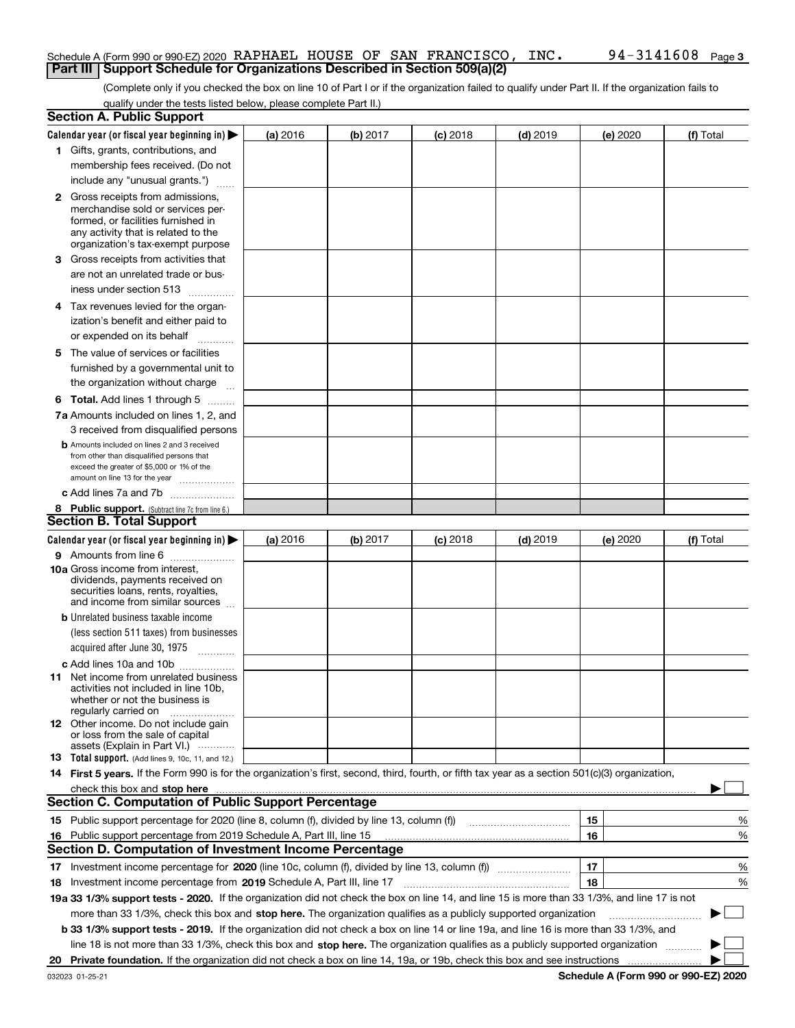Schedule A (Form 990 or 990-EZ) 2020 RAPHAEL HOUSE OF SAN FRANCISCO, INC. 94-3141608 Page 3

## Part III Support Schedule for Organizations Described in Section 509(a)(2)

(Complete only if you checked the box on line 10 of Part I or if the organization failed to qualify under Part II. If the organization fails to qualify under the tests listed below, please complete Part II.)

### Section A. Public Support

| Calendar year (or fiscal year beginning in) ▶ | (a) 2016 | (b) 2017 | (c) 2018 | (d) 2019 | (e) 2020 | (f) Total |
|---|---|---|---|---|---|---|
| 1 Gifts, grants, contributions, and membership fees received. (Do not include any "unusual grants.") | | | | | | |
| 2 Gross receipts from admissions, merchandise sold or services performed, or facilities furnished in any activity that is related to the organization's tax-exempt purpose | | | | | | |
| 3 Gross receipts from activities that are not an unrelated trade or business under section 513 | | | | | | |
| 4 Tax revenues levied for the organization's benefit and either paid to or expended on its behalf | | | | | | |
| 5 The value of services or facilities furnished by a governmental unit to the organization without charge | | | | | | |
| 6 Total. Add lines 1 through 5 | | | | | | |
| 7a Amounts included on lines 1, 2, and 3 received from disqualified persons | | | | | | |
| b Amounts included on lines 2 and 3 received from other than disqualified persons that exceed the greater of $5,000 or 1% of the amount on line 13 for the year | | | | | | |
| c Add lines 7a and 7b | | | | | | |
| 8 Public support. (Subtract line 7c from line 6.) | | | | | | |

### Section B. Total Support

| Calendar year (or fiscal year beginning in) ▶ | (a) 2016 | (b) 2017 | (c) 2018 | (d) 2019 | (e) 2020 | (f) Total |
|---|---|---|---|---|---|---|
| 9 Amounts from line 6 | | | | | | |
| 10a Gross income from interest, dividends, payments received on securities loans, rents, royalties, and income from similar sources | | | | | | |
| b Unrelated business taxable income (less section 511 taxes) from businesses acquired after June 30, 1975 | | | | | | |
| c Add lines 10a and 10b | | | | | | |
| 11 Net income from unrelated business activities not included in line 10b, whether or not the business is regularly carried on | | | | | | |
| 12 Other income. Do not include gain or loss from the sale of capital assets (Explain in Part VI.) | | | | | | |
| 13 Total support. (Add lines 9, 10c, 11, and 12.) | | | | | | |

**14 First 5 years.** If the Form 990 is for the organization's first, second, third, fourth, or fifth tax year as a section 501(c)(3) organization, check this box and **stop here** ▶ ☐

### Section C. Computation of Public Support Percentage

| | | |
|---|---|---|
| 15 Public support percentage for 2020 (line 8, column (f), divided by line 13, column (f)) | 15 | % |
| 16 Public support percentage from 2019 Schedule A, Part III, line 15 | 16 | % |

### Section D. Computation of Investment Income Percentage

| | | |
|---|---|---|
| 17 Investment income percentage for **2020** (line 10c, column (f), divided by line 13, column (f)) | 17 | % |
| 18 Investment income percentage from **2019** Schedule A, Part III, line 17 | 18 | % |

**19a 33 1/3% support tests - 2020.** If the organization did not check the box on line 14, and line 15 is more than 33 1/3%, and line 17 is not more than 33 1/3%, check this box and **stop here.** The organization qualifies as a publicly supported organization ▶ ☐

**b 33 1/3% support tests - 2019.** If the organization did not check a box on line 14 or line 19a, and line 16 is more than 33 1/3%, and line 18 is not more than 33 1/3%, check this box and **stop here.** The organization qualifies as a publicly supported organization ▶ ☐

**20 Private foundation.** If the organization did not check a box on line 14, 19a, or 19b, check this box and see instructions ▶ ☐

032023 01-25-21 **Schedule A (Form 990 or 990-EZ) 2020**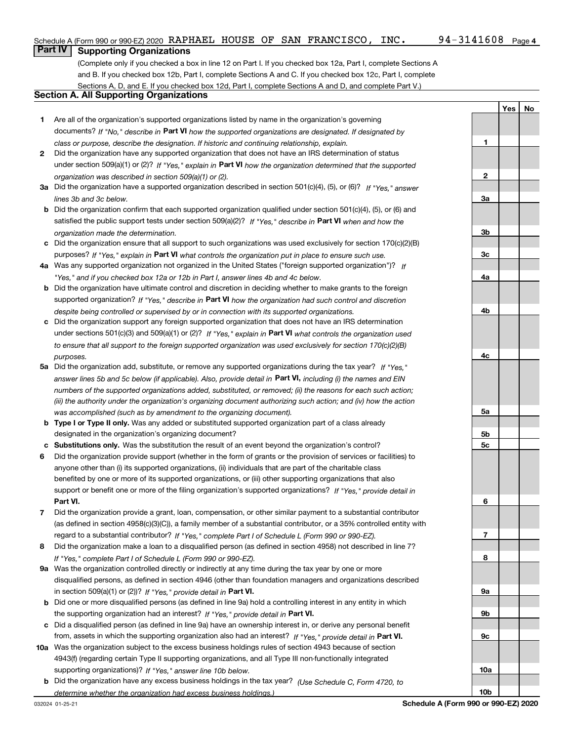Schedule A (Form 990 or 990-EZ) 2020 RAPHAEL HOUSE OF SAN FRANCISCO, INC. 94-3141608

## Part IV Supporting Organizations

(Complete only if you checked a box in line 12 on Part I. If you checked box 12a, Part I, complete Sections A and B. If you checked box 12b, Part I, complete Sections A and C. If you checked box 12c, Part I, complete Sections A, D, and E. If you checked box 12d, Part I, complete Sections A and D, and complete Part V.)

### Section A. All Supporting Organizations

| | | | Yes | No |
|---|---|---|---|---|
| **1** | Are all of the organization's supported organizations listed by name in the organization's governing documents? *If "No," describe in* **Part VI** *how the supported organizations are designated. If designated by class or purpose, describe the designation. If historic and continuing relationship, explain.* | **1** | | |
| **2** | Did the organization have any supported organization that does not have an IRS determination of status under section 509(a)(1) or (2)? *If "Yes," explain in* **Part VI** *how the organization determined that the supported organization was described in section 509(a)(1) or (2).* | **2** | | |
| **3a** | Did the organization have a supported organization described in section 501(c)(4), (5), or (6)? *If "Yes," answer lines 3b and 3c below.* | **3a** | | |
| **b** | Did the organization confirm that each supported organization qualified under section 501(c)(4), (5), or (6) and satisfied the public support tests under section 509(a)(2)? *If "Yes," describe in* **Part VI** *when and how the organization made the determination.* | **3b** | | |
| **c** | Did the organization ensure that all support to such organizations was used exclusively for section 170(c)(2)(B) purposes? *If "Yes," explain in* **Part VI** *what controls the organization put in place to ensure such use.* | **3c** | | |
| **4a** | Was any supported organization not organized in the United States ("foreign supported organization")? *If "Yes," and if you checked box 12a or 12b in Part I, answer lines 4b and 4c below.* | **4a** | | |
| **b** | Did the organization have ultimate control and discretion in deciding whether to make grants to the foreign supported organization? *If "Yes," describe in* **Part VI** *how the organization had such control and discretion despite being controlled or supervised by or in connection with its supported organizations.* | **4b** | | |
| **c** | Did the organization support any foreign supported organization that does not have an IRS determination under sections 501(c)(3) and 509(a)(1) or (2)? *If "Yes," explain in* **Part VI** *what controls the organization used to ensure that all support to the foreign supported organization was used exclusively for section 170(c)(2)(B) purposes.* | **4c** | | |
| **5a** | Did the organization add, substitute, or remove any supported organizations during the tax year? *If "Yes," answer lines 5b and 5c below (if applicable). Also, provide detail in* **Part VI,** *including (i) the names and EIN numbers of the supported organizations added, substituted, or removed; (ii) the reasons for each such action; (iii) the authority under the organization's organizing document authorizing such action; and (iv) how the action was accomplished (such as by amendment to the organizing document).* | **5a** | | |
| **b** | **Type I or Type II only.** Was any added or substituted supported organization part of a class already designated in the organization's organizing document? | **5b** | | |
| **c** | **Substitutions only.** Was the substitution the result of an event beyond the organization's control? | **5c** | | |
| **6** | Did the organization provide support (whether in the form of grants or the provision of services or facilities) to anyone other than (i) its supported organizations, (ii) individuals that are part of the charitable class benefited by one or more of its supported organizations, or (iii) other supporting organizations that also support or benefit one or more of the filing organization's supported organizations? *If "Yes," provide detail in* **Part VI.** | **6** | | |
| **7** | Did the organization provide a grant, loan, compensation, or other similar payment to a substantial contributor (as defined in section 4958(c)(3)(C)), a family member of a substantial contributor, or a 35% controlled entity with regard to a substantial contributor? *If "Yes," complete Part I of Schedule L (Form 990 or 990-EZ).* | **7** | | |
| **8** | Did the organization make a loan to a disqualified person (as defined in section 4958) not described in line 7? *If "Yes," complete Part I of Schedule L (Form 990 or 990-EZ).* | **8** | | |
| **9a** | Was the organization controlled directly or indirectly at any time during the tax year by one or more disqualified persons, as defined in section 4946 (other than foundation managers and organizations described in section 509(a)(1) or (2))? *If "Yes," provide detail in* **Part VI.** | **9a** | | |
| **b** | Did one or more disqualified persons (as defined in line 9a) hold a controlling interest in any entity in which the supporting organization had an interest? *If "Yes," provide detail in* **Part VI.** | **9b** | | |
| **c** | Did a disqualified person (as defined in line 9a) have an ownership interest in, or derive any personal benefit from, assets in which the supporting organization also had an interest? *If "Yes," provide detail in* **Part VI.** | **9c** | | |
| **10a** | Was the organization subject to the excess business holdings rules of section 4943 because of section 4943(f) (regarding certain Type II supporting organizations, and all Type III non-functionally integrated supporting organizations)? *If "Yes," answer line 10b below.* | **10a** | | |
| **b** | Did the organization have any excess business holdings in the tax year? *(Use Schedule C, Form 4720, to determine whether the organization had excess business holdings.)* | **10b** | | |

032024 01-25-21 **Schedule A (Form 990 or 990-EZ) 2020**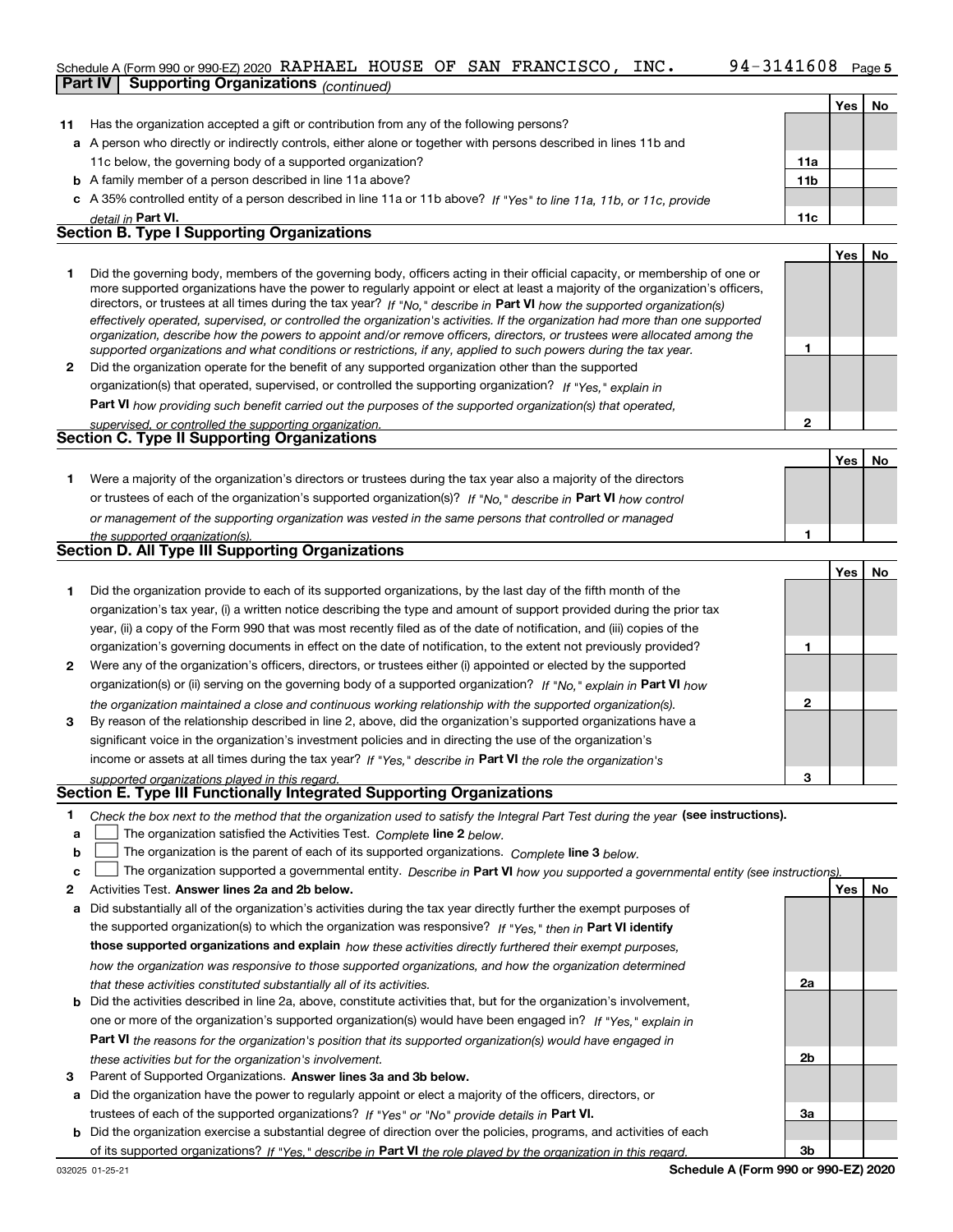Schedule A (Form 990 or 990-EZ) 2020 RAPHAEL HOUSE OF SAN FRANCISCO, INC. 94-3141608

**Part IV Supporting Organizations** *(continued)*

| | | | Yes | No |
|---|---|---|---|---|
| **11** | Has the organization accepted a gift or contribution from any of the following persons? | | | |
| **a** | A person who directly or indirectly controls, either alone or together with persons described in lines 11b and 11c below, the governing body of a supported organization? | **11a** | | |
| **b** | A family member of a person described in line 11a above? | **11b** | | |
| **c** | A 35% controlled entity of a person described in line 11a or 11b above? *If "Yes" to line 11a, 11b, or 11c, provide detail in* **Part VI.** | **11c** | | |

## Section B. Type I Supporting Organizations

| | | | Yes | No |
|---|---|---|---|---|
| **1** | Did the governing body, members of the governing body, officers acting in their official capacity, or membership of one or more supported organizations have the power to regularly appoint or elect at least a majority of the organization's officers, directors, or trustees at all times during the tax year? *If "No," describe in* **Part VI** *how the supported organization(s) effectively operated, supervised, or controlled the organization's activities. If the organization had more than one supported organization, describe how the powers to appoint and/or remove officers, directors, or trustees were allocated among the supported organizations and what conditions or restrictions, if any, applied to such powers during the tax year.* | **1** | | |
| **2** | Did the organization operate for the benefit of any supported organization other than the supported organization(s) that operated, supervised, or controlled the supporting organization? *If "Yes," explain in* **Part VI** *how providing such benefit carried out the purposes of the supported organization(s) that operated, supervised, or controlled the supporting organization.* | **2** | | |

## Section C. Type II Supporting Organizations

| | | | Yes | No |
|---|---|---|---|---|
| **1** | Were a majority of the organization's directors or trustees during the tax year also a majority of the directors or trustees of each of the organization's supported organization(s)? *If "No," describe in* **Part VI** *how control or management of the supporting organization was vested in the same persons that controlled or managed the supported organization(s).* | **1** | | |

## Section D. All Type III Supporting Organizations

| | | | Yes | No |
|---|---|---|---|---|
| **1** | Did the organization provide to each of its supported organizations, by the last day of the fifth month of the organization's tax year, (i) a written notice describing the type and amount of support provided during the prior tax year, (ii) a copy of the Form 990 that was most recently filed as of the date of notification, and (iii) copies of the organization's governing documents in effect on the date of notification, to the extent not previously provided? | **1** | | |
| **2** | Were any of the organization's officers, directors, or trustees either (i) appointed or elected by the supported organization(s) or (ii) serving on the governing body of a supported organization? *If "No," explain in* **Part VI** *how the organization maintained a close and continuous working relationship with the supported organization(s).* | **2** | | |
| **3** | By reason of the relationship described in line 2, above, did the organization's supported organizations have a significant voice in the organization's investment policies and in directing the use of the organization's income or assets at all times during the tax year? *If "Yes," describe in* **Part VI** *the role the organization's supported organizations played in this regard.* | **3** | | |

## Section E. Type III Functionally Integrated Supporting Organizations

**1** *Check the box next to the method that the organization used to satisfy the Integral Part Test during the year* **(see instructions).**

- **a** ☐ The organization satisfied the Activities Test. *Complete* **line 2** *below.*
- **b** ☐ The organization is the parent of each of its supported organizations. *Complete* **line 3** *below.*
- **c** ☐ The organization supported a governmental entity. *Describe in* **Part VI** *how you supported a governmental entity (see instructions).*

| | | | Yes | No |
|---|---|---|---|---|
| **2** | Activities Test. **Answer lines 2a and 2b below.** | | | |
| **a** | Did substantially all of the organization's activities during the tax year directly further the exempt purposes of the supported organization(s) to which the organization was responsive? *If "Yes," then in* **Part VI identify those supported organizations and explain** *how these activities directly furthered their exempt purposes, how the organization was responsive to those supported organizations, and how the organization determined that these activities constituted substantially all of its activities.* | **2a** | | |
| **b** | Did the activities described in line 2a, above, constitute activities that, but for the organization's involvement, one or more of the organization's supported organization(s) would have been engaged in? *If "Yes," explain in* **Part VI** *the reasons for the organization's position that its supported organization(s) would have engaged in these activities but for the organization's involvement.* | **2b** | | |
| **3** | Parent of Supported Organizations. **Answer lines 3a and 3b below.** | | | |
| **a** | Did the organization have the power to regularly appoint or elect a majority of the officers, directors, or trustees of each of the supported organizations? *If "Yes" or "No" provide details in* **Part VI.** | **3a** | | |
| **b** | Did the organization exercise a substantial degree of direction over the policies, programs, and activities of each of its supported organizations? *If "Yes," describe in* **Part VI** *the role played by the organization in this regard.* | **3b** | | |

Schedule A (Form 990 or 990-EZ) 2020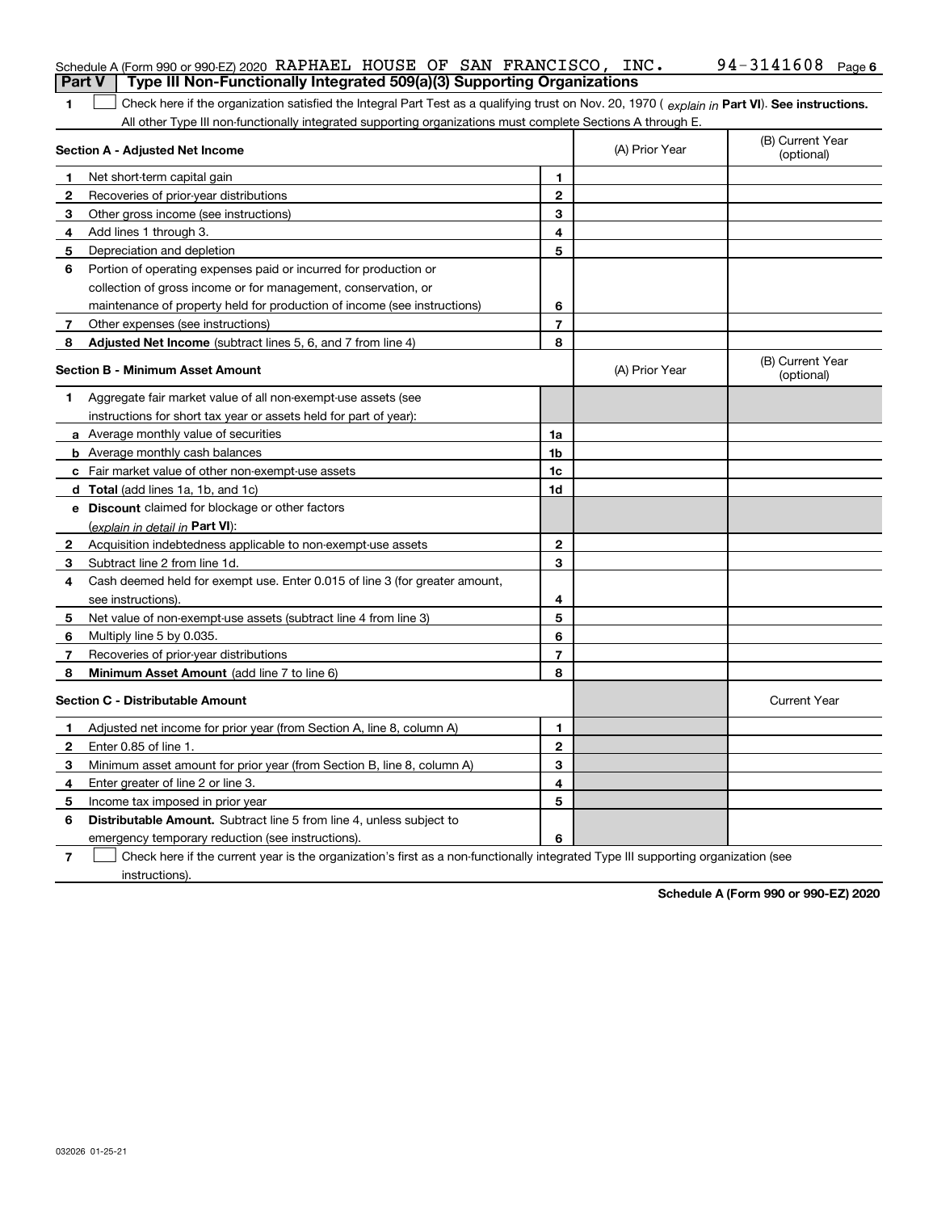Schedule A (Form 990 or 990-EZ) 2020 RAPHAEL HOUSE OF SAN FRANCISCO, INC. 94-3141608

## Part V Type III Non-Functionally Integrated 509(a)(3) Supporting Organizations

**1** ☐ Check here if the organization satisfied the Integral Part Test as a qualifying trust on Nov. 20, 1970 ( *explain in* **Part VI**). **See instructions.** All other Type III non-functionally integrated supporting organizations must complete Sections A through E.

| **Section A - Adjusted Net Income** | | | (A) Prior Year | (B) Current Year (optional) |
|---|---|---|---|---|
| **1** | Net short-term capital gain | **1** | | |
| **2** | Recoveries of prior-year distributions | **2** | | |
| **3** | Other gross income (see instructions) | **3** | | |
| **4** | Add lines 1 through 3. | **4** | | |
| **5** | Depreciation and depletion | **5** | | |
| **6** | Portion of operating expenses paid or incurred for production or collection of gross income or for management, conservation, or maintenance of property held for production of income (see instructions) | **6** | | |
| **7** | Other expenses (see instructions) | **7** | | |
| **8** | **Adjusted Net Income** (subtract lines 5, 6, and 7 from line 4) | **8** | | |

| **Section B - Minimum Asset Amount** | | | (A) Prior Year | (B) Current Year (optional) |
|---|---|---|---|---|
| **1** | Aggregate fair market value of all non-exempt-use assets (see instructions for short tax year or assets held for part of year): | | | |
| **a** | Average monthly value of securities | **1a** | | |
| **b** | Average monthly cash balances | **1b** | | |
| **c** | Fair market value of other non-exempt-use assets | **1c** | | |
| **d** | **Total** (add lines 1a, 1b, and 1c) | **1d** | | |
| **e** | **Discount** claimed for blockage or other factors (*explain in detail in* **Part VI**): | | | |
| **2** | Acquisition indebtedness applicable to non-exempt-use assets | **2** | | |
| **3** | Subtract line 2 from line 1d. | **3** | | |
| **4** | Cash deemed held for exempt use. Enter 0.015 of line 3 (for greater amount, see instructions). | **4** | | |
| **5** | Net value of non-exempt-use assets (subtract line 4 from line 3) | **5** | | |
| **6** | Multiply line 5 by 0.035. | **6** | | |
| **7** | Recoveries of prior-year distributions | **7** | | |
| **8** | **Minimum Asset Amount** (add line 7 to line 6) | **8** | | |

| **Section C - Distributable Amount** | | | | Current Year |
|---|---|---|---|---|
| **1** | Adjusted net income for prior year (from Section A, line 8, column A) | **1** | | |
| **2** | Enter 0.85 of line 1. | **2** | | |
| **3** | Minimum asset amount for prior year (from Section B, line 8, column A) | **3** | | |
| **4** | Enter greater of line 2 or line 3. | **4** | | |
| **5** | Income tax imposed in prior year | **5** | | |
| **6** | **Distributable Amount.** Subtract line 5 from line 4, unless subject to emergency temporary reduction (see instructions). | **6** | | |

**7** ☐ Check here if the current year is the organization's first as a non-functionally integrated Type III supporting organization (see instructions).

**Schedule A (Form 990 or 990-EZ) 2020**

032026 01-25-21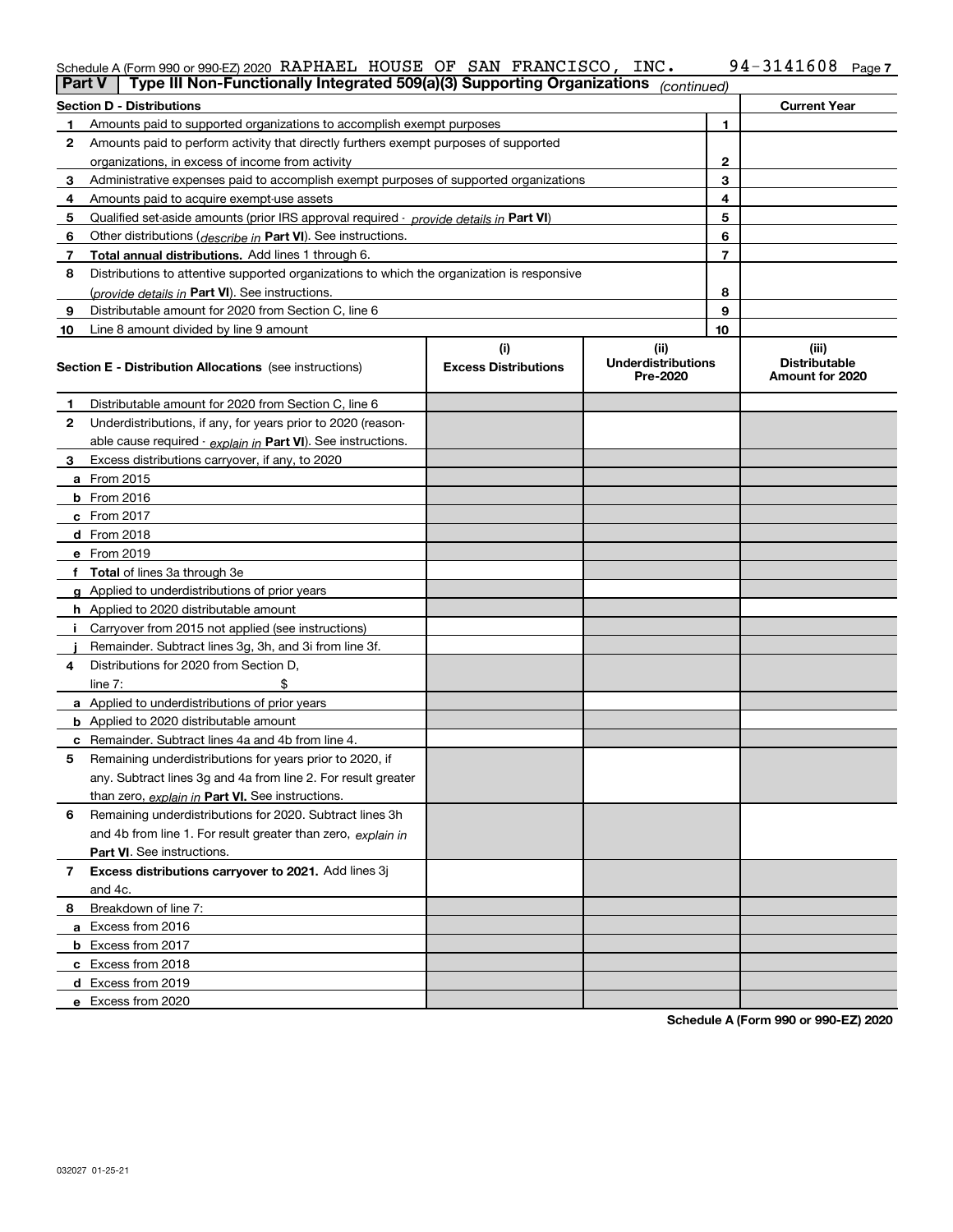Schedule A (Form 990 or 990-EZ) 2020 RAPHAEL HOUSE OF SAN FRANCISCO, INC. 94-3141608 Page 7

## Part V | Type III Non-Functionally Integrated 509(a)(3) Supporting Organizations *(continued)*

| Section D - Distributions | | | Current Year |
|---|---|---|---|
| 1 | Amounts paid to supported organizations to accomplish exempt purposes | 1 | |
| 2 | Amounts paid to perform activity that directly furthers exempt purposes of supported organizations, in excess of income from activity | 2 | |
| 3 | Administrative expenses paid to accomplish exempt purposes of supported organizations | 3 | |
| 4 | Amounts paid to acquire exempt-use assets | 4 | |
| 5 | Qualified set-aside amounts (prior IRS approval required - *provide details in* **Part VI**) | 5 | |
| 6 | Other distributions (*describe in* **Part VI**). See instructions. | 6 | |
| 7 | **Total annual distributions.** Add lines 1 through 6. | 7 | |
| 8 | Distributions to attentive supported organizations to which the organization is responsive (*provide details in* **Part VI**). See instructions. | 8 | |
| 9 | Distributable amount for 2020 from Section C, line 6 | 9 | |
| 10 | Line 8 amount divided by line 9 amount | 10 | |

| Section E - Distribution Allocations (see instructions) | (i) Excess Distributions | (ii) Underdistributions Pre-2020 | (iii) Distributable Amount for 2020 |
|---|---|---|---|
| **1** Distributable amount for 2020 from Section C, line 6 | | | |
| **2** Underdistributions, if any, for years prior to 2020 (reasonable cause required - *explain in* **Part VI**). See instructions. | | | |
| **3** Excess distributions carryover, if any, to 2020 | | | |
| **a** From 2015 | | | |
| **b** From 2016 | | | |
| **c** From 2017 | | | |
| **d** From 2018 | | | |
| **e** From 2019 | | | |
| **f** **Total** of lines 3a through 3e | | | |
| **g** Applied to underdistributions of prior years | | | |
| **h** Applied to 2020 distributable amount | | | |
| **i** Carryover from 2015 not applied (see instructions) | | | |
| **j** Remainder. Subtract lines 3g, 3h, and 3i from line 3f. | | | |
| **4** Distributions for 2020 from Section D, line 7: $ | | | |
| **a** Applied to underdistributions of prior years | | | |
| **b** Applied to 2020 distributable amount | | | |
| **c** Remainder. Subtract lines 4a and 4b from line 4. | | | |
| **5** Remaining underdistributions for years prior to 2020, if any. Subtract lines 3g and 4a from line 2. For result greater than zero, *explain in* **Part VI.** See instructions. | | | |
| **6** Remaining underdistributions for 2020. Subtract lines 3h and 4b from line 1. For result greater than zero, *explain in* **Part VI**. See instructions. | | | |
| **7** **Excess distributions carryover to 2021.** Add lines 3j and 4c. | | | |
| **8** Breakdown of line 7: | | | |
| **a** Excess from 2016 | | | |
| **b** Excess from 2017 | | | |
| **c** Excess from 2018 | | | |
| **d** Excess from 2019 | | | |
| **e** Excess from 2020 | | | |

**Schedule A (Form 990 or 990-EZ) 2020**

032027 01-25-21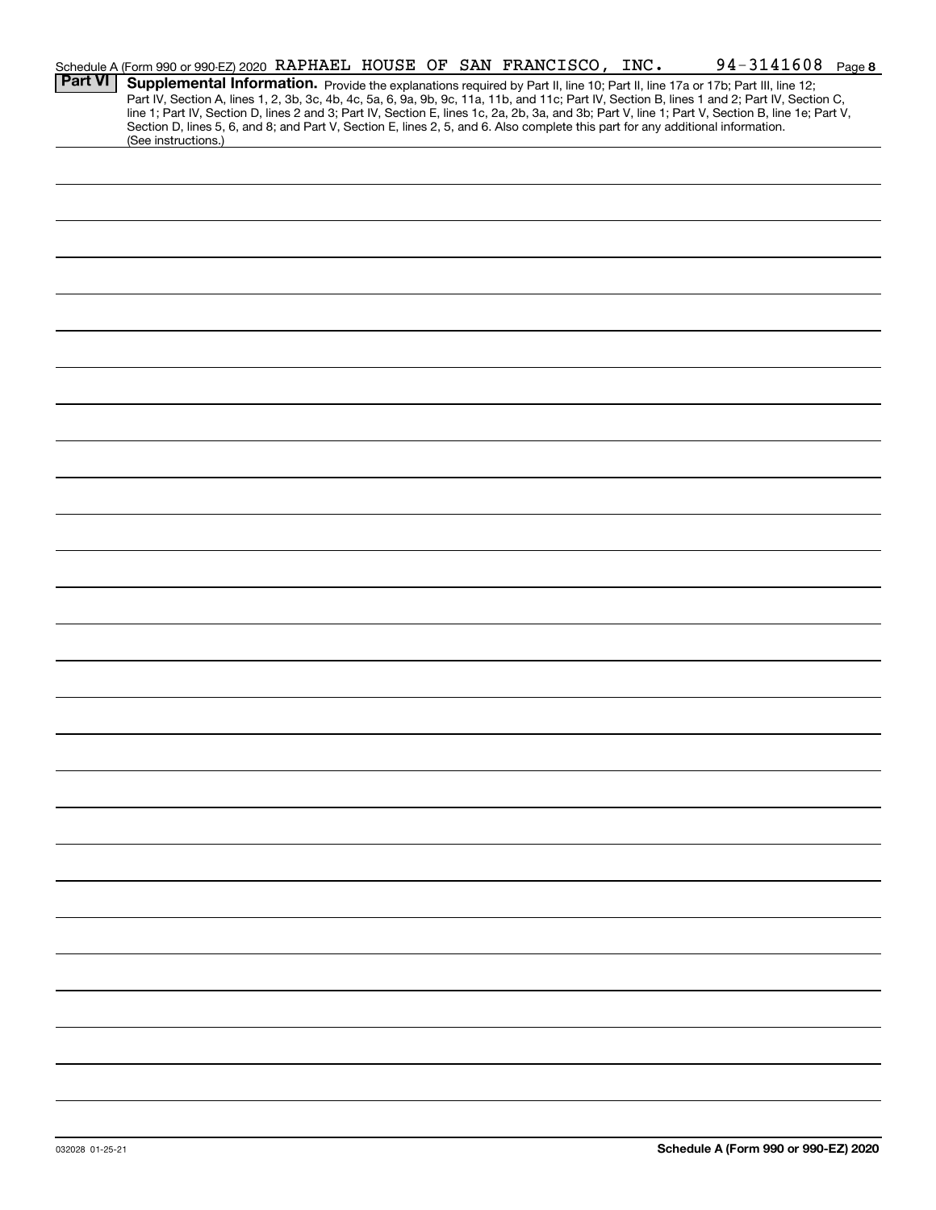Schedule A (Form 990 or 990-EZ) 2020 RAPHAEL HOUSE OF SAN FRANCISCO, INC. 94-3141608 Page 8

**Part VI** **Supplemental Information.** Provide the explanations required by Part II, line 10; Part II, line 17a or 17b; Part III, line 12; Part IV, Section A, lines 1, 2, 3b, 3c, 4b, 4c, 5a, 6, 9a, 9b, 9c, 11a, 11b, and 11c; Part IV, Section B, lines 1 and 2; Part IV, Section C, line 1; Part IV, Section D, lines 2 and 3; Part IV, Section E, lines 1c, 2a, 2b, 3a, and 3b; Part V, line 1; Part V, Section B, line 1e; Part V, Section D, lines 5, 6, and 8; and Part V, Section E, lines 2, 5, and 6. Also complete this part for any additional information. (See instructions.)

032028 01-25-21 **Schedule A (Form 990 or 990-EZ) 2020**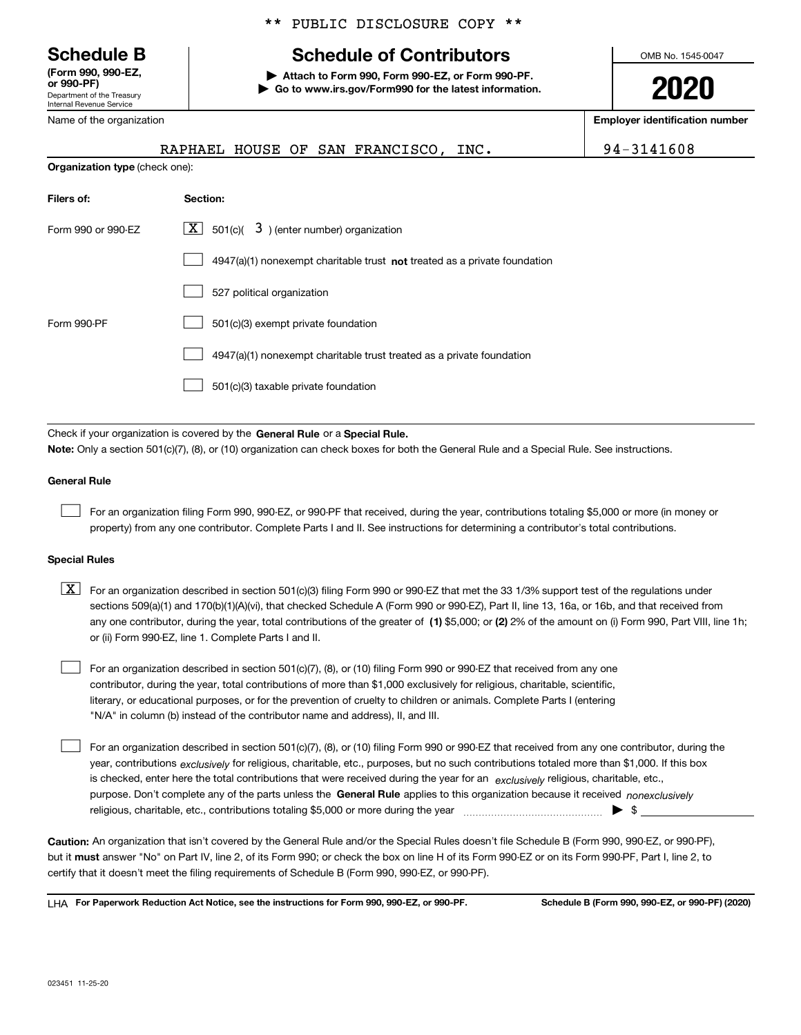** PUBLIC DISCLOSURE COPY **

**Schedule B**
**(Form 990, 990-EZ, or 990-PF)**
Department of the Treasury
Internal Revenue Service

# Schedule of Contributors

▶ **Attach to Form 990, Form 990-EZ, or Form 990-PF.**
▶ **Go to www.irs.gov/Form990 for the latest information.**

OMB No. 1545-0047

**2020**

Name of the organization: RAPHAEL HOUSE OF SAN FRANCISCO, INC.

**Employer identification number**: 94-3141608

**Organization type** (check one):

| **Filers of:** | **Section:** |
|---|---|
| Form 990 or 990-EZ | [X] 501(c)( 3 ) (enter number) organization |
| | [ ] 4947(a)(1) nonexempt charitable trust **not** treated as a private foundation |
| | [ ] 527 political organization |
| Form 990-PF | [ ] 501(c)(3) exempt private foundation |
| | [ ] 4947(a)(1) nonexempt charitable trust treated as a private foundation |
| | [ ] 501(c)(3) taxable private foundation |

Check if your organization is covered by the **General Rule** or a **Special Rule.**

**Note:** Only a section 501(c)(7), (8), or (10) organization can check boxes for both the General Rule and a Special Rule. See instructions.

**General Rule**

[ ] For an organization filing Form 990, 990-EZ, or 990-PF that received, during the year, contributions totaling $5,000 or more (in money or property) from any one contributor. Complete Parts I and II. See instructions for determining a contributor's total contributions.

**Special Rules**

[X] For an organization described in section 501(c)(3) filing Form 990 or 990-EZ that met the 33 1/3% support test of the regulations under sections 509(a)(1) and 170(b)(1)(A)(vi), that checked Schedule A (Form 990 or 990-EZ), Part II, line 13, 16a, or 16b, and that received from any one contributor, during the year, total contributions of the greater of **(1)** $5,000; or **(2)** 2% of the amount on (i) Form 990, Part VIII, line 1h; or (ii) Form 990-EZ, line 1. Complete Parts I and II.

[ ] For an organization described in section 501(c)(7), (8), or (10) filing Form 990 or 990-EZ that received from any one contributor, during the year, total contributions of more than $1,000 exclusively for religious, charitable, scientific, literary, or educational purposes, or for the prevention of cruelty to children or animals. Complete Parts I (entering "N/A" in column (b) instead of the contributor name and address), II, and III.

[ ] For an organization described in section 501(c)(7), (8), or (10) filing Form 990 or 990-EZ that received from any one contributor, during the year, contributions *exclusively* for religious, charitable, etc., purposes, but no such contributions totaled more than $1,000. If this box is checked, enter here the total contributions that were received during the year for an *exclusively* religious, charitable, etc., purpose. Don't complete any of the parts unless the **General Rule** applies to this organization because it received *nonexclusively* religious, charitable, etc., contributions totaling $5,000 or more during the year ▶ $

**Caution:** An organization that isn't covered by the General Rule and/or the Special Rules doesn't file Schedule B (Form 990, 990-EZ, or 990-PF), but it **must** answer "No" on Part IV, line 2, of its Form 990; or check the box on line H of its Form 990-EZ or on its Form 990-PF, Part I, line 2, to certify that it doesn't meet the filing requirements of Schedule B (Form 990, 990-EZ, or 990-PF).

LHA **For Paperwork Reduction Act Notice, see the instructions for Form 990, 990-EZ, or 990-PF.** **Schedule B (Form 990, 990-EZ, or 990-PF) (2020)**

023451 11-25-20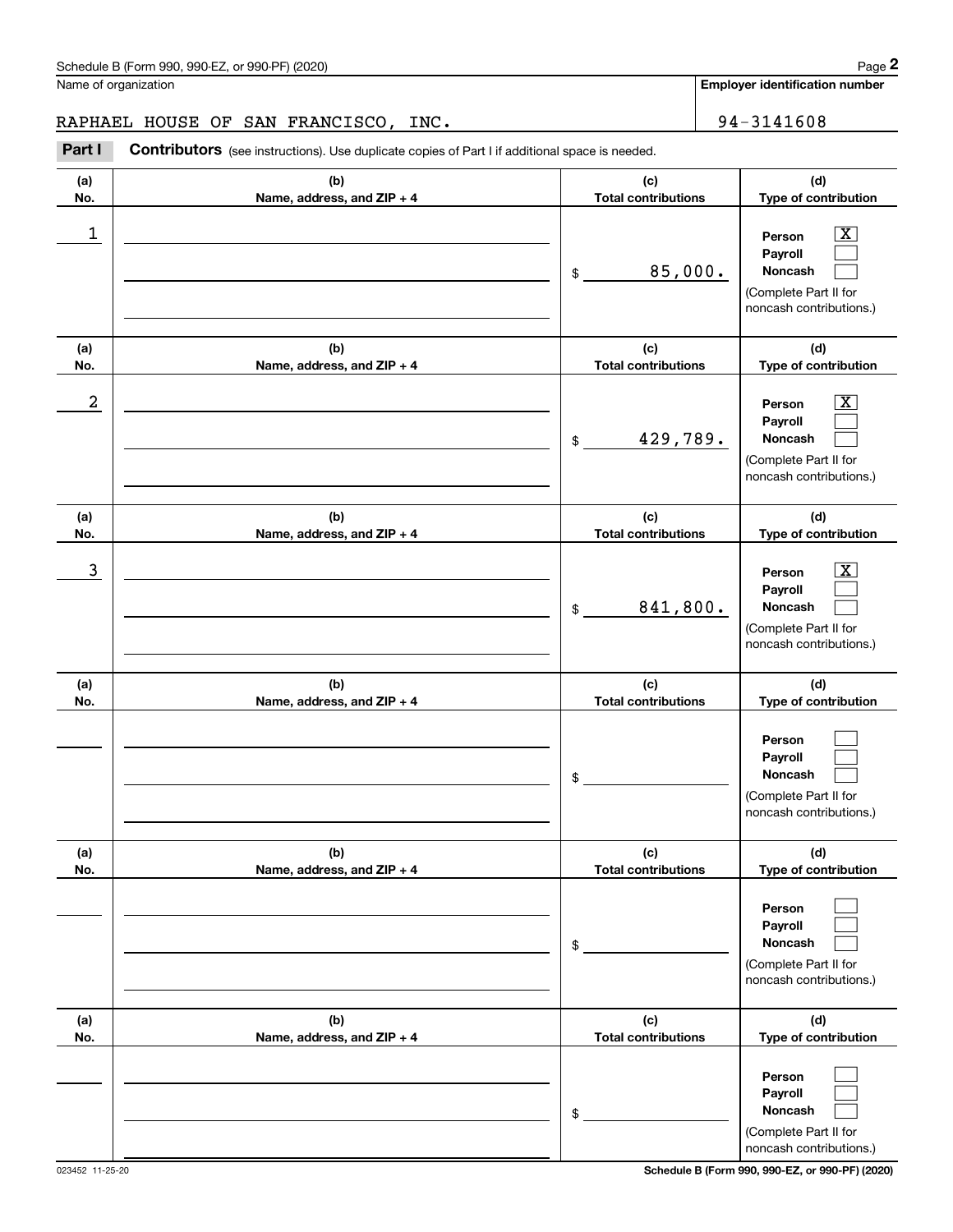Schedule B (Form 990, 990-EZ, or 990-PF) (2020)

Name of organization: RAPHAEL HOUSE OF SAN FRANCISCO, INC.

Employer identification number: 94-3141608

**Part I** **Contributors** (see instructions). Use duplicate copies of Part I if additional space is needed.

| (a) No. | (b) Name, address, and ZIP + 4 | (c) Total contributions | (d) Type of contribution |
|---|---|---|---|
| 1 | | $ 85,000. | Person [X] Payroll [ ] Noncash [ ] (Complete Part II for noncash contributions.) |
| 2 | | $ 429,789. | Person [X] Payroll [ ] Noncash [ ] (Complete Part II for noncash contributions.) |
| 3 | | $ 841,800. | Person [X] Payroll [ ] Noncash [ ] (Complete Part II for noncash contributions.) |
| | | $ | Person [ ] Payroll [ ] Noncash [ ] (Complete Part II for noncash contributions.) |
| | | $ | Person [ ] Payroll [ ] Noncash [ ] (Complete Part II for noncash contributions.) |
| | | $ | Person [ ] Payroll [ ] Noncash [ ] (Complete Part II for noncash contributions.) |

023452 11-25-20

Schedule B (Form 990, 990-EZ, or 990-PF) (2020)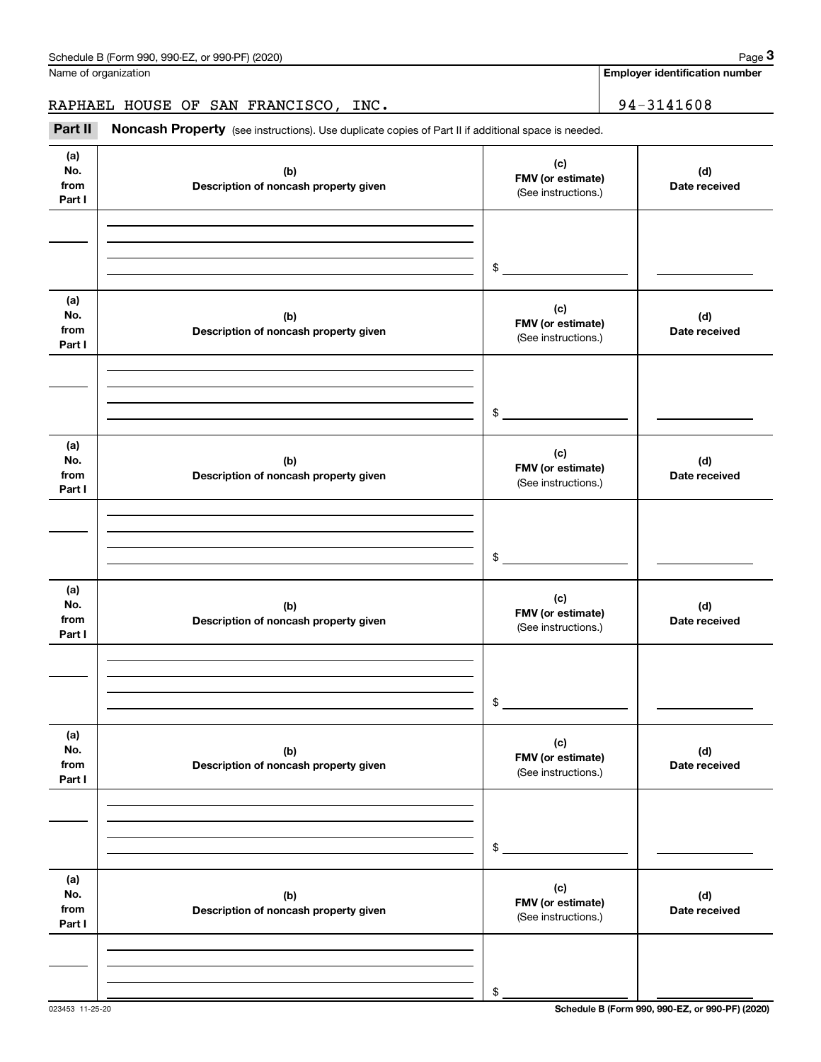Name of organization

**Employer identification number**

RAPHAEL HOUSE OF SAN FRANCISCO, INC. | 94-3141608

**Part II** **Noncash Property** (see instructions). Use duplicate copies of Part II if additional space is needed.

| (a) No. from Part I | (b) Description of noncash property given | (c) FMV (or estimate) (See instructions.) | (d) Date received |
|---|---|---|---|
| | | $ | |

| (a) No. from Part I | (b) Description of noncash property given | (c) FMV (or estimate) (See instructions.) | (d) Date received |
|---|---|---|---|
| | | $ | |

| (a) No. from Part I | (b) Description of noncash property given | (c) FMV (or estimate) (See instructions.) | (d) Date received |
|---|---|---|---|
| | | $ | |

| (a) No. from Part I | (b) Description of noncash property given | (c) FMV (or estimate) (See instructions.) | (d) Date received |
|---|---|---|---|
| | | $ | |

| (a) No. from Part I | (b) Description of noncash property given | (c) FMV (or estimate) (See instructions.) | (d) Date received |
|---|---|---|---|
| | | $ | |

| (a) No. from Part I | (b) Description of noncash property given | (c) FMV (or estimate) (See instructions.) | (d) Date received |
|---|---|---|---|
| | | $ | |

023453 11-25-20

**Schedule B (Form 990, 990-EZ, or 990-PF) (2020)**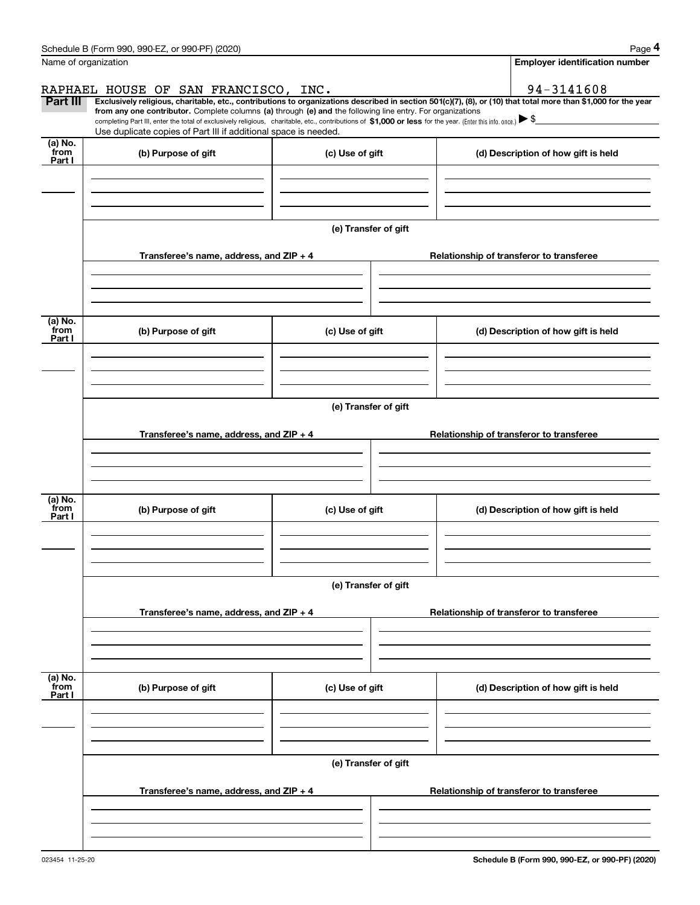Name of organization | Employer identification number

RAPHAEL HOUSE OF SAN FRANCISCO, INC. | 94-3141608

**Part III** **Exclusively religious, charitable, etc., contributions to organizations described in section 501(c)(7), (8), or (10) that total more than $1,000 for the year from any one contributor.** Complete columns **(a)** through **(e) and** the following line entry. For organizations completing Part III, enter the total of exclusively religious, charitable, etc., contributions of **$1,000 or less** for the year. (Enter this info. once.) ▶ $

Use duplicate copies of Part III if additional space is needed.

| (a) No. from Part I | (b) Purpose of gift | (c) Use of gift | (d) Description of how gift is held |
|---|---|---|---|
| | | | |

**(e) Transfer of gift**

| Transferee's name, address, and ZIP + 4 | Relationship of transferor to transferee |
|---|---|
| | |

| (a) No. from Part I | (b) Purpose of gift | (c) Use of gift | (d) Description of how gift is held |
|---|---|---|---|
| | | | |

**(e) Transfer of gift**

| Transferee's name, address, and ZIP + 4 | Relationship of transferor to transferee |
|---|---|
| | |

| (a) No. from Part I | (b) Purpose of gift | (c) Use of gift | (d) Description of how gift is held |
|---|---|---|---|
| | | | |

**(e) Transfer of gift**

| Transferee's name, address, and ZIP + 4 | Relationship of transferor to transferee |
|---|---|
| | |

| (a) No. from Part I | (b) Purpose of gift | (c) Use of gift | (d) Description of how gift is held |
|---|---|---|---|
| | | | |

**(e) Transfer of gift**

| Transferee's name, address, and ZIP + 4 | Relationship of transferor to transferee |
|---|---|
| | |

023454 11-25-20

**Schedule B (Form 990, 990-EZ, or 990-PF) (2020)**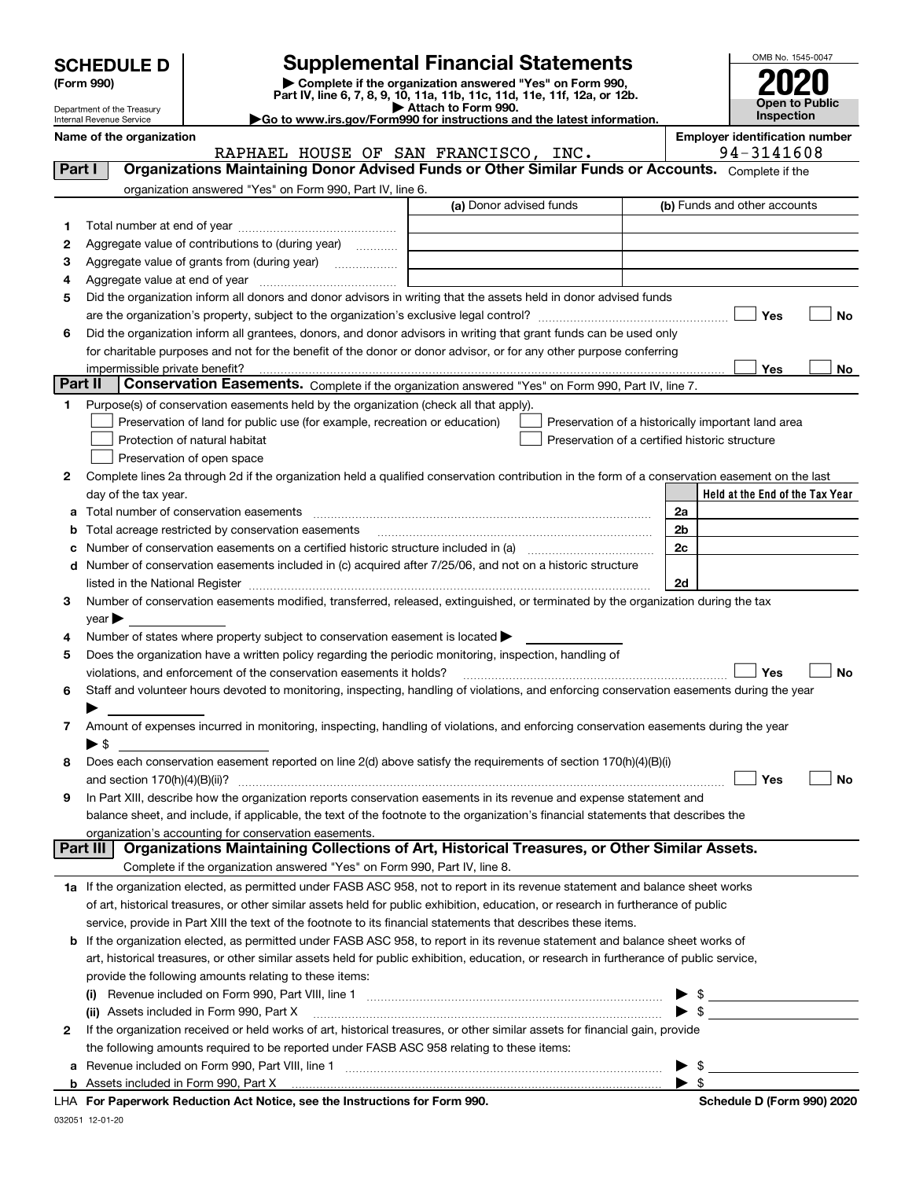# SCHEDULE D (Form 990)

Department of the Treasury
Internal Revenue Service

## Supplemental Financial Statements

▶ Complete if the organization answered "Yes" on Form 990, Part IV, line 6, 7, 8, 9, 10, 11a, 11b, 11c, 11d, 11e, 11f, 12a, or 12b.
▶ Attach to Form 990.
▶Go to www.irs.gov/Form990 for instructions and the latest information.

OMB No. 1545-0047

**2020**

**Open to Public Inspection**

**Name of the organization:** RAPHAEL HOUSE OF SAN FRANCISCO, INC.

**Employer identification number:** 94-3141608

## Part I Organizations Maintaining Donor Advised Funds or Other Similar Funds or Accounts. Complete if the organization answered "Yes" on Form 990, Part IV, line 6.

| | | (a) Donor advised funds | (b) Funds and other accounts |
|---|---|---|---|
| 1 | Total number at end of year | | |
| 2 | Aggregate value of contributions to (during year) | | |
| 3 | Aggregate value of grants from (during year) | | |
| 4 | Aggregate value at end of year | | |

5 Did the organization inform all donors and donor advisors in writing that the assets held in donor advised funds are the organization's property, subject to the organization's exclusive legal control? ☐ Yes ☐ No

6 Did the organization inform all grantees, donors, and donor advisors in writing that grant funds can be used only for charitable purposes and not for the benefit of the donor or donor advisor, or for any other purpose conferring impermissible private benefit? ☐ Yes ☐ No

## Part II Conservation Easements. Complete if the organization answered "Yes" on Form 990, Part IV, line 7.

1 Purpose(s) of conservation easements held by the organization (check all that apply).

☐ Preservation of land for public use (for example, recreation or education)
☐ Protection of natural habitat
☐ Preservation of open space
☐ Preservation of a historically important land area
☐ Preservation of a certified historic structure

2 Complete lines 2a through 2d if the organization held a qualified conservation contribution in the form of a conservation easement on the last day of the tax year.

| | | | Held at the End of the Tax Year |
|---|---|---|---|
| a | Total number of conservation easements | 2a | |
| b | Total acreage restricted by conservation easements | 2b | |
| c | Number of conservation easements on a certified historic structure included in (a) | 2c | |
| d | Number of conservation easements included in (c) acquired after 7/25/06, and not on a historic structure listed in the National Register | 2d | |

3 Number of conservation easements modified, transferred, released, extinguished, or terminated by the organization during the tax year ▶

4 Number of states where property subject to conservation easement is located ▶

5 Does the organization have a written policy regarding the periodic monitoring, inspection, handling of violations, and enforcement of the conservation easements it holds? ☐ Yes ☐ No

6 Staff and volunteer hours devoted to monitoring, inspecting, handling of violations, and enforcing conservation easements during the year ▶

7 Amount of expenses incurred in monitoring, inspecting, handling of violations, and enforcing conservation easements during the year ▶ $

8 Does each conservation easement reported on line 2(d) above satisfy the requirements of section 170(h)(4)(B)(i) and section 170(h)(4)(B)(ii)? ☐ Yes ☐ No

9 In Part XIII, describe how the organization reports conservation easements in its revenue and expense statement and balance sheet, and include, if applicable, the text of the footnote to the organization's financial statements that describes the organization's accounting for conservation easements.

## Part III Organizations Maintaining Collections of Art, Historical Treasures, or Other Similar Assets. Complete if the organization answered "Yes" on Form 990, Part IV, line 8.

1a If the organization elected, as permitted under FASB ASC 958, not to report in its revenue statement and balance sheet works of art, historical treasures, or other similar assets held for public exhibition, education, or research in furtherance of public service, provide in Part XIII the text of the footnote to its financial statements that describes these items.

b If the organization elected, as permitted under FASB ASC 958, to report in its revenue statement and balance sheet works of art, historical treasures, or other similar assets held for public exhibition, education, or research in furtherance of public service, provide the following amounts relating to these items:

(i) Revenue included on Form 990, Part VIII, line 1 ▶ $

(ii) Assets included in Form 990, Part X ▶ $

2 If the organization received or held works of art, historical treasures, or other similar assets for financial gain, provide the following amounts required to be reported under FASB ASC 958 relating to these items:

a Revenue included on Form 990, Part VIII, line 1 ▶ $

b Assets included in Form 990, Part X ▶ $

LHA For Paperwork Reduction Act Notice, see the Instructions for Form 990.

Schedule D (Form 990) 2020

032051 12-01-20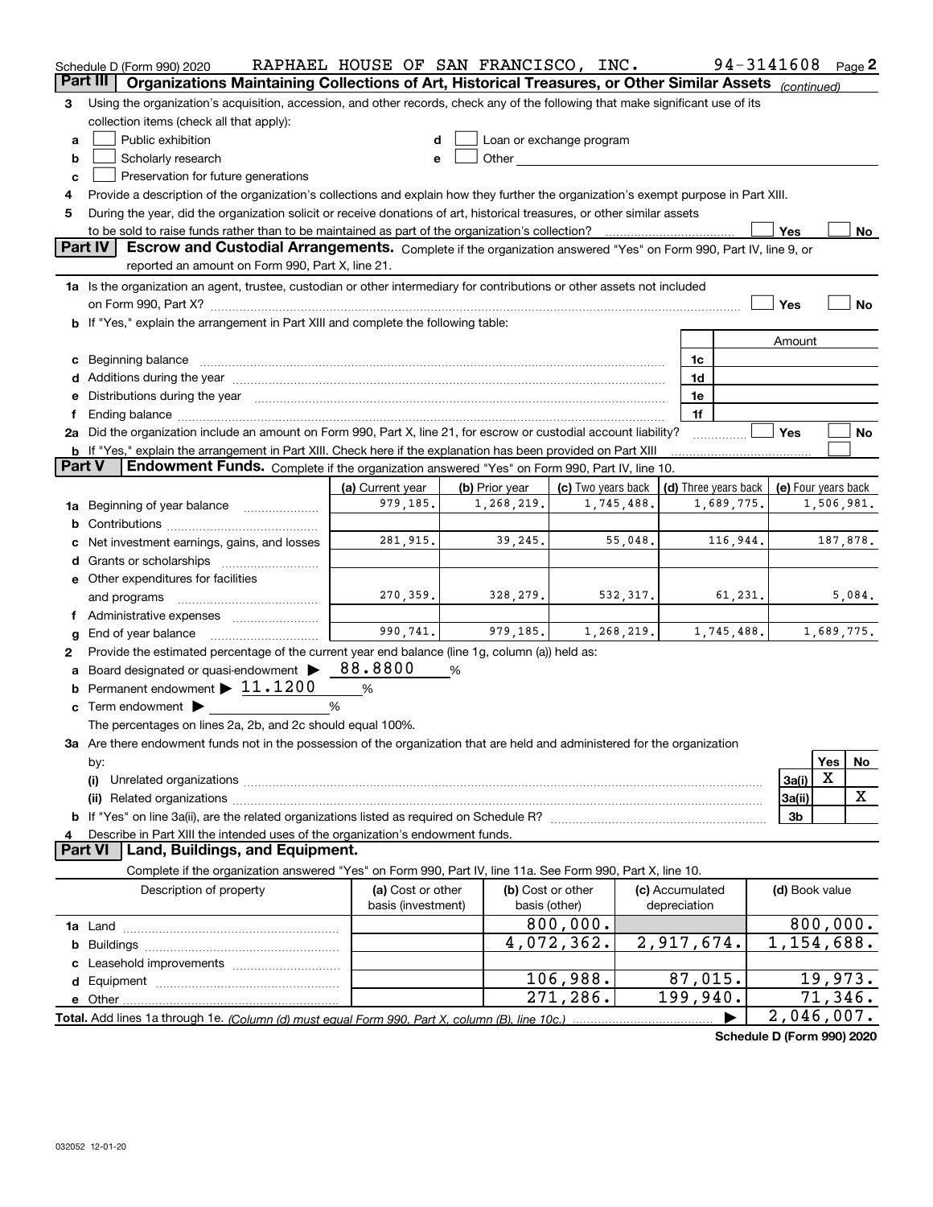Schedule D (Form 990) 2020 RAPHAEL HOUSE OF SAN FRANCISCO, INC. 94-3141608 Page 2

**Part III** | **Organizations Maintaining Collections of Art, Historical Treasures, or Other Similar Assets** *(continued)*

3 Using the organization's acquisition, accession, and other records, check any of the following that make significant use of its collection items (check all that apply):

- a ☐ Public exhibition
- b ☐ Scholarly research
- c ☐ Preservation for future generations
- d ☐ Loan or exchange program
- e ☐ Other

4 Provide a description of the organization's collections and explain how they further the organization's exempt purpose in Part XIII.

5 During the year, did the organization solicit or receive donations of art, historical treasures, or other similar assets to be sold to raise funds rather than to be maintained as part of the organization's collection? ☐ Yes ☐ No

**Part IV** | **Escrow and Custodial Arrangements.** Complete if the organization answered "Yes" on Form 990, Part IV, line 9, or reported an amount on Form 990, Part X, line 21.

1a Is the organization an agent, trustee, custodian or other intermediary for contributions or other assets not included on Form 990, Part X? ☐ Yes ☐ No

b If "Yes," explain the arrangement in Part XIII and complete the following table:

| | | Amount |
|---|---|---|
| c Beginning balance | 1c | |
| d Additions during the year | 1d | |
| e Distributions during the year | 1e | |
| f Ending balance | 1f | |

2a Did the organization include an amount on Form 990, Part X, line 21, for escrow or custodial account liability? ☐ Yes ☐ No

b If "Yes," explain the arrangement in Part XIII. Check here if the explanation has been provided on Part XIII ☐

**Part V** | **Endowment Funds.** Complete if the organization answered "Yes" on Form 990, Part IV, line 10.

| | (a) Current year | (b) Prior year | (c) Two years back | (d) Three years back | (e) Four years back |
|---|---|---|---|---|---|
| 1a Beginning of year balance | 979,185. | 1,268,219. | 1,745,488. | 1,689,775. | 1,506,981. |
| b Contributions | | | | | |
| c Net investment earnings, gains, and losses | 281,915. | 39,245. | 55,048. | 116,944. | 187,878. |
| d Grants or scholarships | | | | | |
| e Other expenditures for facilities and programs | 270,359. | 328,279. | 532,317. | 61,231. | 5,084. |
| f Administrative expenses | | | | | |
| g End of year balance | 990,741. | 979,185. | 1,268,219. | 1,745,488. | 1,689,775. |

2 Provide the estimated percentage of the current year end balance (line 1g, column (a)) held as:

a Board designated or quasi-endowment ▶ 88.8800 %

b Permanent endowment ▶ 11.1200 %

c Term endowment ▶ %

The percentages on lines 2a, 2b, and 2c should equal 100%.

3a Are there endowment funds not in the possession of the organization that are held and administered for the organization by:

| | | Yes | No |
|---|---|---|---|
| (i) Unrelated organizations | 3a(i) | X | |
| (ii) Related organizations | 3a(ii) | | X |
| b If "Yes" on line 3a(ii), are the related organizations listed as required on Schedule R? | 3b | | |

4 Describe in Part XIII the intended uses of the organization's endowment funds.

**Part VI** | **Land, Buildings, and Equipment.**

Complete if the organization answered "Yes" on Form 990, Part IV, line 11a. See Form 990, Part X, line 10.

| Description of property | (a) Cost or other basis (investment) | (b) Cost or other basis (other) | (c) Accumulated depreciation | (d) Book value |
|---|---|---|---|---|
| 1a Land | | 800,000. | | 800,000. |
| b Buildings | | 4,072,362. | 2,917,674. | 1,154,688. |
| c Leasehold improvements | | | | |
| d Equipment | | 106,988. | 87,015. | 19,973. |
| e Other | | 271,286. | 199,940. | 71,346. |
| **Total.** Add lines 1a through 1e. *(Column (d) must equal Form 990, Part X, column (B), line 10c.)* | | | ▶ | 2,046,007. |

**Schedule D (Form 990) 2020**

032052 12-01-20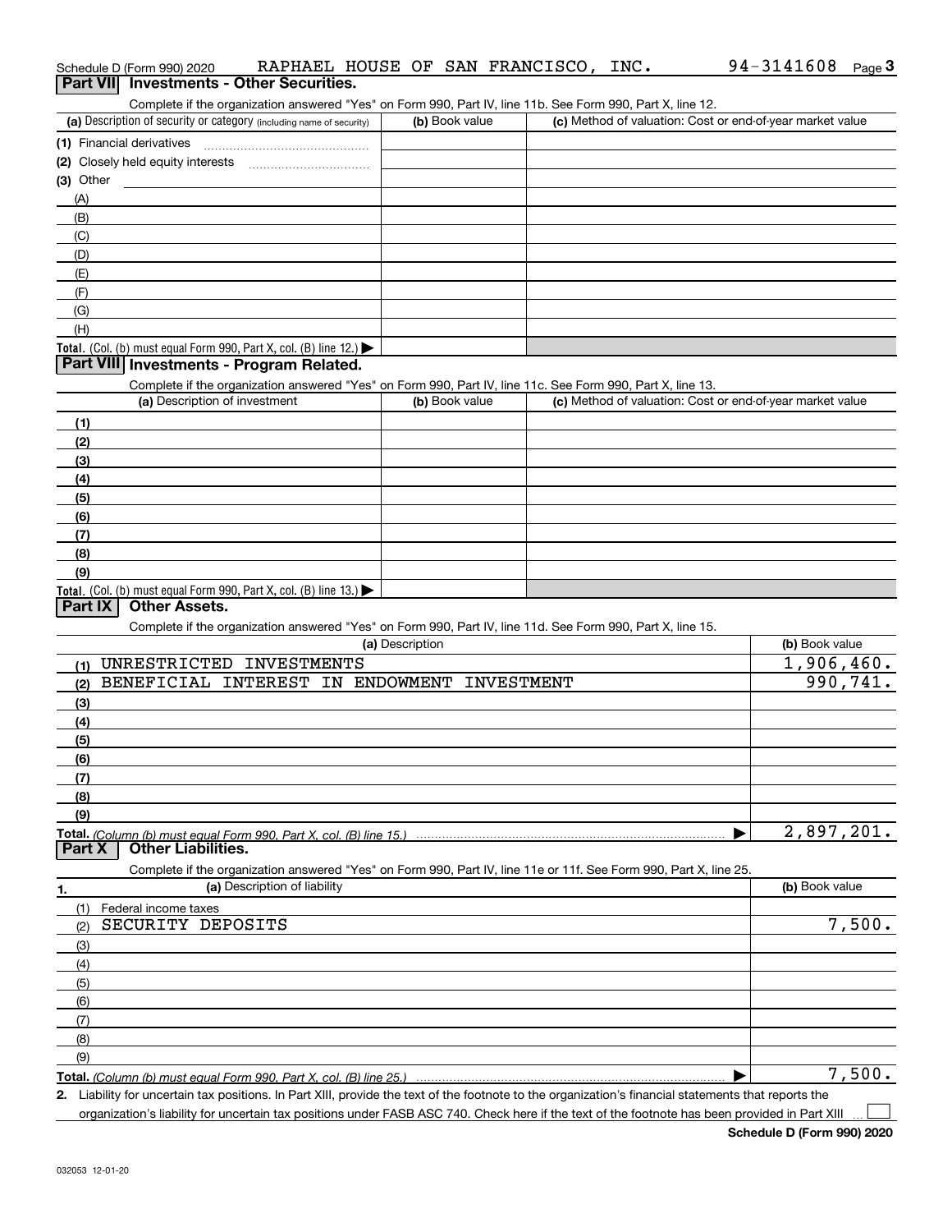Schedule D (Form 990) 2020 RAPHAEL HOUSE OF SAN FRANCISCO, INC. 94-3141608 Page 3

## Part VII Investments - Other Securities.

Complete if the organization answered "Yes" on Form 990, Part IV, line 11b. See Form 990, Part X, line 12.

| (a) Description of security or category (including name of security) | (b) Book value | (c) Method of valuation: Cost or end-of-year market value |
|---|---|---|
| (1) Financial derivatives | | |
| (2) Closely held equity interests | | |
| (3) Other | | |
| (A) | | |
| (B) | | |
| (C) | | |
| (D) | | |
| (E) | | |
| (F) | | |
| (G) | | |
| (H) | | |
| **Total.** (Col. (b) must equal Form 990, Part X, col. (B) line 12.) ▶ | | |

## Part VIII Investments - Program Related.

Complete if the organization answered "Yes" on Form 990, Part IV, line 11c. See Form 990, Part X, line 13.

| (a) Description of investment | (b) Book value | (c) Method of valuation: Cost or end-of-year market value |
|---|---|---|
| (1) | | |
| (2) | | |
| (3) | | |
| (4) | | |
| (5) | | |
| (6) | | |
| (7) | | |
| (8) | | |
| (9) | | |
| **Total.** (Col. (b) must equal Form 990, Part X, col. (B) line 13.) ▶ | | |

## Part IX Other Assets.

Complete if the organization answered "Yes" on Form 990, Part IV, line 11d. See Form 990, Part X, line 15.

| (a) Description | (b) Book value |
|---|---|
| (1) UNRESTRICTED INVESTMENTS | 1,906,460. |
| (2) BENEFICIAL INTEREST IN ENDOWMENT INVESTMENT | 990,741. |
| (3) | |
| (4) | |
| (5) | |
| (6) | |
| (7) | |
| (8) | |
| (9) | |
| **Total.** *(Column (b) must equal Form 990, Part X, col. (B) line 15.)* ▶ | 2,897,201. |

## Part X Other Liabilities.

Complete if the organization answered "Yes" on Form 990, Part IV, line 11e or 11f. See Form 990, Part X, line 25.

| 1. (a) Description of liability | (b) Book value |
|---|---|
| (1) Federal income taxes | |
| (2) SECURITY DEPOSITS | 7,500. |
| (3) | |
| (4) | |
| (5) | |
| (6) | |
| (7) | |
| (8) | |
| (9) | |
| **Total.** *(Column (b) must equal Form 990, Part X, col. (B) line 25.)* ▶ | 7,500. |

**2.** Liability for uncertain tax positions. In Part XIII, provide the text of the footnote to the organization's financial statements that reports the organization's liability for uncertain tax positions under FASB ASC 740. Check here if the text of the footnote has been provided in Part XIII ☐

**Schedule D (Form 990) 2020**

032053 12-01-20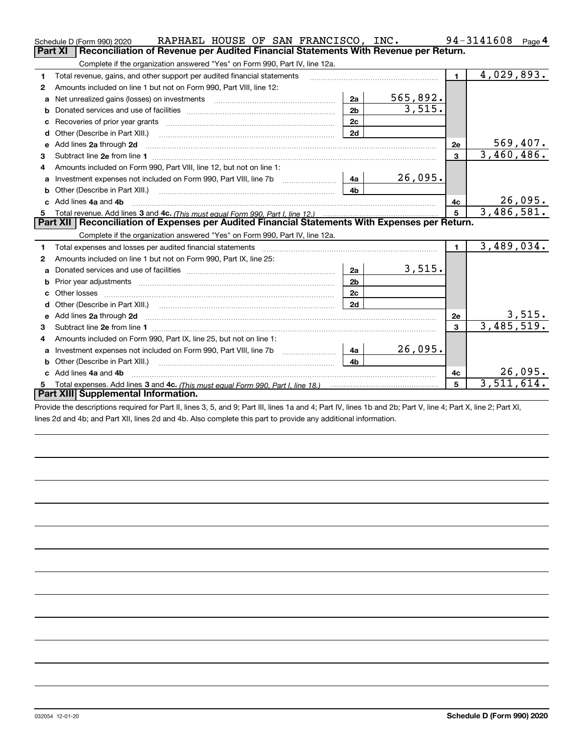Schedule D (Form 990) 2020 RAPHAEL HOUSE OF SAN FRANCISCO, INC. 94-3141608 Page 4

## Part XI Reconciliation of Revenue per Audited Financial Statements With Revenue per Return.

Complete if the organization answered "Yes" on Form 990, Part IV, line 12a.

| | | | | | |
|---|---|---|---|---|---|
| 1 | Total revenue, gains, and other support per audited financial statements | | | 1 | 4,029,893. |
| 2 | Amounts included on line 1 but not on Form 990, Part VIII, line 12: | | | | |
| a | Net unrealized gains (losses) on investments | 2a | 565,892. | | |
| b | Donated services and use of facilities | 2b | 3,515. | | |
| c | Recoveries of prior year grants | 2c | | | |
| d | Other (Describe in Part XIII.) | 2d | | | |
| e | Add lines 2a through 2d | | | 2e | 569,407. |
| 3 | Subtract line 2e from line 1 | | | 3 | 3,460,486. |
| 4 | Amounts included on Form 990, Part VIII, line 12, but not on line 1: | | | | |
| a | Investment expenses not included on Form 990, Part VIII, line 7b | 4a | 26,095. | | |
| b | Other (Describe in Part XIII.) | 4b | | | |
| c | Add lines 4a and 4b | | | 4c | 26,095. |
| 5 | Total revenue. Add lines 3 and 4c. *(This must equal Form 990, Part I, line 12.)* | | | 5 | 3,486,581. |

## Part XII Reconciliation of Expenses per Audited Financial Statements With Expenses per Return.

Complete if the organization answered "Yes" on Form 990, Part IV, line 12a.

| | | | | | |
|---|---|---|---|---|---|
| 1 | Total expenses and losses per audited financial statements | | | 1 | 3,489,034. |
| 2 | Amounts included on line 1 but not on Form 990, Part IX, line 25: | | | | |
| a | Donated services and use of facilities | 2a | 3,515. | | |
| b | Prior year adjustments | 2b | | | |
| c | Other losses | 2c | | | |
| d | Other (Describe in Part XIII.) | 2d | | | |
| e | Add lines 2a through 2d | | | 2e | 3,515. |
| 3 | Subtract line 2e from line 1 | | | 3 | 3,485,519. |
| 4 | Amounts included on Form 990, Part IX, line 25, but not on line 1: | | | | |
| a | Investment expenses not included on Form 990, Part VIII, line 7b | 4a | 26,095. | | |
| b | Other (Describe in Part XIII.) | 4b | | | |
| c | Add lines 4a and 4b | | | 4c | 26,095. |
| 5 | Total expenses. Add lines 3 and 4c. *(This must equal Form 990, Part I, line 18.)* | | | 5 | 3,511,614. |

## Part XIII Supplemental Information.

Provide the descriptions required for Part II, lines 3, 5, and 9; Part III, lines 1a and 4; Part IV, lines 1b and 2b; Part V, line 4; Part X, line 2; Part XI, lines 2d and 4b; and Part XII, lines 2d and 4b. Also complete this part to provide any additional information.

032054 12-01-20 **Schedule D (Form 990) 2020**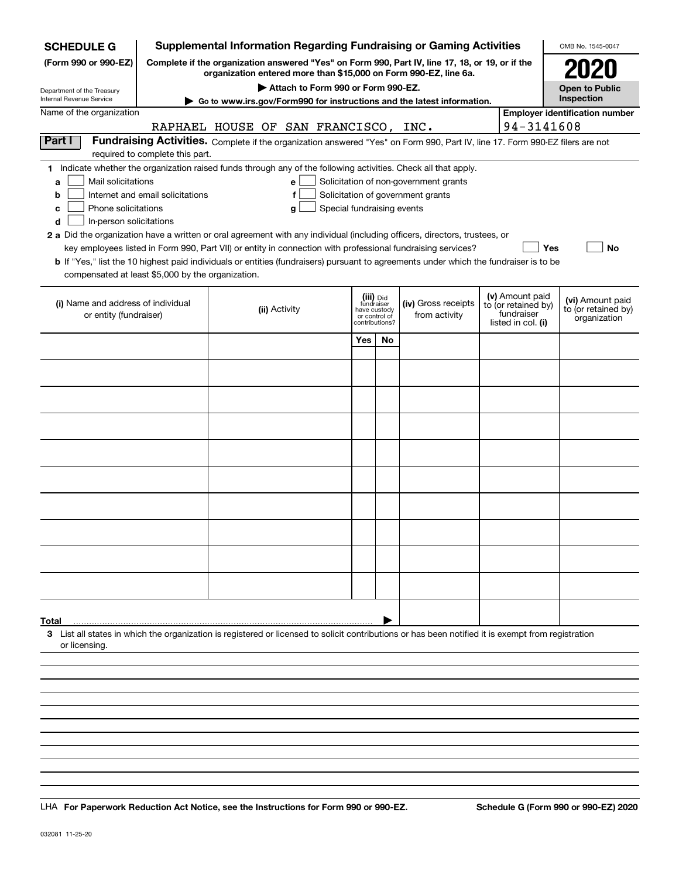**SCHEDULE G (Form 990 or 990-EZ)**

Department of the Treasury
Internal Revenue Service

# Supplemental Information Regarding Fundraising or Gaming Activities

**Complete if the organization answered "Yes" on Form 990, Part IV, line 17, 18, or 19, or if the organization entered more than $15,000 on Form 990-EZ, line 6a.**

**▶ Attach to Form 990 or Form 990-EZ.**

**▶ Go to www.irs.gov/Form990 for instructions and the latest information.**

OMB No. 1545-0047

**2020**

**Open to Public Inspection**

Name of the organization: RAPHAEL HOUSE OF SAN FRANCISCO, INC.

Employer identification number: 94-3141608

**Part I Fundraising Activities.** Complete if the organization answered "Yes" on Form 990, Part IV, line 17. Form 990-EZ filers are not required to complete this part.

**1** Indicate whether the organization raised funds through any of the following activities. Check all that apply.

- **a** ☐ Mail solicitations
- **b** ☐ Internet and email solicitations
- **c** ☐ Phone solicitations
- **d** ☐ In-person solicitations
- **e** ☐ Solicitation of non-government grants
- **f** ☐ Solicitation of government grants
- **g** ☐ Special fundraising events

**2 a** Did the organization have a written or oral agreement with any individual (including officers, directors, trustees, or key employees listed in Form 990, Part VII) or entity in connection with professional fundraising services? ☐ Yes ☐ No

**b** If "Yes," list the 10 highest paid individuals or entities (fundraisers) pursuant to agreements under which the fundraiser is to be compensated at least $5,000 by the organization.

| (i) Name and address of individual or entity (fundraiser) | (ii) Activity | (iii) Did fundraiser have custody or control of contributions? Yes | No | (iv) Gross receipts from activity | (v) Amount paid to (or retained by) fundraiser listed in col. (i) | (vi) Amount paid to (or retained by) organization |
|---|---|---|---|---|---|---|
| | | | | | | |
| | | | | | | |
| | | | | | | |
| | | | | | | |
| | | | | | | |
| | | | | | | |
| | | | | | | |
| | | | | | | |
| | | | | | | |
| | | | | | | |
| **Total** ▶ | | | | | | |

**3** List all states in which the organization is registered or licensed to solicit contributions or has been notified it is exempt from registration or licensing.

LHA **For Paperwork Reduction Act Notice, see the Instructions for Form 990 or 990-EZ.**

**Schedule G (Form 990 or 990-EZ) 2020**

032081 11-25-20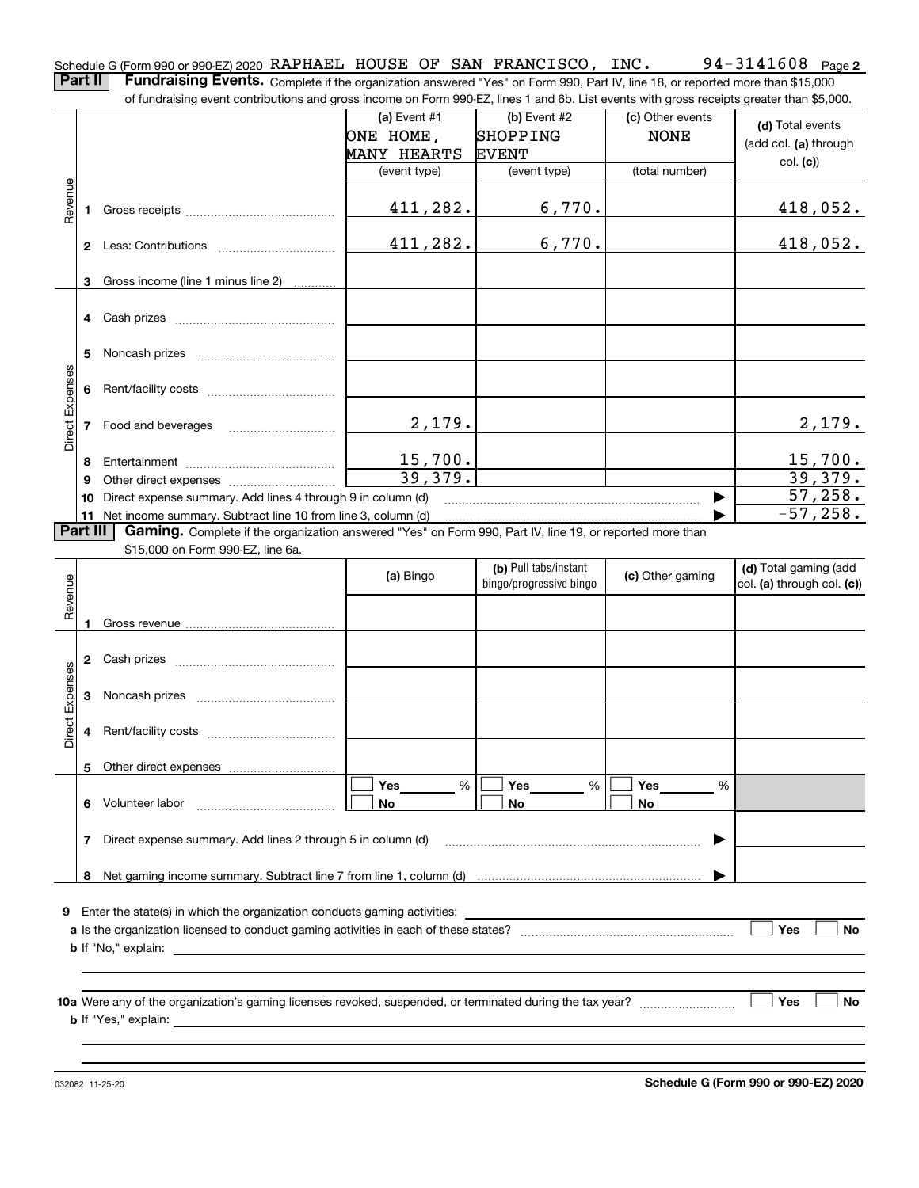Schedule G (Form 990 or 990-EZ) 2020 RAPHAEL HOUSE OF SAN FRANCISCO, INC. 94-3141608 Page 2

**Part II | Fundraising Events.** Complete if the organization answered "Yes" on Form 990, Part IV, line 18, or reported more than $15,000 of fundraising event contributions and gross income on Form 990-EZ, lines 1 and 6b. List events with gross receipts greater than $5,000.

| | | (a) Event #1 ONE HOME, MANY HEARTS (event type) | (b) Event #2 SHOPPING EVENT (event type) | (c) Other events NONE (total number) | (d) Total events (add col. (a) through col. (c)) |
|---|---|---|---|---|---|
| Revenue | 1 Gross receipts | 411,282. | 6,770. | | 418,052. |
| | 2 Less: Contributions | 411,282. | 6,770. | | 418,052. |
| | 3 Gross income (line 1 minus line 2) | | | | |
| Direct Expenses | 4 Cash prizes | | | | |
| | 5 Noncash prizes | | | | |
| | 6 Rent/facility costs | | | | |
| | 7 Food and beverages | 2,179. | | | 2,179. |
| | 8 Entertainment | 15,700. | | | 15,700. |
| | 9 Other direct expenses | 39,379. | | | 39,379. |
| | 10 Direct expense summary. Add lines 4 through 9 in column (d) | | | | 57,258. |
| | 11 Net income summary. Subtract line 10 from line 3, column (d) | | | | -57,258. |

**Part III | Gaming.** Complete if the organization answered "Yes" on Form 990, Part IV, line 19, or reported more than $15,000 on Form 990-EZ, line 6a.

| | | (a) Bingo | (b) Pull tabs/instant bingo/progressive bingo | (c) Other gaming | (d) Total gaming (add col. (a) through col. (c)) |
|---|---|---|---|---|---|
| Revenue | 1 Gross revenue | | | | |
| Direct Expenses | 2 Cash prizes | | | | |
| | 3 Noncash prizes | | | | |
| | 4 Rent/facility costs | | | | |
| | 5 Other direct expenses | | | | |
| | 6 Volunteer labor | Yes ___ % No | Yes ___ % No | Yes ___ % No | |
| | 7 Direct expense summary. Add lines 2 through 5 in column (d) | | | | |
| | 8 Net gaming income summary. Subtract line 7 from line 1, column (d) | | | | |

9 Enter the state(s) in which the organization conducts gaming activities: ____________

a Is the organization licensed to conduct gaming activities in each of these states? Yes No

b If "No," explain: ____________

10a Were any of the organization's gaming licenses revoked, suspended, or terminated during the tax year? Yes No

b If "Yes," explain: ____________

032082 11-25-20 **Schedule G (Form 990 or 990-EZ) 2020**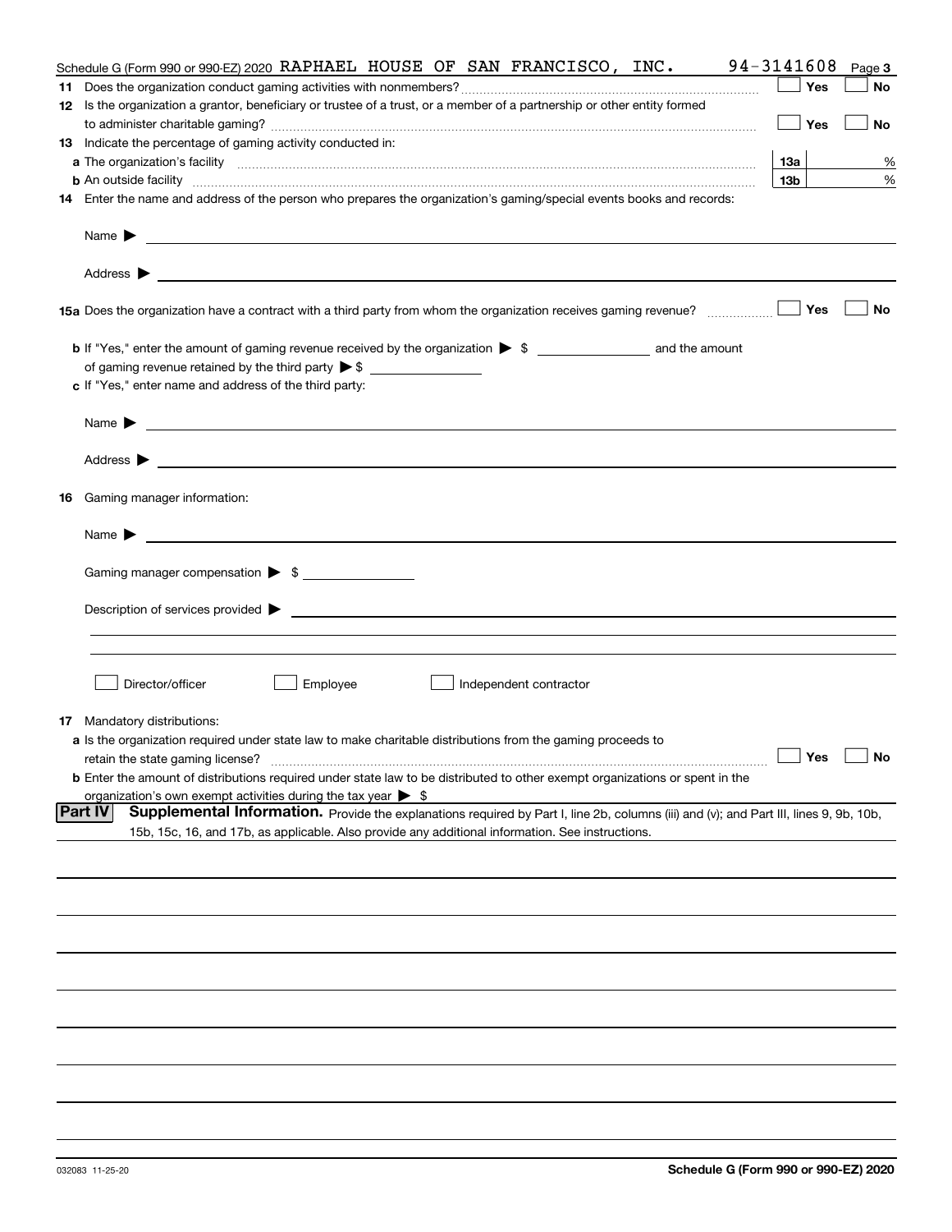Schedule G (Form 990 or 990-EZ) 2020 RAPHAEL HOUSE OF SAN FRANCISCO, INC. 94-3141608 Page 3

**11** Does the organization conduct gaming activities with nonmembers? ☐ Yes ☐ No

**12** Is the organization a grantor, beneficiary or trustee of a trust, or a member of a partnership or other entity formed to administer charitable gaming? ☐ Yes ☐ No

**13** Indicate the percentage of gaming activity conducted in:

**a** The organization's facility **13a** %

**b** An outside facility **13b** %

**14** Enter the name and address of the person who prepares the organization's gaming/special events books and records:

Name ▶

Address ▶

**15a** Does the organization have a contract with a third party from whom the organization receives gaming revenue? ☐ Yes ☐ No

**b** If "Yes," enter the amount of gaming revenue received by the organization ▶ $ ______ and the amount of gaming revenue retained by the third party ▶ $ ______

**c** If "Yes," enter name and address of the third party:

Name ▶

Address ▶

**16** Gaming manager information:

Name ▶

Gaming manager compensation ▶ $ ______

Description of services provided ▶

☐ Director/officer ☐ Employee ☐ Independent contractor

**17** Mandatory distributions:

**a** Is the organization required under state law to make charitable distributions from the gaming proceeds to retain the state gaming license? ☐ Yes ☐ No

**b** Enter the amount of distributions required under state law to be distributed to other exempt organizations or spent in the organization's own exempt activities during the tax year ▶ $

**Part IV** **Supplemental Information.** Provide the explanations required by Part I, line 2b, columns (iii) and (v); and Part III, lines 9, 9b, 10b, 15b, 15c, 16, and 17b, as applicable. Also provide any additional information. See instructions.

032083 11-25-20 **Schedule G (Form 990 or 990-EZ) 2020**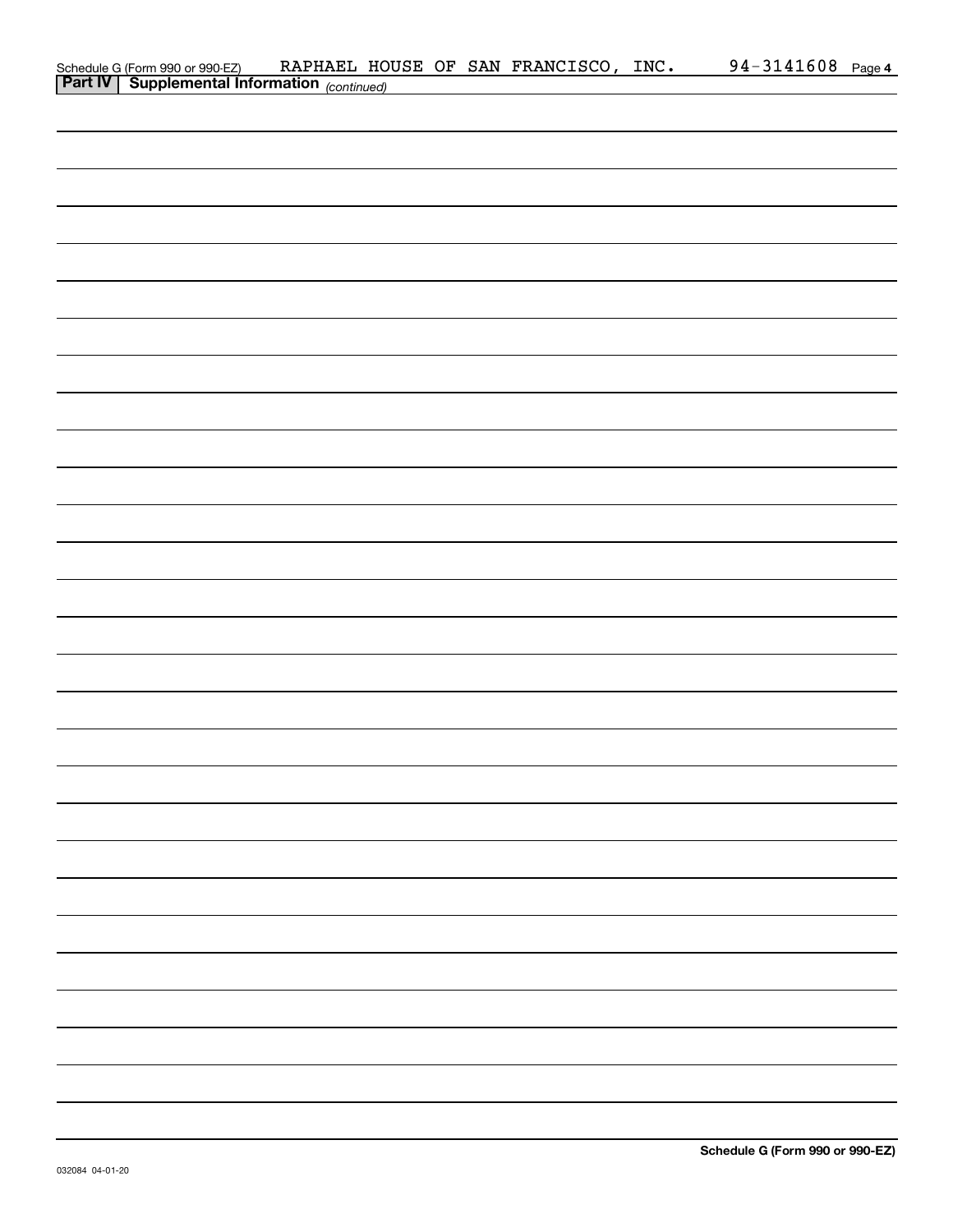Schedule G (Form 990 or 990-EZ) RAPHAEL HOUSE OF SAN FRANCISCO, INC. 94-3141608 Page 4

**Part IV | Supplemental Information** *(continued)*

**Schedule G (Form 990 or 990-EZ)**

032084 04-01-20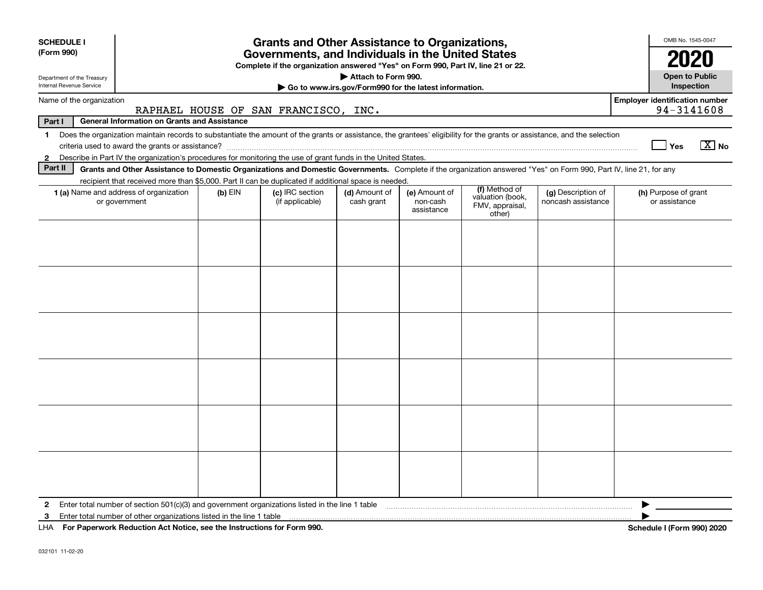**SCHEDULE I (Form 990)**

Department of the Treasury
Internal Revenue Service

# Grants and Other Assistance to Organizations, Governments, and Individuals in the United States

**Complete if the organization answered "Yes" on Form 990, Part IV, line 21 or 22.**

**▶ Attach to Form 990.**

**▶ Go to www.irs.gov/Form990 for the latest information.**

OMB No. 1545-0047

**2020**

**Open to Public Inspection**

Name of the organization: RAPHAEL HOUSE OF SAN FRANCISCO, INC.

**Employer identification number** 94-3141608

**Part I — General Information on Grants and Assistance**

1 Does the organization maintain records to substantiate the amount of the grants or assistance, the grantees' eligibility for the grants or assistance, and the selection criteria used to award the grants or assistance? ☐ Yes ☒ No

2 Describe in Part IV the organization's procedures for monitoring the use of grant funds in the United States.

**Part II — Grants and Other Assistance to Domestic Organizations and Domestic Governments.** Complete if the organization answered "Yes" on Form 990, Part IV, line 21, for any recipient that received more than $5,000. Part II can be duplicated if additional space is needed.

| 1 (a) Name and address of organization or government | (b) EIN | (c) IRC section (if applicable) | (d) Amount of cash grant | (e) Amount of non-cash assistance | (f) Method of valuation (book, FMV, appraisal, other) | (g) Description of noncash assistance | (h) Purpose of grant or assistance |
|---|---|---|---|---|---|---|---|
| | | | | | | | |
| | | | | | | | |
| | | | | | | | |
| | | | | | | | |
| | | | | | | | |
| | | | | | | | |

2 Enter total number of section 501(c)(3) and government organizations listed in the line 1 table ▶

3 Enter total number of other organizations listed in the line 1 table ▶

LHA **For Paperwork Reduction Act Notice, see the Instructions for Form 990.** **Schedule I (Form 990) 2020**

032101 11-02-20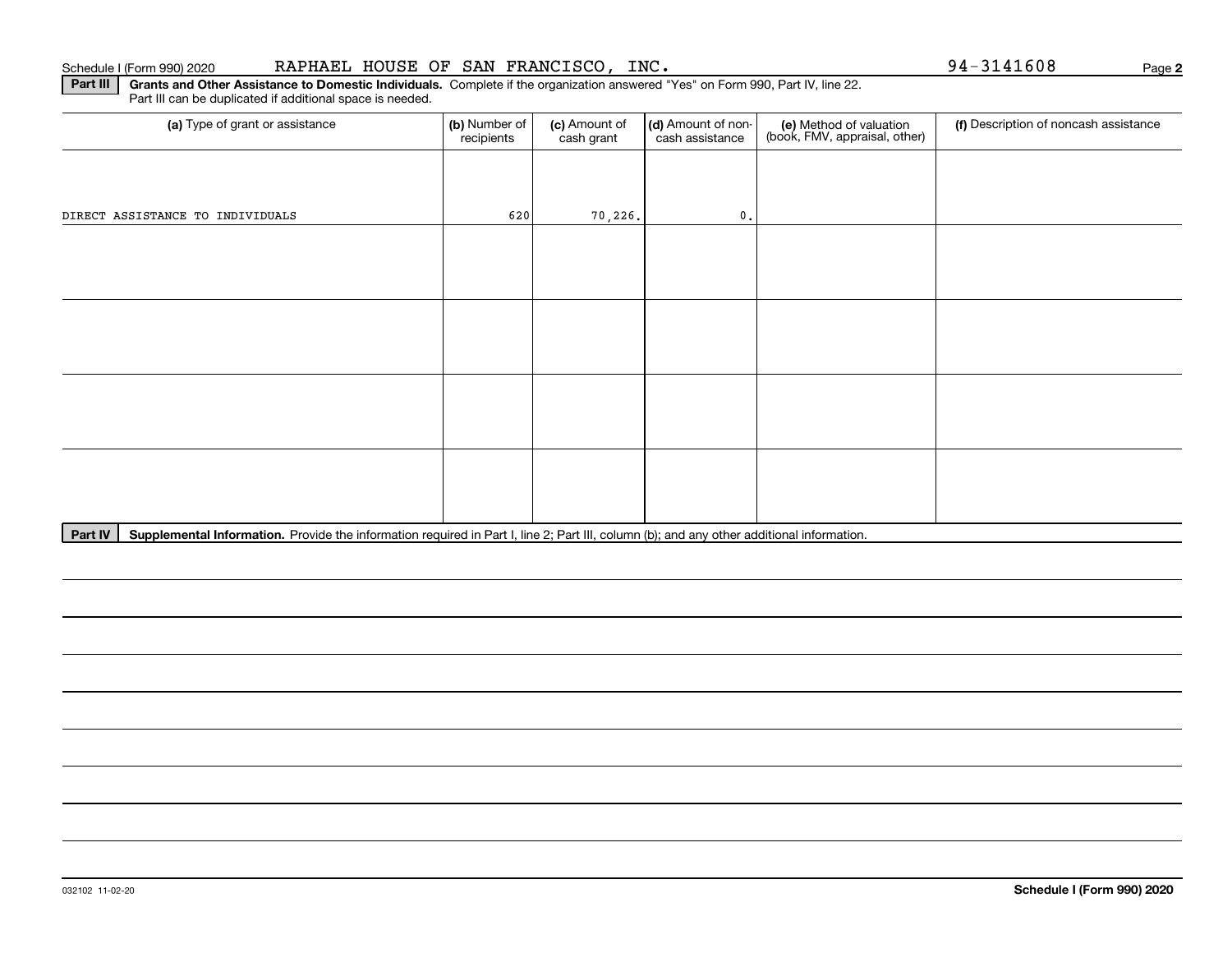Schedule I (Form 990) 2020 RAPHAEL HOUSE OF SAN FRANCISCO, INC. 94-3141608

**Part III** **Grants and Other Assistance to Domestic Individuals.** Complete if the organization answered "Yes" on Form 990, Part IV, line 22.
Part III can be duplicated if additional space is needed.

| (a) Type of grant or assistance | (b) Number of recipients | (c) Amount of cash grant | (d) Amount of non-cash assistance | (e) Method of valuation (book, FMV, appraisal, other) | (f) Description of noncash assistance |
|---|---|---|---|---|---|
| DIRECT ASSISTANCE TO INDIVIDUALS | 620 | 70,226. | 0. | | |
| | | | | | |
| | | | | | |
| | | | | | |
| | | | | | |

**Part IV** **Supplemental Information.** Provide the information required in Part I, line 2; Part III, column (b); and any other additional information.

032102 11-02-20 **Schedule I (Form 990) 2020**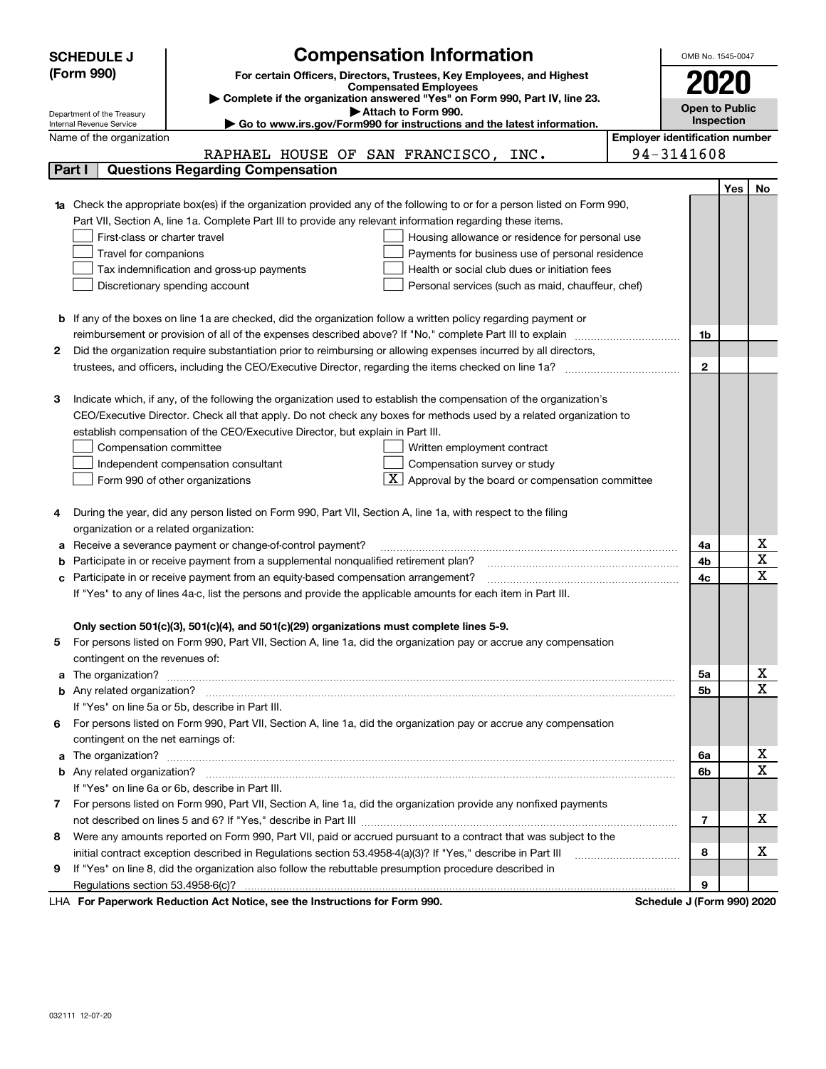**SCHEDULE J (Form 990)**

Department of the Treasury
Internal Revenue Service

# Compensation Information

**For certain Officers, Directors, Trustees, Key Employees, and Highest Compensated Employees**

▶ **Complete if the organization answered "Yes" on Form 990, Part IV, line 23.**

▶ **Attach to Form 990.**

▶ **Go to www.irs.gov/Form990 for instructions and the latest information.**

OMB No. 1545-0047

**2020**

**Open to Public Inspection**

Name of the organization: RAPHAEL HOUSE OF SAN FRANCISCO, INC.

**Employer identification number:** 94-3141608

## Part I — Questions Regarding Compensation

| | | | Yes | No |
|---|---|---|---|---|
| **1a** | Check the appropriate box(es) if the organization provided any of the following to or for a person listed on Form 990, Part VII, Section A, line 1a. Complete Part III to provide any relevant information regarding these items.<br>☐ First-class or charter travel ☐ Housing allowance or residence for personal use<br>☐ Travel for companions ☐ Payments for business use of personal residence<br>☐ Tax indemnification and gross-up payments ☐ Health or social club dues or initiation fees<br>☐ Discretionary spending account ☐ Personal services (such as maid, chauffeur, chef) | | | |
| **b** | If any of the boxes on line 1a are checked, did the organization follow a written policy regarding payment or reimbursement or provision of all of the expenses described above? If "No," complete Part III to explain | 1b | | |
| **2** | Did the organization require substantiation prior to reimbursing or allowing expenses incurred by all directors, trustees, and officers, including the CEO/Executive Director, regarding the items checked on line 1a? | 2 | | |
| **3** | Indicate which, if any, of the following the organization used to establish the compensation of the organization's CEO/Executive Director. Check all that apply. Do not check any boxes for methods used by a related organization to establish compensation of the CEO/Executive Director, but explain in Part III.<br>☐ Compensation committee ☐ Written employment contract<br>☐ Independent compensation consultant ☐ Compensation survey or study<br>☐ Form 990 of other organizations ☒ Approval by the board or compensation committee | | | |
| **4** | During the year, did any person listed on Form 990, Part VII, Section A, line 1a, with respect to the filing organization or a related organization: | | | |
| **a** | Receive a severance payment or change-of-control payment? | 4a | | X |
| **b** | Participate in or receive payment from a supplemental nonqualified retirement plan? | 4b | | X |
| **c** | Participate in or receive payment from an equity-based compensation arrangement? | 4c | | X |
| | If "Yes" to any of lines 4a-c, list the persons and provide the applicable amounts for each item in Part III. | | | |
| | **Only section 501(c)(3), 501(c)(4), and 501(c)(29) organizations must complete lines 5-9.** | | | |
| **5** | For persons listed on Form 990, Part VII, Section A, line 1a, did the organization pay or accrue any compensation contingent on the revenues of: | | | |
| **a** | The organization? | 5a | | X |
| **b** | Any related organization? | 5b | | X |
| | If "Yes" on line 5a or 5b, describe in Part III. | | | |
| **6** | For persons listed on Form 990, Part VII, Section A, line 1a, did the organization pay or accrue any compensation contingent on the net earnings of: | | | |
| **a** | The organization? | 6a | | X |
| **b** | Any related organization? | 6b | | X |
| | If "Yes" on line 6a or 6b, describe in Part III. | | | |
| **7** | For persons listed on Form 990, Part VII, Section A, line 1a, did the organization provide any nonfixed payments not described on lines 5 and 6? If "Yes," describe in Part III | 7 | | X |
| **8** | Were any amounts reported on Form 990, Part VII, paid or accrued pursuant to a contract that was subject to the initial contract exception described in Regulations section 53.4958-4(a)(3)? If "Yes," describe in Part III | 8 | | X |
| **9** | If "Yes" on line 8, did the organization also follow the rebuttable presumption procedure described in Regulations section 53.4958-6(c)? | 9 | | |

LHA **For Paperwork Reduction Act Notice, see the Instructions for Form 990.** **Schedule J (Form 990) 2020**

032111 12-07-20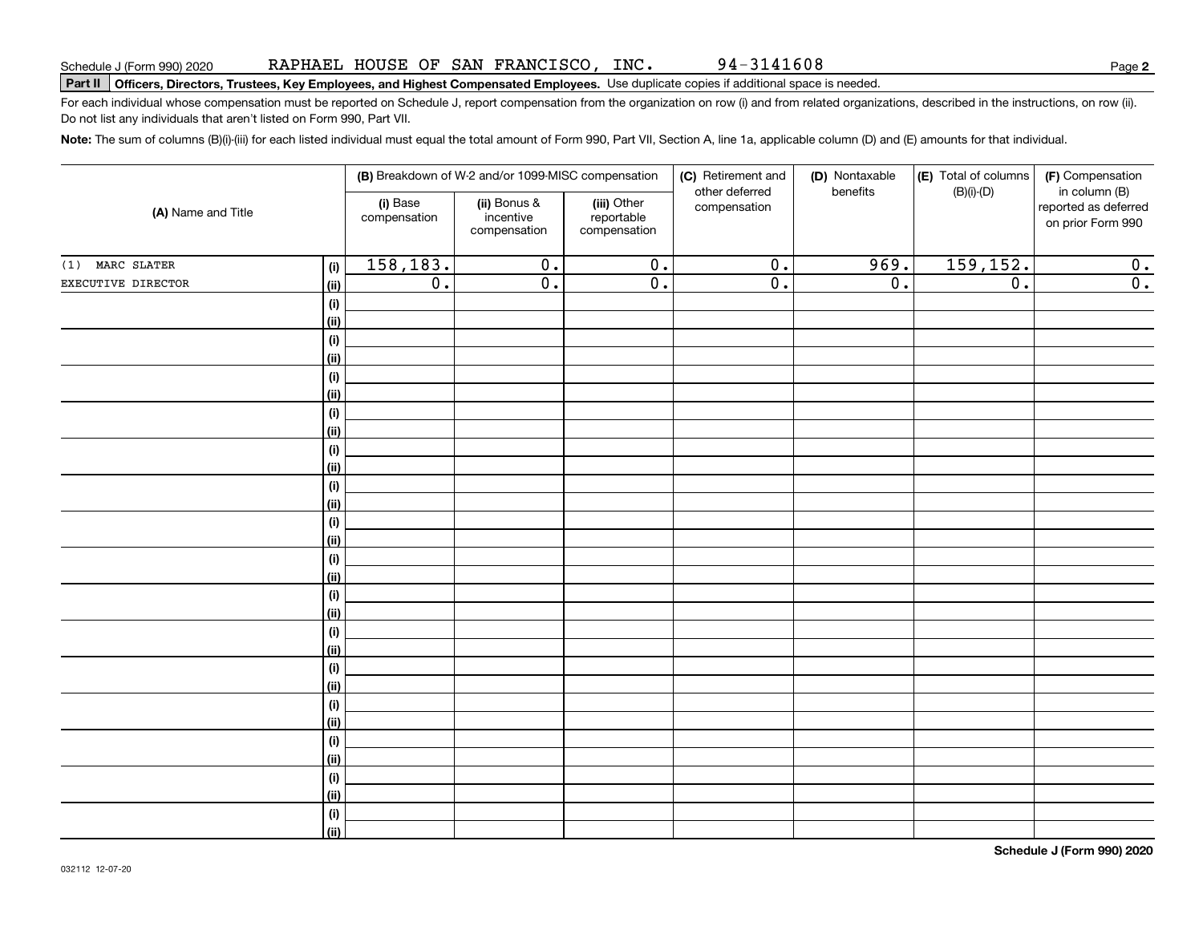Schedule J (Form 990) 2020 RAPHAEL HOUSE OF SAN FRANCISCO, INC. 94-3141608

**Part II** **Officers, Directors, Trustees, Key Employees, and Highest Compensated Employees.** Use duplicate copies if additional space is needed.

For each individual whose compensation must be reported on Schedule J, report compensation from the organization on row (i) and from related organizations, described in the instructions, on row (ii). Do not list any individuals that aren't listed on Form 990, Part VII.

**Note:** The sum of columns (B)(i)-(iii) for each listed individual must equal the total amount of Form 990, Part VII, Section A, line 1a, applicable column (D) and (E) amounts for that individual.

| (A) Name and Title | | (B) Breakdown of W-2 and/or 1099-MISC compensation | | | (C) Retirement and other deferred compensation | (D) Nontaxable benefits | (E) Total of columns (B)(i)-(D) | (F) Compensation in column (B) reported as deferred on prior Form 990 |
|---|---|---|---|---|---|---|---|---|
| | | (i) Base compensation | (ii) Bonus & incentive compensation | (iii) Other reportable compensation | | | | |
| (1) MARC SLATER | (i) | 158,183. | 0. | 0. | 0. | 969. | 159,152. | 0. |
| EXECUTIVE DIRECTOR | (ii) | 0. | 0. | 0. | 0. | 0. | 0. | 0. |
| | (i) | | | | | | | |
| | (ii) | | | | | | | |
| | (i) | | | | | | | |
| | (ii) | | | | | | | |
| | (i) | | | | | | | |
| | (ii) | | | | | | | |
| | (i) | | | | | | | |
| | (ii) | | | | | | | |
| | (i) | | | | | | | |
| | (ii) | | | | | | | |
| | (i) | | | | | | | |
| | (ii) | | | | | | | |
| | (i) | | | | | | | |
| | (ii) | | | | | | | |
| | (i) | | | | | | | |
| | (ii) | | | | | | | |
| | (i) | | | | | | | |
| | (ii) | | | | | | | |
| | (i) | | | | | | | |
| | (ii) | | | | | | | |
| | (i) | | | | | | | |
| | (ii) | | | | | | | |
| | (i) | | | | | | | |
| | (ii) | | | | | | | |
| | (i) | | | | | | | |
| | (ii) | | | | | | | |
| | (i) | | | | | | | |
| | (ii) | | | | | | | |
| | (i) | | | | | | | |
| | (ii) | | | | | | | |

**Schedule J (Form 990) 2020**

032112 12-07-20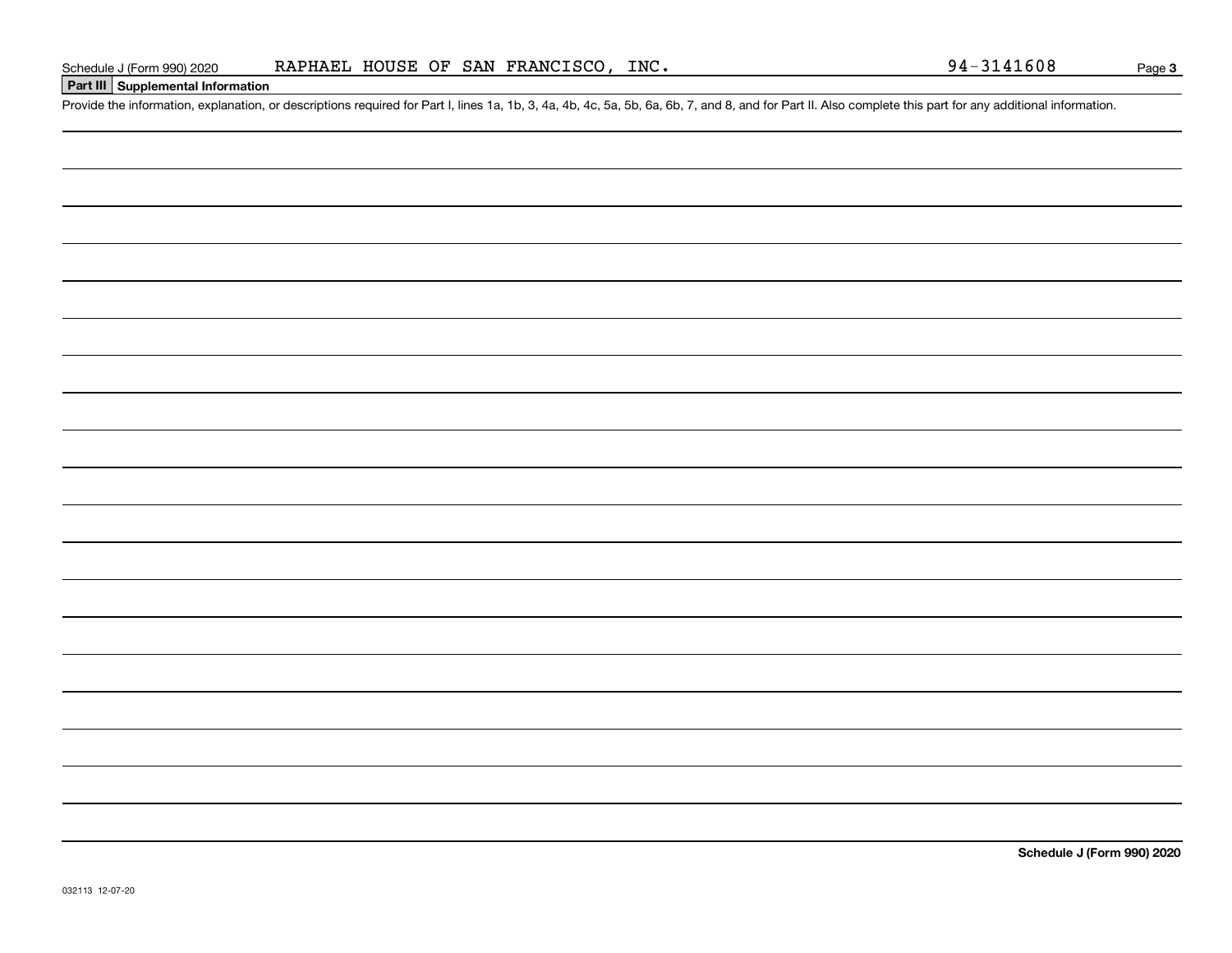Schedule J (Form 990) 2020 RAPHAEL HOUSE OF SAN FRANCISCO, INC. 94-3141608

## Part III Supplemental Information

Provide the information, explanation, or descriptions required for Part I, lines 1a, 1b, 3, 4a, 4b, 4c, 5a, 5b, 6a, 6b, 7, and 8, and for Part II. Also complete this part for any additional information.

032113 12-07-20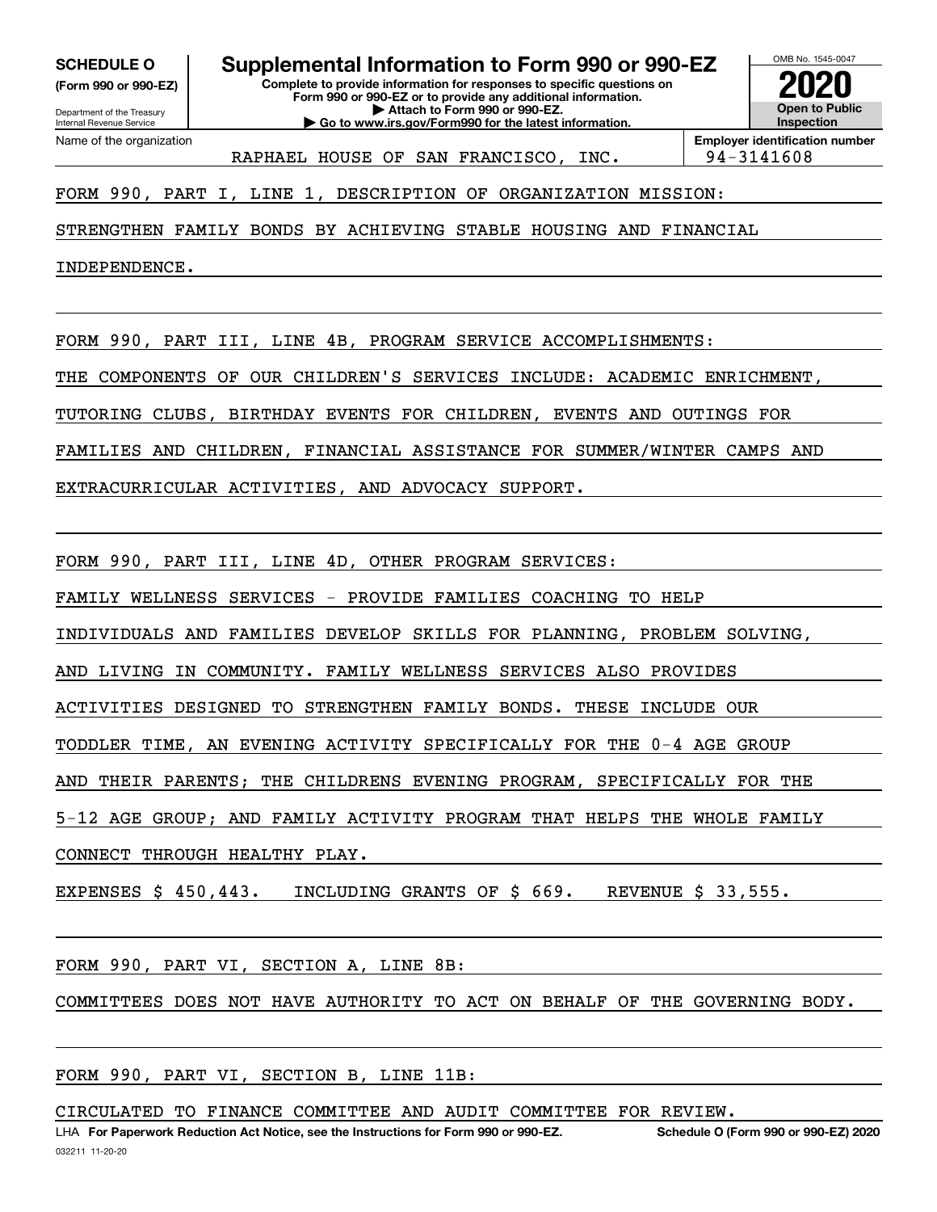**SCHEDULE O**
**(Form 990 or 990-EZ)**

Department of the Treasury
Internal Revenue Service

# Supplemental Information to Form 990 or 990-EZ

**Complete to provide information for responses to specific questions on Form 990 or 990-EZ or to provide any additional information.**
**▶ Attach to Form 990 or 990-EZ.**
**▶ Go to www.irs.gov/Form990 for the latest information.**

OMB No. 1545-0047
**2020**
**Open to Public Inspection**

| Name of the organization | Employer identification number |
| --- | --- |
| RAPHAEL HOUSE OF SAN FRANCISCO, INC. | 94-3141608 |

FORM 990, PART I, LINE 1, DESCRIPTION OF ORGANIZATION MISSION:

STRENGTHEN FAMILY BONDS BY ACHIEVING STABLE HOUSING AND FINANCIAL INDEPENDENCE.

FORM 990, PART III, LINE 4B, PROGRAM SERVICE ACCOMPLISHMENTS:

THE COMPONENTS OF OUR CHILDREN'S SERVICES INCLUDE: ACADEMIC ENRICHMENT, TUTORING CLUBS, BIRTHDAY EVENTS FOR CHILDREN, EVENTS AND OUTINGS FOR FAMILIES AND CHILDREN, FINANCIAL ASSISTANCE FOR SUMMER/WINTER CAMPS AND EXTRACURRICULAR ACTIVITIES, AND ADVOCACY SUPPORT.

FORM 990, PART III, LINE 4D, OTHER PROGRAM SERVICES:

FAMILY WELLNESS SERVICES - PROVIDE FAMILIES COACHING TO HELP INDIVIDUALS AND FAMILIES DEVELOP SKILLS FOR PLANNING, PROBLEM SOLVING, AND LIVING IN COMMUNITY. FAMILY WELLNESS SERVICES ALSO PROVIDES ACTIVITIES DESIGNED TO STRENGTHEN FAMILY BONDS. THESE INCLUDE OUR TODDLER TIME, AN EVENING ACTIVITY SPECIFICALLY FOR THE 0-4 AGE GROUP AND THEIR PARENTS; THE CHILDRENS EVENING PROGRAM, SPECIFICALLY FOR THE 5-12 AGE GROUP; AND FAMILY ACTIVITY PROGRAM THAT HELPS THE WHOLE FAMILY CONNECT THROUGH HEALTHY PLAY.

EXPENSES $ 450,443. INCLUDING GRANTS OF $ 669. REVENUE $ 33,555.

FORM 990, PART VI, SECTION A, LINE 8B:

COMMITTEES DOES NOT HAVE AUTHORITY TO ACT ON BEHALF OF THE GOVERNING BODY.

FORM 990, PART VI, SECTION B, LINE 11B:

CIRCULATED TO FINANCE COMMITTEE AND AUDIT COMMITTEE FOR REVIEW.

LHA **For Paperwork Reduction Act Notice, see the Instructions for Form 990 or 990-EZ.** **Schedule O (Form 990 or 990-EZ) 2020**

032211 11-20-20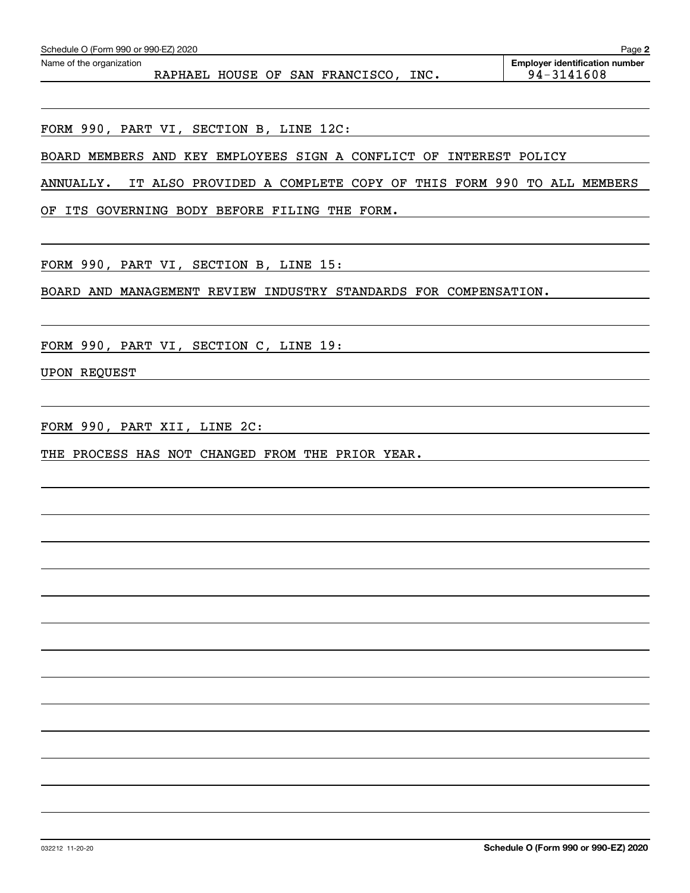Name of the organization

RAPHAEL HOUSE OF SAN FRANCISCO, INC.

**Employer identification number**

94-3141608

FORM 990, PART VI, SECTION B, LINE 12C:

BOARD MEMBERS AND KEY EMPLOYEES SIGN A CONFLICT OF INTEREST POLICY ANNUALLY. IT ALSO PROVIDED A COMPLETE COPY OF THIS FORM 990 TO ALL MEMBERS OF ITS GOVERNING BODY BEFORE FILING THE FORM.

FORM 990, PART VI, SECTION B, LINE 15:

BOARD AND MANAGEMENT REVIEW INDUSTRY STANDARDS FOR COMPENSATION.

FORM 990, PART VI, SECTION C, LINE 19:

UPON REQUEST

FORM 990, PART XII, LINE 2C:

THE PROCESS HAS NOT CHANGED FROM THE PRIOR YEAR.